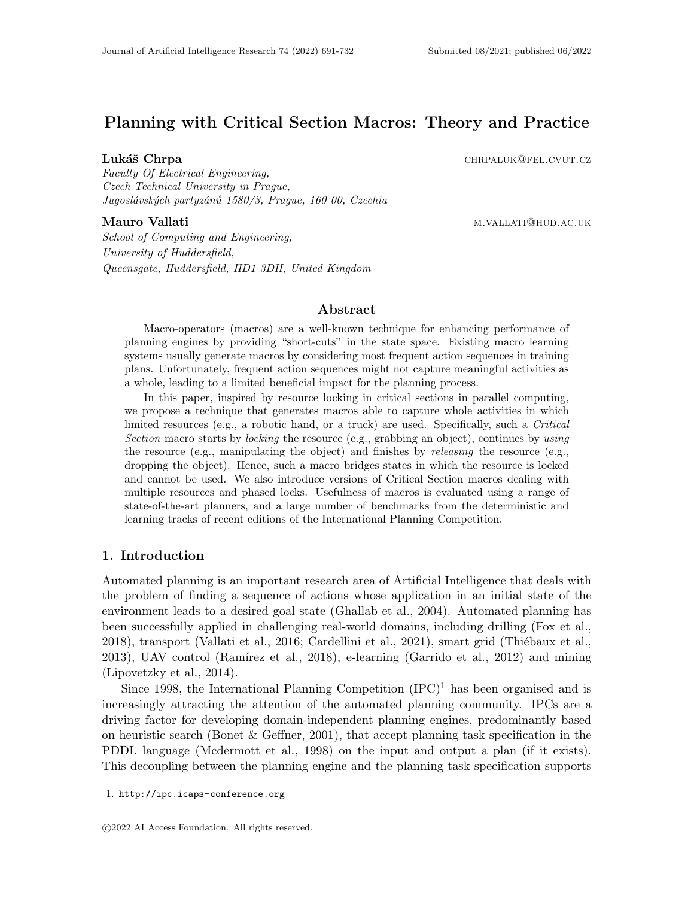# Planning with Critical Section Macros: Theory and Practice

**Lukáš Chrpa** CHRPALUK@FEL.CVUT.CZ

*Faculty Of Electrical Engineering,*
*Czech Technical University in Prague,*
*Jugoslávských partyzánů 1580/3, Prague, 160 00, Czechia*

**Mauro Vallati** M.VALLATI@HUD.AC.UK

*School of Computing and Engineering,*
*University of Huddersfield,*
*Queensgate, Huddersfield, HD1 3DH, United Kingdom*

## Abstract

Macro-operators (macros) are a well-known technique for enhancing performance of planning engines by providing "short-cuts" in the state space. Existing macro learning systems usually generate macros by considering most frequent action sequences in training plans. Unfortunately, frequent action sequences might not capture meaningful activities as a whole, leading to a limited beneficial impact for the planning process.

In this paper, inspired by resource locking in critical sections in parallel computing, we propose a technique that generates macros able to capture whole activities in which limited resources (e.g., a robotic hand, or a truck) are used. Specifically, such a *Critical Section* macro starts by *locking* the resource (e.g., grabbing an object), continues by *using* the resource (e.g., manipulating the object) and finishes by *releasing* the resource (e.g., dropping the object). Hence, such a macro bridges states in which the resource is locked and cannot be used. We also introduce versions of Critical Section macros dealing with multiple resources and phased locks. Usefulness of macros is evaluated using a range of state-of-the-art planners, and a large number of benchmarks from the deterministic and learning tracks of recent editions of the International Planning Competition.

## 1. Introduction

Automated planning is an important research area of Artificial Intelligence that deals with the problem of finding a sequence of actions whose application in an initial state of the environment leads to a desired goal state (Ghallab et al., 2004). Automated planning has been successfully applied in challenging real-world domains, including drilling (Fox et al., 2018), transport (Vallati et al., 2016; Cardellini et al., 2021), smart grid (Thiébaux et al., 2013), UAV control (Ramírez et al., 2018), e-learning (Garrido et al., 2012) and mining (Lipovetzky et al., 2014).

Since 1998, the International Planning Competition (IPC)[1] has been organised and is increasingly attracting the attention of the automated planning community. IPCs are a driving factor for developing domain-independent planning engines, predominantly based on heuristic search (Bonet & Geffner, 2001), that accept planning task specification in the PDDL language (Mcdermott et al., 1998) on the input and output a plan (if it exists). This decoupling between the planning engine and the planning task specification supports

1. http://ipc.icaps-conference.org

©2022 AI Access Foundation. All rights reserved.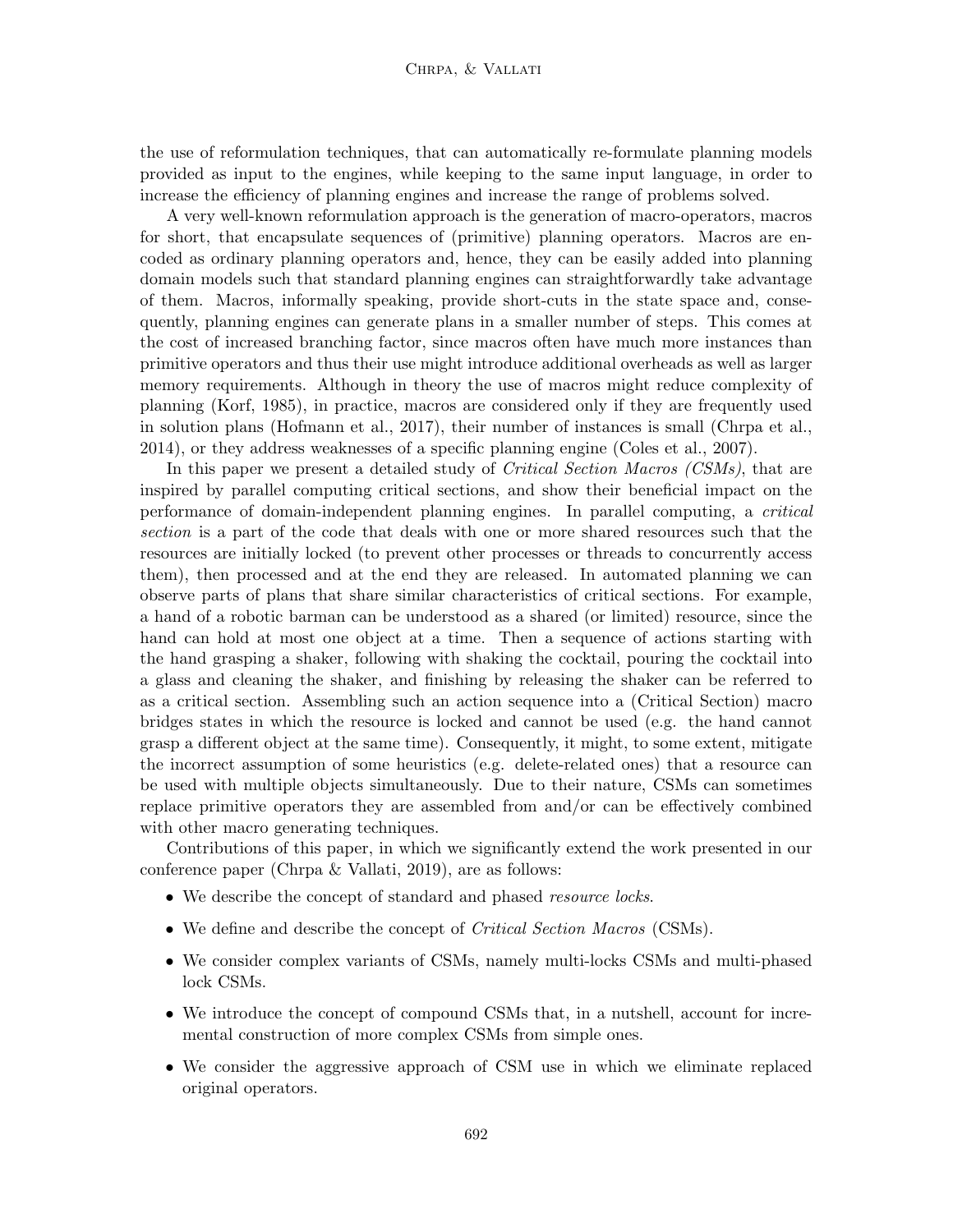the use of reformulation techniques, that can automatically re-formulate planning models provided as input to the engines, while keeping to the same input language, in order to increase the efficiency of planning engines and increase the range of problems solved.

A very well-known reformulation approach is the generation of macro-operators, macros for short, that encapsulate sequences of (primitive) planning operators. Macros are encoded as ordinary planning operators and, hence, they can be easily added into planning domain models such that standard planning engines can straightforwardly take advantage of them. Macros, informally speaking, provide short-cuts in the state space and, consequently, planning engines can generate plans in a smaller number of steps. This comes at the cost of increased branching factor, since macros often have much more instances than primitive operators and thus their use might introduce additional overheads as well as larger memory requirements. Although in theory the use of macros might reduce complexity of planning (Korf, 1985), in practice, macros are considered only if they are frequently used in solution plans (Hofmann et al., 2017), their number of instances is small (Chrpa et al., 2014), or they address weaknesses of a specific planning engine (Coles et al., 2007).

In this paper we present a detailed study of *Critical Section Macros (CSMs)*, that are inspired by parallel computing critical sections, and show their beneficial impact on the performance of domain-independent planning engines. In parallel computing, a *critical section* is a part of the code that deals with one or more shared resources such that the resources are initially locked (to prevent other processes or threads to concurrently access them), then processed and at the end they are released. In automated planning we can observe parts of plans that share similar characteristics of critical sections. For example, a hand of a robotic barman can be understood as a shared (or limited) resource, since the hand can hold at most one object at a time. Then a sequence of actions starting with the hand grasping a shaker, following with shaking the cocktail, pouring the cocktail into a glass and cleaning the shaker, and finishing by releasing the shaker can be referred to as a critical section. Assembling such an action sequence into a (Critical Section) macro bridges states in which the resource is locked and cannot be used (e.g. the hand cannot grasp a different object at the same time). Consequently, it might, to some extent, mitigate the incorrect assumption of some heuristics (e.g. delete-related ones) that a resource can be used with multiple objects simultaneously. Due to their nature, CSMs can sometimes replace primitive operators they are assembled from and/or can be effectively combined with other macro generating techniques.

Contributions of this paper, in which we significantly extend the work presented in our conference paper (Chrpa & Vallati, 2019), are as follows:

- We describe the concept of standard and phased *resource locks*.
- We define and describe the concept of *Critical Section Macros* (CSMs).
- We consider complex variants of CSMs, namely multi-locks CSMs and multi-phased lock CSMs.
- We introduce the concept of compound CSMs that, in a nutshell, account for incremental construction of more complex CSMs from simple ones.
- We consider the aggressive approach of CSM use in which we eliminate replaced original operators.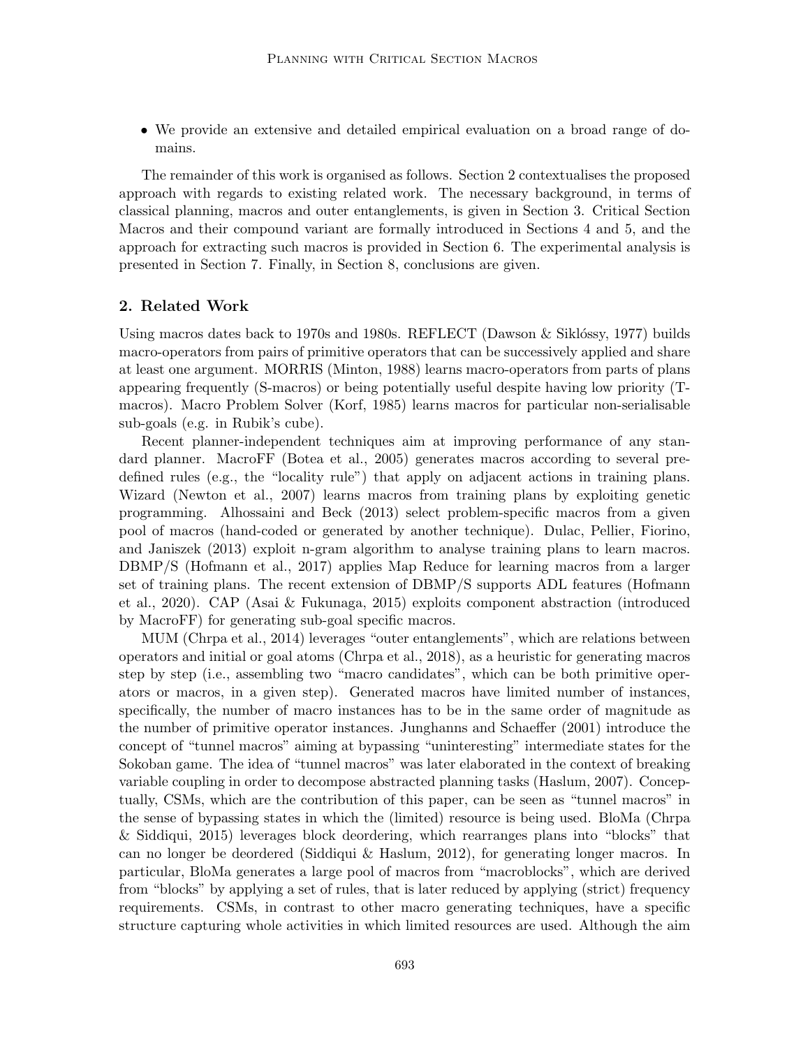- We provide an extensive and detailed empirical evaluation on a broad range of domains.

The remainder of this work is organised as follows. Section 2 contextualises the proposed approach with regards to existing related work. The necessary background, in terms of classical planning, macros and outer entanglements, is given in Section 3. Critical Section Macros and their compound variant are formally introduced in Sections 4 and 5, and the approach for extracting such macros is provided in Section 6. The experimental analysis is presented in Section 7. Finally, in Section 8, conclusions are given.

## 2. Related Work

Using macros dates back to 1970s and 1980s. REFLECT (Dawson & Siklóssy, 1977) builds macro-operators from pairs of primitive operators that can be successively applied and share at least one argument. MORRIS (Minton, 1988) learns macro-operators from parts of plans appearing frequently (S-macros) or being potentially useful despite having low priority (T-macros). Macro Problem Solver (Korf, 1985) learns macros for particular non-serialisable sub-goals (e.g. in Rubik's cube).

Recent planner-independent techniques aim at improving performance of any standard planner. MacroFF (Botea et al., 2005) generates macros according to several pre-defined rules (e.g., the "locality rule") that apply on adjacent actions in training plans. Wizard (Newton et al., 2007) learns macros from training plans by exploiting genetic programming. Alhossaini and Beck (2013) select problem-specific macros from a given pool of macros (hand-coded or generated by another technique). Dulac, Pellier, Fiorino, and Janiszek (2013) exploit n-gram algorithm to analyse training plans to learn macros. DBMP/S (Hofmann et al., 2017) applies Map Reduce for learning macros from a larger set of training plans. The recent extension of DBMP/S supports ADL features (Hofmann et al., 2020). CAP (Asai & Fukunaga, 2015) exploits component abstraction (introduced by MacroFF) for generating sub-goal specific macros.

MUM (Chrpa et al., 2014) leverages "outer entanglements", which are relations between operators and initial or goal atoms (Chrpa et al., 2018), as a heuristic for generating macros step by step (i.e., assembling two "macro candidates", which can be both primitive operators or macros, in a given step). Generated macros have limited number of instances, specifically, the number of macro instances has to be in the same order of magnitude as the number of primitive operator instances. Junghanns and Schaeffer (2001) introduce the concept of "tunnel macros" aiming at bypassing "uninteresting" intermediate states for the Sokoban game. The idea of "tunnel macros" was later elaborated in the context of breaking variable coupling in order to decompose abstracted planning tasks (Haslum, 2007). Conceptually, CSMs, which are the contribution of this paper, can be seen as "tunnel macros" in the sense of bypassing states in which the (limited) resource is being used. BloMa (Chrpa & Siddiqui, 2015) leverages block deordering, which rearranges plans into "blocks" that can no longer be deordered (Siddiqui & Haslum, 2012), for generating longer macros. In particular, BloMa generates a large pool of macros from "macroblocks", which are derived from "blocks" by applying a set of rules, that is later reduced by applying (strict) frequency requirements. CSMs, in contrast to other macro generating techniques, have a specific structure capturing whole activities in which limited resources are used. Although the aim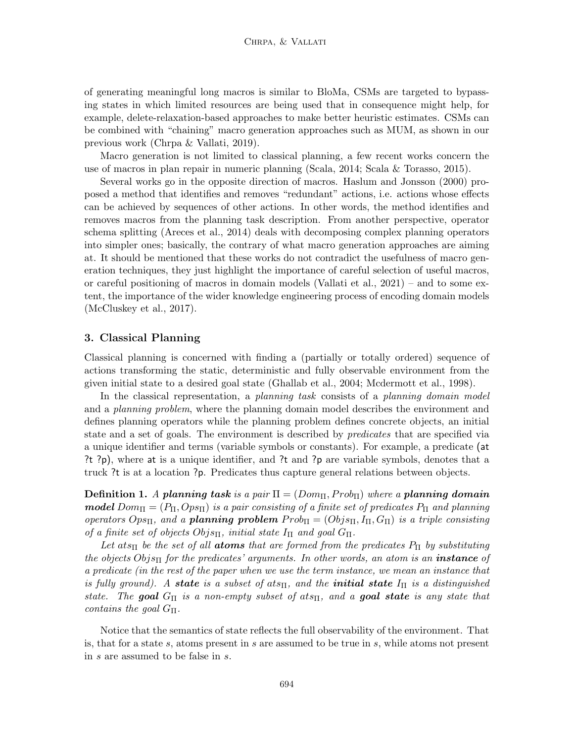of generating meaningful long macros is similar to BloMa, CSMs are targeted to bypassing states in which limited resources are being used that in consequence might help, for example, delete-relaxation-based approaches to make better heuristic estimates. CSMs can be combined with "chaining" macro generation approaches such as MUM, as shown in our previous work (Chrpa & Vallati, 2019).

Macro generation is not limited to classical planning, a few recent works concern the use of macros in plan repair in numeric planning (Scala, 2014; Scala & Torasso, 2015).

Several works go in the opposite direction of macros. Haslum and Jonsson (2000) proposed a method that identifies and removes "redundant" actions, i.e. actions whose effects can be achieved by sequences of other actions. In other words, the method identifies and removes macros from the planning task description. From another perspective, operator schema splitting (Areces et al., 2014) deals with decomposing complex planning operators into simpler ones; basically, the contrary of what macro generation approaches are aiming at. It should be mentioned that these works do not contradict the usefulness of macro generation techniques, they just highlight the importance of careful selection of useful macros, or careful positioning of macros in domain models (Vallati et al., 2021) – and to some extent, the importance of the wider knowledge engineering process of encoding domain models (McCluskey et al., 2017).

## 3. Classical Planning

Classical planning is concerned with finding a (partially or totally ordered) sequence of actions transforming the static, deterministic and fully observable environment from the given initial state to a desired goal state (Ghallab et al., 2004; Mcdermott et al., 1998).

In the classical representation, a *planning task* consists of a *planning domain model* and a *planning problem*, where the planning domain model describes the environment and defines planning operators while the planning problem defines concrete objects, an initial state and a set of goals. The environment is described by *predicates* that are specified via a unique identifier and terms (variable symbols or constants). For example, a predicate `(at ?t ?p)`, where `at` is a unique identifier, and `?t` and `?p` are variable symbols, denotes that a truck `?t` is at a location `?p`. Predicates thus capture general relations between objects.

**Definition 1.** *A* ***planning task*** *is a pair* $\Pi = (Dom_\Pi, Prob_\Pi)$ *where a* ***planning domain model*** $Dom_\Pi = (P_\Pi, Ops_\Pi)$ *is a pair consisting of a finite set of predicates* $P_\Pi$ *and planning operators* $Ops_\Pi$*, and a* ***planning problem*** $Prob_\Pi = (Objs_\Pi, I_\Pi, G_\Pi)$ *is a triple consisting of a finite set of objects* $Objs_\Pi$*, initial state* $I_\Pi$ *and goal* $G_\Pi$*.*

*Let* $ats_\Pi$ *be the set of all* ***atoms*** *that are formed from the predicates* $P_\Pi$ *by substituting the objects* $Objs_\Pi$ *for the predicates' arguments. In other words, an atom is an* ***instance*** *of a predicate (in the rest of the paper when we use the term instance, we mean an instance that is fully ground). A* ***state*** *is a subset of* $ats_\Pi$*, and the* ***initial state*** $I_\Pi$ *is a distinguished state. The* ***goal*** $G_\Pi$ *is a non-empty subset of* $ats_\Pi$*, and a* ***goal state*** *is any state that contains the goal* $G_\Pi$*.*

Notice that the semantics of state reflects the full observability of the environment. That is, that for a state $s$, atoms present in $s$ are assumed to be true in $s$, while atoms not present in $s$ are assumed to be false in $s$.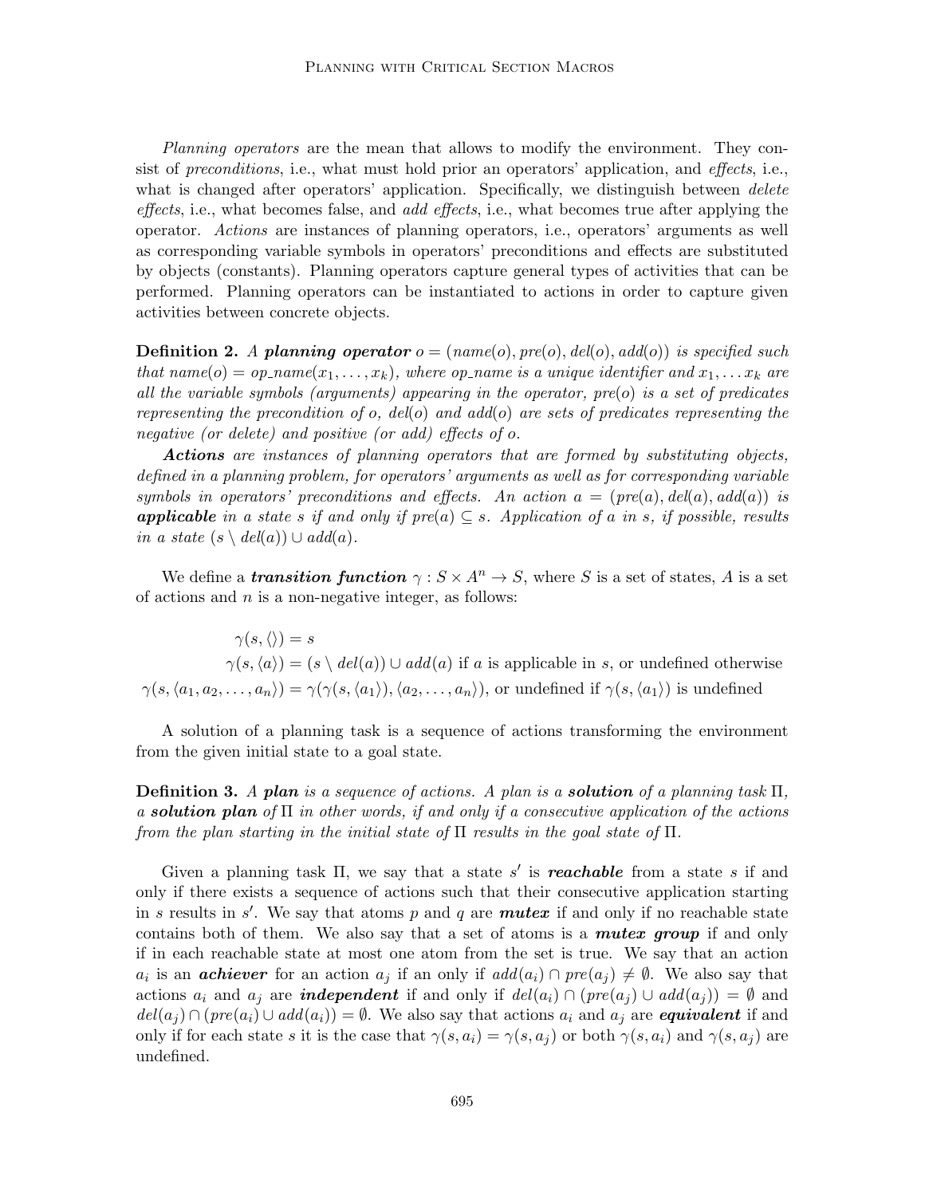*Planning operators* are the mean that allows to modify the environment. They consist of *preconditions*, i.e., what must hold prior an operators' application, and *effects*, i.e., what is changed after operators' application. Specifically, we distinguish between *delete effects*, i.e., what becomes false, and *add effects*, i.e., what becomes true after applying the operator. *Actions* are instances of planning operators, i.e., operators' arguments as well as corresponding variable symbols in operators' preconditions and effects are substituted by objects (constants). Planning operators capture general types of activities that can be performed. Planning operators can be instantiated to actions in order to capture given activities between concrete objects.

**Definition 2.** *A **planning operator** $o = (name(o), pre(o), del(o), add(o))$ is specified such that $name(o) = op\_name(x_1, \ldots, x_k)$, where op_name is a unique identifier and $x_1, \ldots x_k$ are all the variable symbols (arguments) appearing in the operator, $pre(o)$ is a set of predicates representing the precondition of $o$, $del(o)$ and $add(o)$ are sets of predicates representing the negative (or delete) and positive (or add) effects of $o$.*

***Actions** are instances of planning operators that are formed by substituting objects, defined in a planning problem, for operators' arguments as well as for corresponding variable symbols in operators' preconditions and effects. An action $a = (pre(a), del(a), add(a))$ is **applicable** in a state $s$ if and only if $pre(a) \subseteq s$. Application of $a$ in $s$, if possible, results in a state $(s \setminus del(a)) \cup add(a)$.*

We define a ***transition function*** $\gamma : S \times A^n \to S$, where $S$ is a set of states, $A$ is a set of actions and $n$ is a non-negative integer, as follows:

$$\gamma(s, \langle\rangle) = s$$

$$\gamma(s, \langle a \rangle) = (s \setminus del(a)) \cup add(a) \text{ if } a \text{ is applicable in } s \text{, or undefined otherwise}$$

$$\gamma(s, \langle a_1, a_2, \ldots, a_n \rangle) = \gamma(\gamma(s, \langle a_1 \rangle), \langle a_2, \ldots, a_n \rangle) \text{, or undefined if } \gamma(s, \langle a_1 \rangle) \text{ is undefined}$$

A solution of a planning task is a sequence of actions transforming the environment from the given initial state to a goal state.

**Definition 3.** *A **plan** is a sequence of actions. A plan is a **solution** of a planning task $\Pi$, a **solution plan** of $\Pi$ in other words, if and only if a consecutive application of the actions from the plan starting in the initial state of $\Pi$ results in the goal state of $\Pi$.*

Given a planning task $\Pi$, we say that a state $s'$ is ***reachable*** from a state $s$ if and only if there exists a sequence of actions such that their consecutive application starting in $s$ results in $s'$. We say that atoms $p$ and $q$ are ***mutex*** if and only if no reachable state contains both of them. We also say that a set of atoms is a ***mutex group*** if and only if in each reachable state at most one atom from the set is true. We say that an action $a_i$ is an ***achiever*** for an action $a_j$ if an only if $add(a_i) \cap pre(a_j) \neq \emptyset$. We also say that actions $a_i$ and $a_j$ are ***independent*** if and only if $del(a_i) \cap (pre(a_j) \cup add(a_j)) = \emptyset$ and $del(a_j) \cap (pre(a_i) \cup add(a_i)) = \emptyset$. We also say that actions $a_i$ and $a_j$ are ***equivalent*** if and only if for each state $s$ it is the case that $\gamma(s, a_i) = \gamma(s, a_j)$ or both $\gamma(s, a_i)$ and $\gamma(s, a_j)$ are undefined.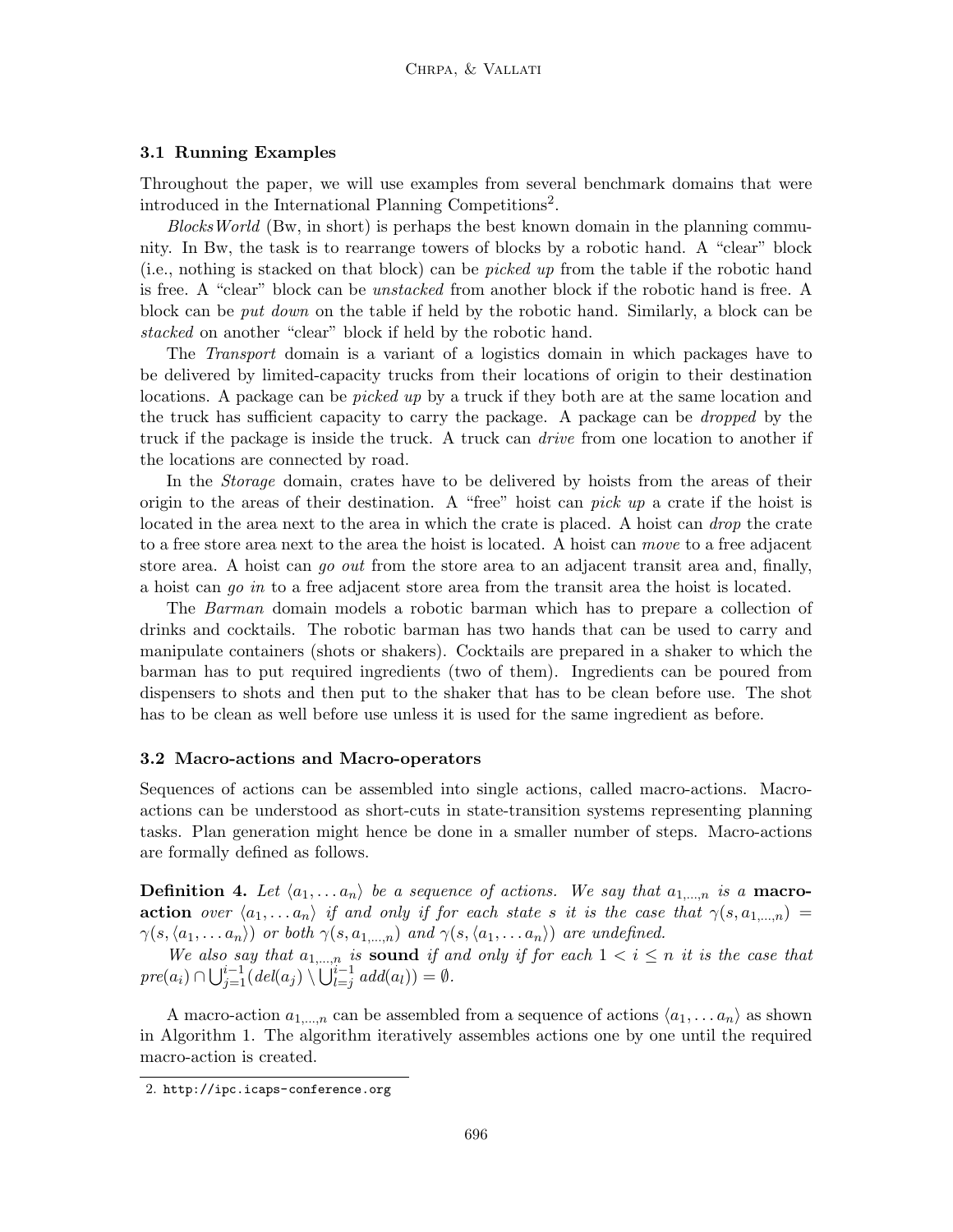### 3.1 Running Examples

Throughout the paper, we will use examples from several benchmark domains that were introduced in the International Planning Competitions[2].

*BlocksWorld* (Bw, in short) is perhaps the best known domain in the planning community. In Bw, the task is to rearrange towers of blocks by a robotic hand. A "clear" block (i.e., nothing is stacked on that block) can be *picked up* from the table if the robotic hand is free. A "clear" block can be *unstacked* from another block if the robotic hand is free. A block can be *put down* on the table if held by the robotic hand. Similarly, a block can be *stacked* on another "clear" block if held by the robotic hand.

The *Transport* domain is a variant of a logistics domain in which packages have to be delivered by limited-capacity trucks from their locations of origin to their destination locations. A package can be *picked up* by a truck if they both are at the same location and the truck has sufficient capacity to carry the package. A package can be *dropped* by the truck if the package is inside the truck. A truck can *drive* from one location to another if the locations are connected by road.

In the *Storage* domain, crates have to be delivered by hoists from the areas of their origin to the areas of their destination. A "free" hoist can *pick up* a crate if the hoist is located in the area next to the area in which the crate is placed. A hoist can *drop* the crate to a free store area next to the area the hoist is located. A hoist can *move* to a free adjacent store area. A hoist can *go out* from the store area to an adjacent transit area and, finally, a hoist can *go in* to a free adjacent store area from the transit area the hoist is located.

The *Barman* domain models a robotic barman which has to prepare a collection of drinks and cocktails. The robotic barman has two hands that can be used to carry and manipulate containers (shots or shakers). Cocktails are prepared in a shaker to which the barman has to put required ingredients (two of them). Ingredients can be poured from dispensers to shots and then put to the shaker that has to be clean before use. The shot has to be clean as well before use unless it is used for the same ingredient as before.

### 3.2 Macro-actions and Macro-operators

Sequences of actions can be assembled into single actions, called macro-actions. Macro-actions can be understood as short-cuts in state-transition systems representing planning tasks. Plan generation might hence be done in a smaller number of steps. Macro-actions are formally defined as follows.

**Definition 4.** *Let $\langle a_1, \dots a_n \rangle$ be a sequence of actions. We say that $a_{1,\dots,n}$ is a* **macro-action** *over $\langle a_1, \dots a_n \rangle$ if and only if for each state $s$ it is the case that $\gamma(s, a_{1,\dots,n}) = \gamma(s, \langle a_1, \dots a_n \rangle)$ or both $\gamma(s, a_{1,\dots,n})$ and $\gamma(s, \langle a_1, \dots a_n \rangle)$ are undefined.*

*We also say that $a_{1,\dots,n}$ is* **sound** *if and only if for each $1 < i \leq n$ it is the case that $pre(a_i) \cap \bigcup_{j=1}^{i-1}(del(a_j) \setminus \bigcup_{l=j}^{i-1} add(a_l)) = \emptyset$.*

A macro-action $a_{1,\dots,n}$ can be assembled from a sequence of actions $\langle a_1, \dots a_n \rangle$ as shown in Algorithm 1. The algorithm iteratively assembles actions one by one until the required macro-action is created.

2. http://ipc.icaps-conference.org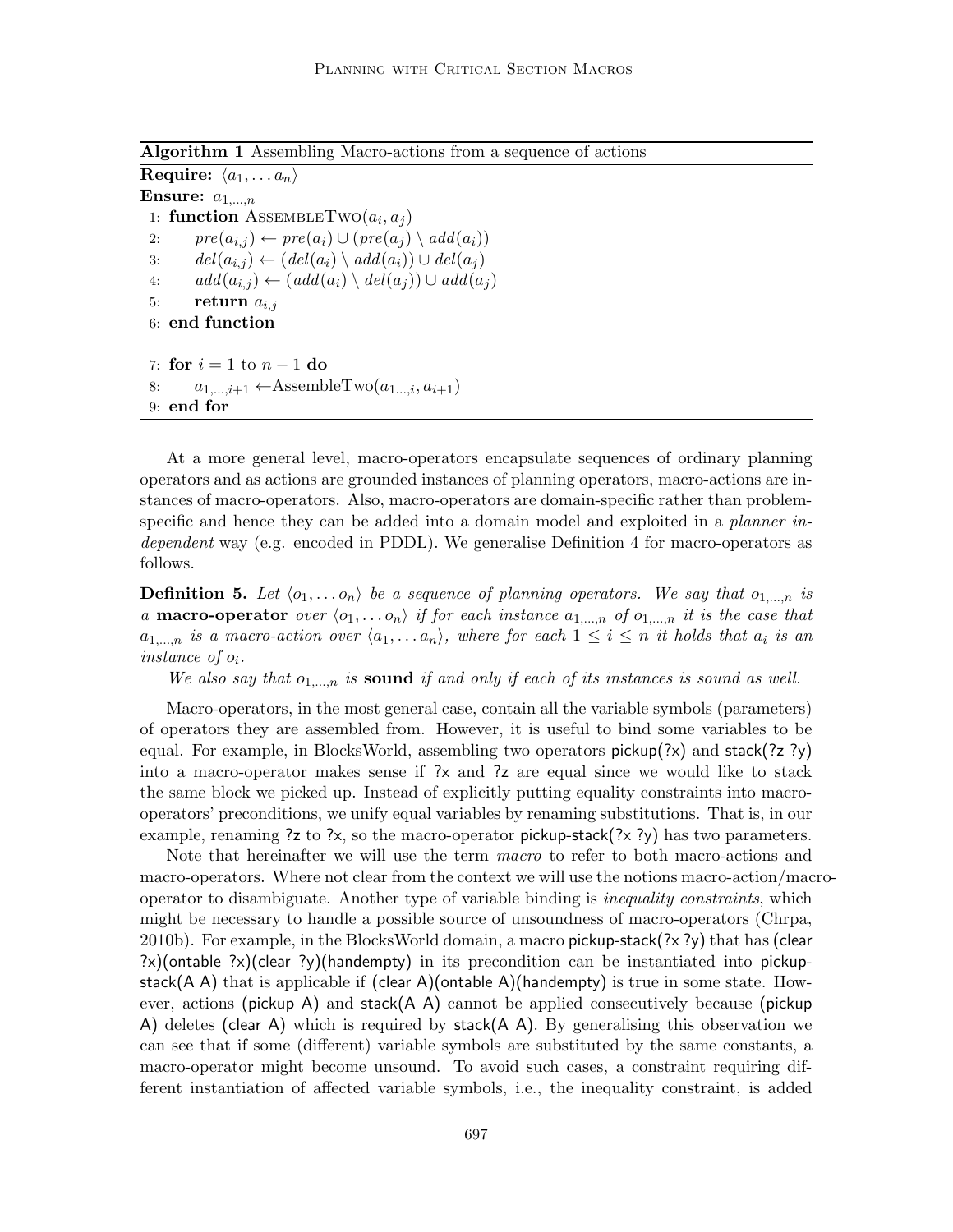**Algorithm 1** Assembling Macro-actions from a sequence of actions

```
Require: ⟨a_1, ... a_n⟩
Ensure: a_{1,...,n}
1: function AssembleTwo(a_i, a_j)
2:     pre(a_{i,j}) ← pre(a_i) ∪ (pre(a_j) \ add(a_i))
3:     del(a_{i,j}) ← (del(a_i) \ add(a_i)) ∪ del(a_j)
4:     add(a_{i,j}) ← (add(a_i) \ del(a_j)) ∪ add(a_j)
5:     return a_{i,j}
6: end function

7: for i = 1 to n − 1 do
8:     a_{1,...,i+1} ← AssembleTwo(a_{1...,i}, a_{i+1})
9: end for
```

At a more general level, macro-operators encapsulate sequences of ordinary planning operators and as actions are grounded instances of planning operators, macro-actions are instances of macro-operators. Also, macro-operators are domain-specific rather than problem-specific and hence they can be added into a domain model and exploited in a *planner independent* way (e.g. encoded in PDDL). We generalise Definition 4 for macro-operators as follows.

**Definition 5.** *Let $\langle o_1, \dots o_n \rangle$ be a sequence of planning operators. We say that $o_{1,\dots,n}$ is a* **macro-operator** *over $\langle o_1, \dots o_n \rangle$ if for each instance $a_{1,\dots,n}$ of $o_{1,\dots,n}$ it is the case that $a_{1,\dots,n}$ is a macro-action over $\langle a_1, \dots a_n \rangle$, where for each $1 \leq i \leq n$ it holds that $a_i$ is an instance of $o_i$.*

*We also say that $o_{1,\dots,n}$ is* **sound** *if and only if each of its instances is sound as well.*

Macro-operators, in the most general case, contain all the variable symbols (parameters) of operators they are assembled from. However, it is useful to bind some variables to be equal. For example, in BlocksWorld, assembling two operators pickup(?x) and stack(?z ?y) into a macro-operator makes sense if ?x and ?z are equal since we would like to stack the same block we picked up. Instead of explicitly putting equality constraints into macro-operators' preconditions, we unify equal variables by renaming substitutions. That is, in our example, renaming ?z to ?x, so the macro-operator pickup-stack(?x ?y) has two parameters.

Note that hereinafter we will use the term *macro* to refer to both macro-actions and macro-operators. Where not clear from the context we will use the notions macro-action/macro-operator to disambiguate. Another type of variable binding is *inequality constraints*, which might be necessary to handle a possible source of unsoundness of macro-operators (Chrpa, 2010b). For example, in the BlocksWorld domain, a macro pickup-stack(?x ?y) that has (clear ?x)(ontable ?x)(clear ?y)(handempty) in its precondition can be instantiated into pickup-stack(A A) that is applicable if (clear A)(ontable A)(handempty) is true in some state. However, actions (pickup A) and stack(A A) cannot be applied consecutively because (pickup A) deletes (clear A) which is required by stack(A A). By generalising this observation we can see that if some (different) variable symbols are substituted by the same constants, a macro-operator might become unsound. To avoid such cases, a constraint requiring different instantiation of affected variable symbols, i.e., the inequality constraint, is added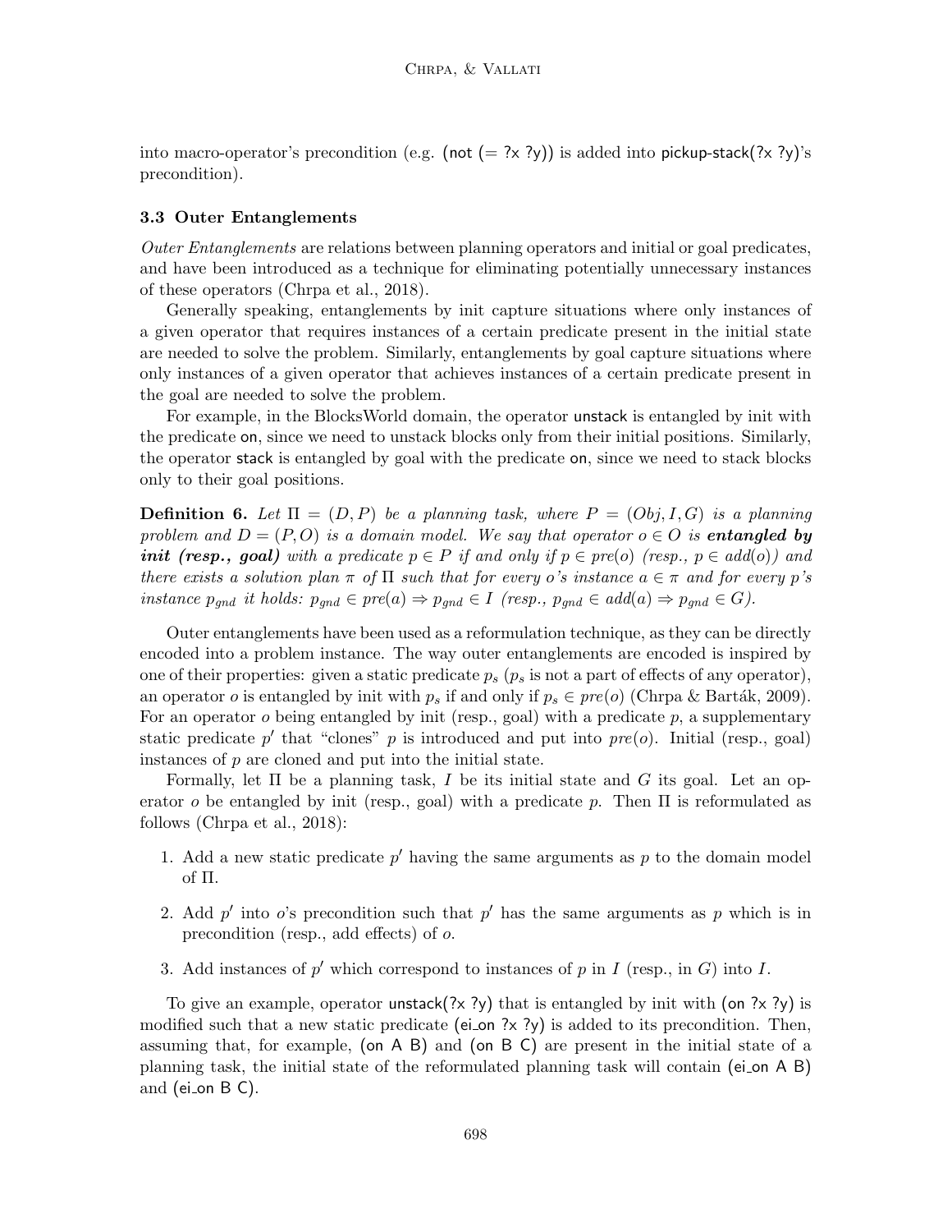into macro-operator's precondition (e.g. (not (= ?x ?y)) is added into pickup-stack(?x ?y)'s precondition).

### 3.3 Outer Entanglements

*Outer Entanglements* are relations between planning operators and initial or goal predicates, and have been introduced as a technique for eliminating potentially unnecessary instances of these operators (Chrpa et al., 2018).

Generally speaking, entanglements by init capture situations where only instances of a given operator that requires instances of a certain predicate present in the initial state are needed to solve the problem. Similarly, entanglements by goal capture situations where only instances of a given operator that achieves instances of a certain predicate present in the goal are needed to solve the problem.

For example, in the BlocksWorld domain, the operator unstack is entangled by init with the predicate on, since we need to unstack blocks only from their initial positions. Similarly, the operator stack is entangled by goal with the predicate on, since we need to stack blocks only to their goal positions.

**Definition 6.** *Let $\Pi = (D, P)$ be a planning task, where $P = (Obj, I, G)$ is a planning problem and $D = (P, O)$ is a domain model. We say that operator $o \in O$ is* ***entangled by init (resp., goal)*** *with a predicate $p \in P$ if and only if $p \in pre(o)$ (resp., $p \in add(o)$) and there exists a solution plan $\pi$ of $\Pi$ such that for every $o$'s instance $a \in \pi$ and for every $p$'s instance $p_{gnd}$ it holds: $p_{gnd} \in pre(a) \Rightarrow p_{gnd} \in I$ (resp., $p_{gnd} \in add(a) \Rightarrow p_{gnd} \in G$).*

Outer entanglements have been used as a reformulation technique, as they can be directly encoded into a problem instance. The way outer entanglements are encoded is inspired by one of their properties: given a static predicate $p_s$ ($p_s$ is not a part of effects of any operator), an operator $o$ is entangled by init with $p_s$ if and only if $p_s \in pre(o)$ (Chrpa & Barták, 2009). For an operator $o$ being entangled by init (resp., goal) with a predicate $p$, a supplementary static predicate $p'$ that "clones" $p$ is introduced and put into $pre(o)$. Initial (resp., goal) instances of $p$ are cloned and put into the initial state.

Formally, let $\Pi$ be a planning task, $I$ be its initial state and $G$ its goal. Let an operator $o$ be entangled by init (resp., goal) with a predicate $p$. Then $\Pi$ is reformulated as follows (Chrpa et al., 2018):

1. Add a new static predicate $p'$ having the same arguments as $p$ to the domain model of $\Pi$.
2. Add $p'$ into $o$'s precondition such that $p'$ has the same arguments as $p$ which is in precondition (resp., add effects) of $o$.
3. Add instances of $p'$ which correspond to instances of $p$ in $I$ (resp., in $G$) into $I$.

To give an example, operator unstack(?x ?y) that is entangled by init with (on ?x ?y) is modified such that a new static predicate (ei_on ?x ?y) is added to its precondition. Then, assuming that, for example, (on A B) and (on B C) are present in the initial state of a planning task, the initial state of the reformulated planning task will contain (ei_on A B) and (ei_on B C).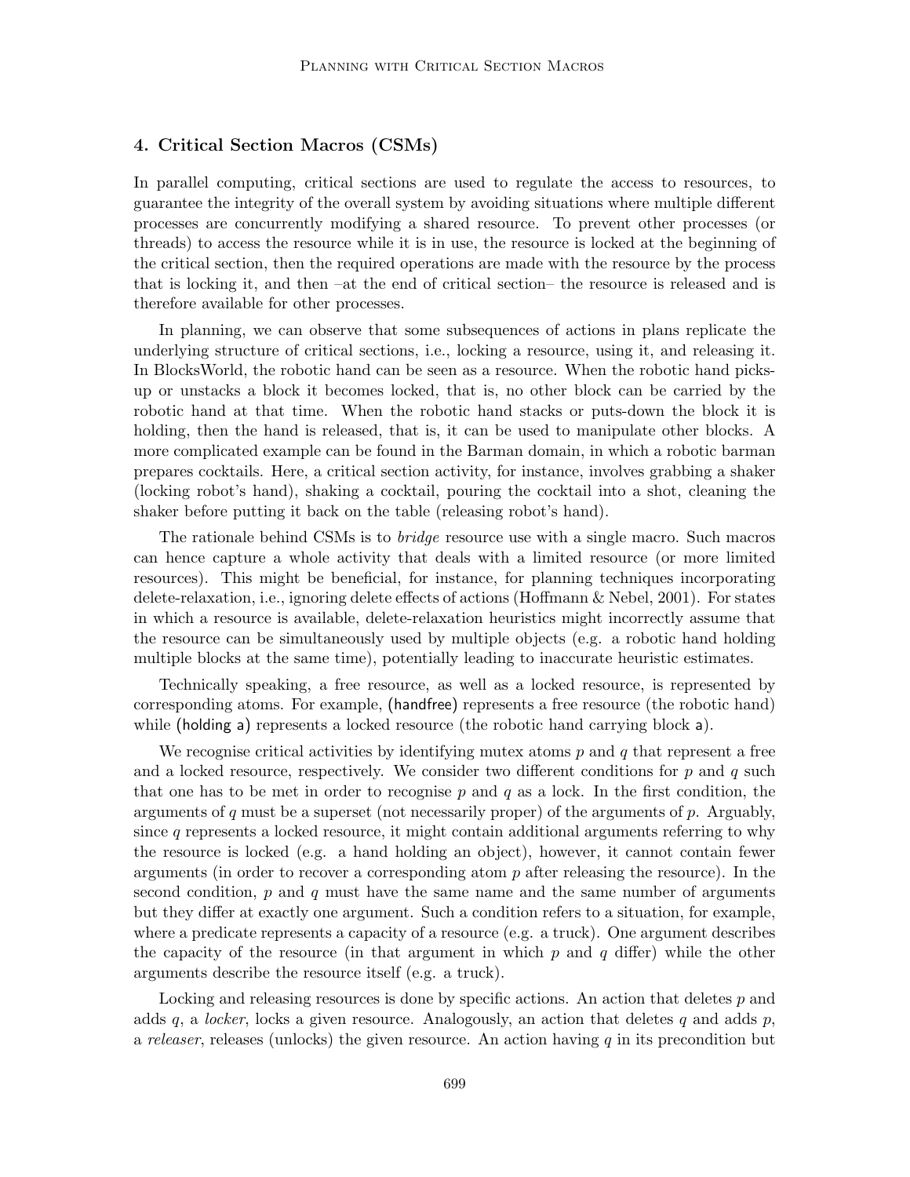## 4. Critical Section Macros (CSMs)

In parallel computing, critical sections are used to regulate the access to resources, to guarantee the integrity of the overall system by avoiding situations where multiple different processes are concurrently modifying a shared resource. To prevent other processes (or threads) to access the resource while it is in use, the resource is locked at the beginning of the critical section, then the required operations are made with the resource by the process that is locking it, and then –at the end of critical section– the resource is released and is therefore available for other processes.

In planning, we can observe that some subsequences of actions in plans replicate the underlying structure of critical sections, i.e., locking a resource, using it, and releasing it. In BlocksWorld, the robotic hand can be seen as a resource. When the robotic hand picks-up or unstacks a block it becomes locked, that is, no other block can be carried by the robotic hand at that time. When the robotic hand stacks or puts-down the block it is holding, then the hand is released, that is, it can be used to manipulate other blocks. A more complicated example can be found in the Barman domain, in which a robotic barman prepares cocktails. Here, a critical section activity, for instance, involves grabbing a shaker (locking robot's hand), shaking a cocktail, pouring the cocktail into a shot, cleaning the shaker before putting it back on the table (releasing robot's hand).

The rationale behind CSMs is to *bridge* resource use with a single macro. Such macros can hence capture a whole activity that deals with a limited resource (or more limited resources). This might be beneficial, for instance, for planning techniques incorporating delete-relaxation, i.e., ignoring delete effects of actions (Hoffmann & Nebel, 2001). For states in which a resource is available, delete-relaxation heuristics might incorrectly assume that the resource can be simultaneously used by multiple objects (e.g. a robotic hand holding multiple blocks at the same time), potentially leading to inaccurate heuristic estimates.

Technically speaking, a free resource, as well as a locked resource, is represented by corresponding atoms. For example, (handfree) represents a free resource (the robotic hand) while (holding a) represents a locked resource (the robotic hand carrying block a).

We recognise critical activities by identifying mutex atoms $p$ and $q$ that represent a free and a locked resource, respectively. We consider two different conditions for $p$ and $q$ such that one has to be met in order to recognise $p$ and $q$ as a lock. In the first condition, the arguments of $q$ must be a superset (not necessarily proper) of the arguments of $p$. Arguably, since $q$ represents a locked resource, it might contain additional arguments referring to why the resource is locked (e.g. a hand holding an object), however, it cannot contain fewer arguments (in order to recover a corresponding atom $p$ after releasing the resource). In the second condition, $p$ and $q$ must have the same name and the same number of arguments but they differ at exactly one argument. Such a condition refers to a situation, for example, where a predicate represents a capacity of a resource (e.g. a truck). One argument describes the capacity of the resource (in that argument in which $p$ and $q$ differ) while the other arguments describe the resource itself (e.g. a truck).

Locking and releasing resources is done by specific actions. An action that deletes $p$ and adds $q$, a *locker*, locks a given resource. Analogously, an action that deletes $q$ and adds $p$, a *releaser*, releases (unlocks) the given resource. An action having $q$ in its precondition but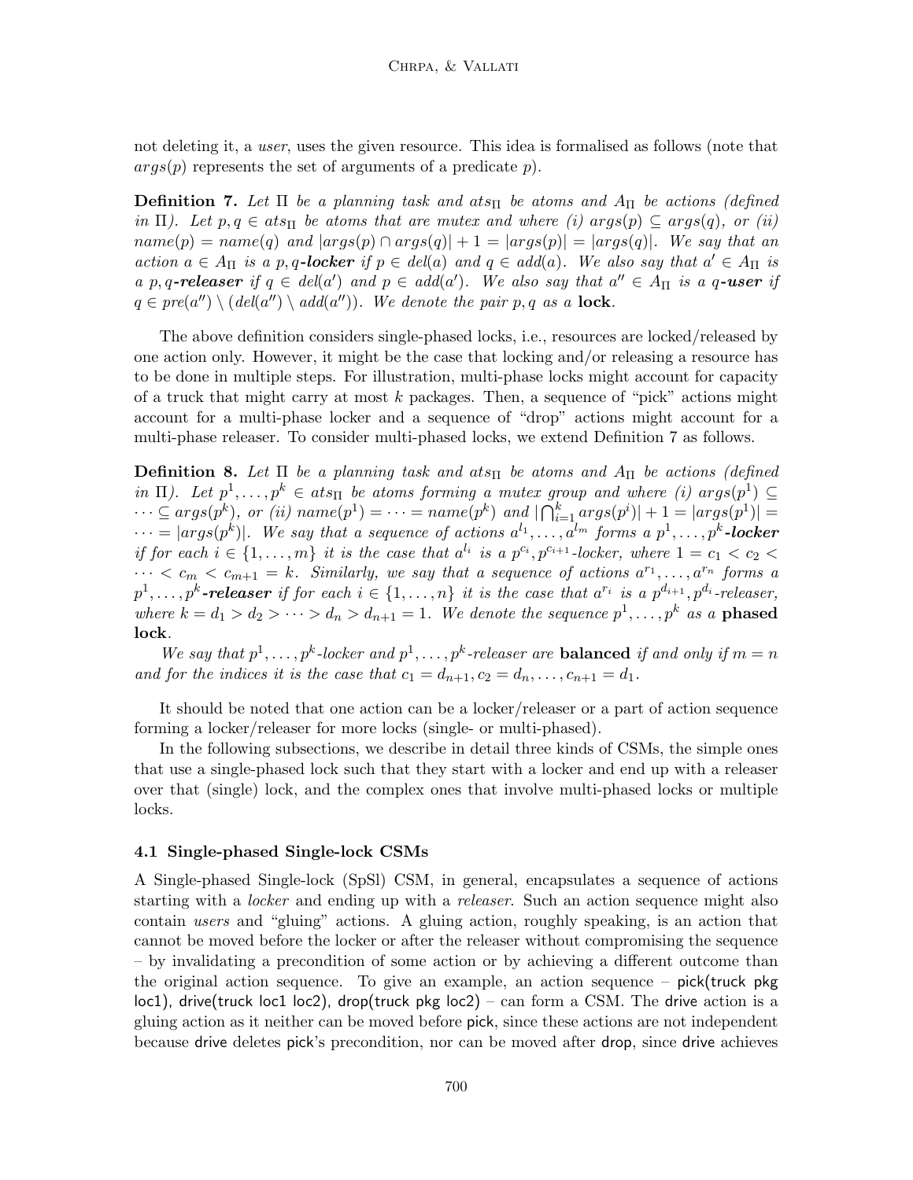not deleting it, a *user*, uses the given resource. This idea is formalised as follows (note that $args(p)$ represents the set of arguments of a predicate $p$).

**Definition 7.** *Let $\Pi$ be a planning task and $ats_\Pi$ be atoms and $A_\Pi$ be actions (defined in $\Pi$). Let $p, q \in ats_\Pi$ be atoms that are mutex and where (i) $args(p) \subseteq args(q)$, or (ii) $name(p) = name(q)$ and $|args(p) \cap args(q)| + 1 = |args(p)| = |args(q)|$. We say that an action $a \in A_\Pi$ is a $p,q$-**locker** if $p \in del(a)$ and $q \in add(a)$. We also say that $a' \in A_\Pi$ is a $p,q$-**releaser** if $q \in del(a')$ and $p \in add(a')$. We also say that $a'' \in A_\Pi$ is a $q$-**user** if $q \in pre(a'') \setminus (del(a'') \setminus add(a''))$. We denote the pair $p,q$ as a* **lock**.

The above definition considers single-phased locks, i.e., resources are locked/released by one action only. However, it might be the case that locking and/or releasing a resource has to be done in multiple steps. For illustration, multi-phase locks might account for capacity of a truck that might carry at most $k$ packages. Then, a sequence of "pick" actions might account for a multi-phase locker and a sequence of "drop" actions might account for a multi-phase releaser. To consider multi-phased locks, we extend Definition 7 as follows.

**Definition 8.** *Let $\Pi$ be a planning task and $ats_\Pi$ be atoms and $A_\Pi$ be actions (defined in $\Pi$). Let $p^1, \ldots, p^k \in ats_\Pi$ be atoms forming a mutex group and where (i) $args(p^1) \subseteq \cdots \subseteq args(p^k)$, or (ii) $name(p^1) = \cdots = name(p^k)$ and $|\bigcap_{i=1}^{k} args(p^i)| + 1 = |args(p^1)| = \cdots = |args(p^k)|$. We say that a sequence of actions $a^{l_1}, \ldots, a^{l_m}$ forms a $p^1, \ldots, p^k$-**locker** if for each $i \in \{1, \ldots, m\}$ it is the case that $a^{l_i}$ is a $p^{c_i}, p^{c_{i+1}}$-locker, where $1 = c_1 < c_2 < \cdots < c_m < c_{m+1} = k$. Similarly, we say that a sequence of actions $a^{r_1}, \ldots, a^{r_n}$ forms a $p^1, \ldots, p^k$-**releaser** if for each $i \in \{1, \ldots, n\}$ it is the case that $a^{r_i}$ is a $p^{d_{i+1}}, p^{d_i}$-releaser, where $k = d_1 > d_2 > \cdots > d_n > d_{n+1} = 1$. We denote the sequence $p^1, \ldots, p^k$ as a* **phased lock**.

*We say that $p^1, \ldots, p^k$-locker and $p^1, \ldots, p^k$-releaser are* **balanced** *if and only if $m = n$ and for the indices it is the case that $c_1 = d_{n+1}, c_2 = d_n, \ldots, c_{n+1} = d_1$.*

It should be noted that one action can be a locker/releaser or a part of action sequence forming a locker/releaser for more locks (single- or multi-phased).

In the following subsections, we describe in detail three kinds of CSMs, the simple ones that use a single-phased lock such that they start with a locker and end up with a releaser over that (single) lock, and the complex ones that involve multi-phased locks or multiple locks.

### 4.1 Single-phased Single-lock CSMs

A Single-phased Single-lock (SpSl) CSM, in general, encapsulates a sequence of actions starting with a *locker* and ending up with a *releaser*. Such an action sequence might also contain *users* and "gluing" actions. A gluing action, roughly speaking, is an action that cannot be moved before the locker or after the releaser without compromising the sequence – by invalidating a precondition of some action or by achieving a different outcome than the original action sequence. To give an example, an action sequence – pick(truck pkg loc1), drive(truck loc1 loc2), drop(truck pkg loc2) – can form a CSM. The drive action is a gluing action as it neither can be moved before pick, since these actions are not independent because drive deletes pick's precondition, nor can be moved after drop, since drive achieves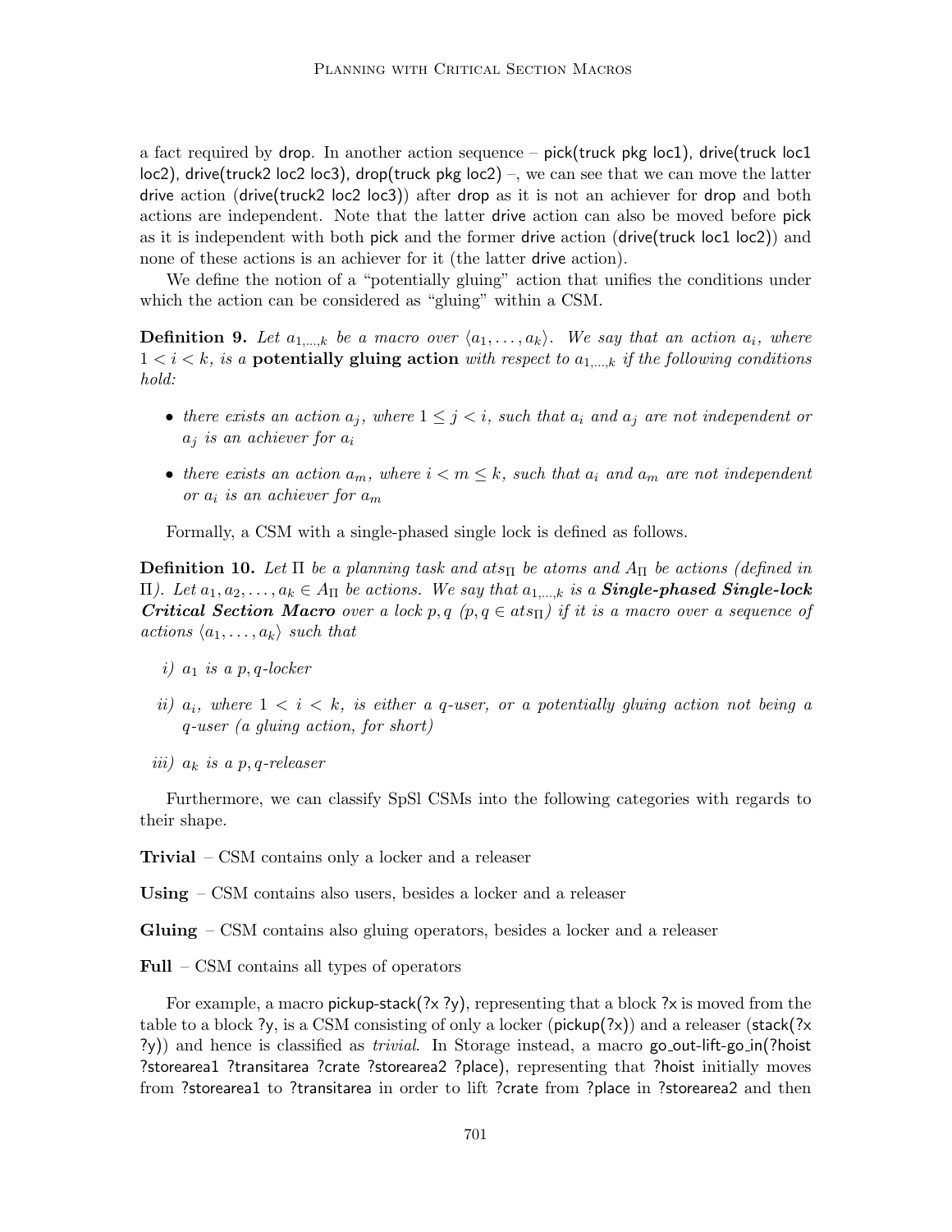a fact required by drop. In another action sequence – pick(truck pkg loc1), drive(truck loc1 loc2), drive(truck2 loc2 loc3), drop(truck pkg loc2) –, we can see that we can move the latter drive action (drive(truck2 loc2 loc3)) after drop as it is not an achiever for drop and both actions are independent. Note that the latter drive action can also be moved before pick as it is independent with both pick and the former drive action (drive(truck loc1 loc2)) and none of these actions is an achiever for it (the latter drive action).

We define the notion of a "potentially gluing" action that unifies the conditions under which the action can be considered as "gluing" within a CSM.

**Definition 9.** *Let $a_{1,\ldots,k}$ be a macro over $\langle a_1, \ldots, a_k \rangle$. We say that an action $a_i$, where $1 < i < k$, is a* **potentially gluing action** *with respect to $a_{1,\ldots,k}$ if the following conditions hold:*

- *there exists an action $a_j$, where $1 \leq j < i$, such that $a_i$ and $a_j$ are not independent or $a_j$ is an achiever for $a_i$*
- *there exists an action $a_m$, where $i < m \leq k$, such that $a_i$ and $a_m$ are not independent or $a_i$ is an achiever for $a_m$*

Formally, a CSM with a single-phased single lock is defined as follows.

**Definition 10.** *Let $\Pi$ be a planning task and $ats_\Pi$ be atoms and $A_\Pi$ be actions (defined in $\Pi$). Let $a_1, a_2, \ldots, a_k \in A_\Pi$ be actions. We say that $a_{1,\ldots,k}$ is a* ***Single-phased Single-lock Critical Section Macro*** *over a lock $p, q$ ($p, q \in ats_\Pi$) if it is a macro over a sequence of actions $\langle a_1, \ldots, a_k \rangle$ such that*

*i) $a_1$ is a $p, q$-locker*

*ii) $a_i$, where $1 < i < k$, is either a $q$-user, or a potentially gluing action not being a $q$-user (a gluing action, for short)*

*iii) $a_k$ is a $p, q$-releaser*

Furthermore, we can classify SpSl CSMs into the following categories with regards to their shape.

**Trivial** – CSM contains only a locker and a releaser

**Using** – CSM contains also users, besides a locker and a releaser

**Gluing** – CSM contains also gluing operators, besides a locker and a releaser

**Full** – CSM contains all types of operators

For example, a macro pickup-stack(?x ?y), representing that a block ?x is moved from the table to a block ?y, is a CSM consisting of only a locker (pickup(?x)) and a releaser (stack(?x ?y)) and hence is classified as *trivial*. In Storage instead, a macro go_out-lift-go_in(?hoist ?storearea1 ?transitarea ?crate ?storearea2 ?place), representing that ?hoist initially moves from ?storearea1 to ?transitarea in order to lift ?crate from ?place in ?storearea2 and then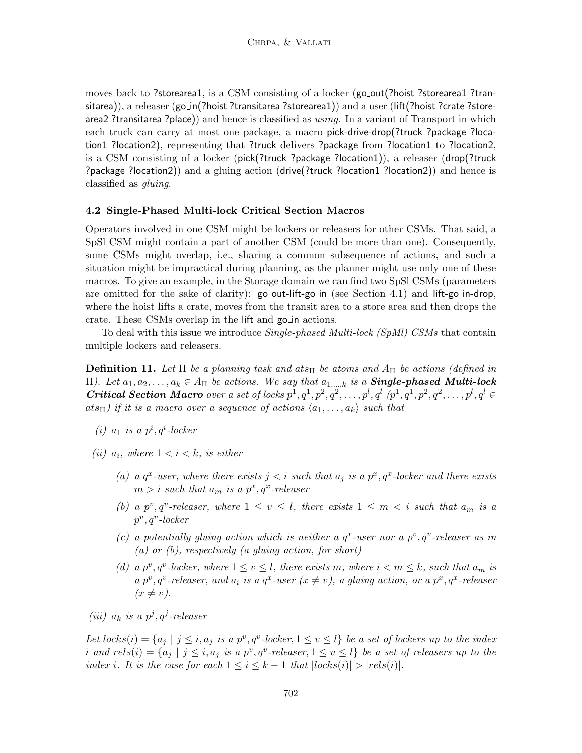moves back to ?storearea1, is a CSM consisting of a locker (go_out(?hoist ?storearea1 ?transitarea)), a releaser (go_in(?hoist ?transitarea ?storearea1)) and a user (lift(?hoist ?crate ?storearea2 ?transitarea ?place)) and hence is classified as *using*. In a variant of Transport in which each truck can carry at most one package, a macro pick-drive-drop(?truck ?package ?location1 ?location2), representing that ?truck delivers ?package from ?location1 to ?location2, is a CSM consisting of a locker (pick(?truck ?package ?location1)), a releaser (drop(?truck ?package ?location2)) and a gluing action (drive(?truck ?location1 ?location2)) and hence is classified as *gluing*.

### 4.2 Single-Phased Multi-lock Critical Section Macros

Operators involved in one CSM might be lockers or releasers for other CSMs. That said, a SpSl CSM might contain a part of another CSM (could be more than one). Consequently, some CSMs might overlap, i.e., sharing a common subsequence of actions, and such a situation might be impractical during planning, as the planner might use only one of these macros. To give an example, in the Storage domain we can find two SpSl CSMs (parameters are omitted for the sake of clarity): go_out-lift-go_in (see Section 4.1) and lift-go_in-drop, where the hoist lifts a crate, moves from the transit area to a store area and then drops the crate. These CSMs overlap in the lift and go_in actions.

To deal with this issue we introduce *Single-phased Multi-lock (SpMl) CSMs* that contain multiple lockers and releasers.

**Definition 11.** *Let $\Pi$ be a planning task and $ats_\Pi$ be atoms and $A_\Pi$ be actions (defined in $\Pi$). Let $a_1, a_2, \ldots, a_k \in A_\Pi$ be actions. We say that $a_{1,\ldots,k}$ is a* ***Single-phased Multi-lock Critical Section Macro*** *over a set of locks $p^1, q^1, p^2, q^2, \ldots, p^l, q^l$ ($p^1, q^1, p^2, q^2, \ldots, p^l, q^l \in ats_\Pi$) if it is a macro over a sequence of actions $\langle a_1, \ldots, a_k \rangle$ such that*

*(i) $a_1$ is a $p^i, q^i$-locker*

*(ii) $a_i$, where $1 < i < k$, is either*

- *(a) a $q^x$-user, where there exists $j < i$ such that $a_j$ is a $p^x, q^x$-locker and there exists $m > i$ such that $a_m$ is a $p^x, q^x$-releaser*
- *(b) a $p^v, q^v$-releaser, where $1 \leq v \leq l$, there exists $1 \leq m < i$ such that $a_m$ is a $p^v, q^v$-locker*
- *(c) a potentially gluing action which is neither a $q^x$-user nor a $p^v, q^v$-releaser as in (a) or (b), respectively (a gluing action, for short)*
- *(d) a $p^v, q^v$-locker, where $1 \leq v \leq l$, there exists $m$, where $i < m \leq k$, such that $a_m$ is a $p^v, q^v$-releaser, and $a_i$ is a $q^x$-user ($x \neq v$), a gluing action, or a $p^x, q^x$-releaser ($x \neq v$).*

*(iii) $a_k$ is a $p^j, q^j$-releaser*

*Let $locks(i) = \{a_j \mid j \leq i, a_j \text{ is a } p^v, q^v\text{-locker}, 1 \leq v \leq l\}$ be a set of lockers up to the index $i$ and $rels(i) = \{a_j \mid j \leq i, a_j \text{ is a } p^v, q^v\text{-releaser}, 1 \leq v \leq l\}$ be a set of releasers up to the index $i$. It is the case for each $1 \leq i \leq k-1$ that $|locks(i)| > |rels(i)|$.*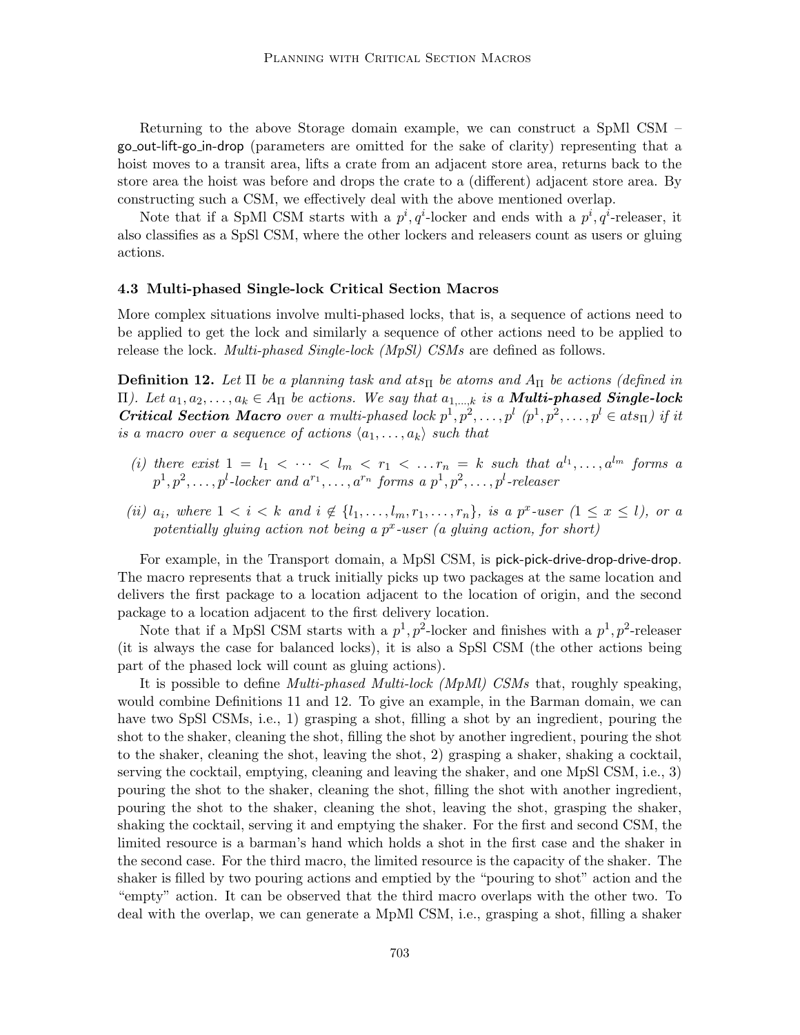Returning to the above Storage domain example, we can construct a SpMl CSM – go_out-lift-go_in-drop (parameters are omitted for the sake of clarity) representing that a hoist moves to a transit area, lifts a crate from an adjacent store area, returns back to the store area the hoist was before and drops the crate to a (different) adjacent store area. By constructing such a CSM, we effectively deal with the above mentioned overlap.

Note that if a SpMl CSM starts with a $p^i, q^i$-locker and ends with a $p^i, q^i$-releaser, it also classifies as a SpSl CSM, where the other lockers and releasers count as users or gluing actions.

### 4.3 Multi-phased Single-lock Critical Section Macros

More complex situations involve multi-phased locks, that is, a sequence of actions need to be applied to get the lock and similarly a sequence of other actions need to be applied to release the lock. *Multi-phased Single-lock (MpSl) CSMs* are defined as follows.

**Definition 12.** *Let $\Pi$ be a planning task and $ats_\Pi$ be atoms and $A_\Pi$ be actions (defined in $\Pi$). Let $a_1, a_2, \ldots, a_k \in A_\Pi$ be actions. We say that $a_{1,\ldots,k}$ is a **Multi-phased Single-lock Critical Section Macro** over a multi-phased lock $p^1, p^2, \ldots, p^l$ ($p^1, p^2, \ldots, p^l \in ats_\Pi$) if it is a macro over a sequence of actions $\langle a_1, \ldots, a_k \rangle$ such that*

- *(i) there exist $1 = l_1 < \cdots < l_m < r_1 < \ldots r_n = k$ such that $a^{l_1}, \ldots, a^{l_m}$ forms a $p^1, p^2, \ldots, p^l$-locker and $a^{r_1}, \ldots, a^{r_n}$ forms a $p^1, p^2, \ldots, p^l$-releaser*
- *(ii) $a_i$, where $1 < i < k$ and $i \notin \{l_1, \ldots, l_m, r_1, \ldots, r_n\}$, is a $p^x$-user ($1 \leq x \leq l$), or a potentially gluing action not being a $p^x$-user (a gluing action, for short)*

For example, in the Transport domain, a MpSl CSM, is pick-pick-drive-drop-drive-drop. The macro represents that a truck initially picks up two packages at the same location and delivers the first package to a location adjacent to the location of origin, and the second package to a location adjacent to the first delivery location.

Note that if a MpSl CSM starts with a $p^1, p^2$-locker and finishes with a $p^1, p^2$-releaser (it is always the case for balanced locks), it is also a SpSl CSM (the other actions being part of the phased lock will count as gluing actions).

It is possible to define *Multi-phased Multi-lock (MpMl) CSMs* that, roughly speaking, would combine Definitions 11 and 12. To give an example, in the Barman domain, we can have two SpSl CSMs, i.e., 1) grasping a shot, filling a shot by an ingredient, pouring the shot to the shaker, cleaning the shot, filling the shot by another ingredient, pouring the shot to the shaker, cleaning the shot, leaving the shot, 2) grasping a shaker, shaking a cocktail, serving the cocktail, emptying, cleaning and leaving the shaker, and one MpSl CSM, i.e., 3) pouring the shot to the shaker, cleaning the shot, filling the shot with another ingredient, pouring the shot to the shaker, cleaning the shot, leaving the shot, grasping the shaker, shaking the cocktail, serving it and emptying the shaker. For the first and second CSM, the limited resource is a barman's hand which holds a shot in the first case and the shaker in the second case. For the third macro, the limited resource is the capacity of the shaker. The shaker is filled by two pouring actions and emptied by the "pouring to shot" action and the "empty" action. It can be observed that the third macro overlaps with the other two. To deal with the overlap, we can generate a MpMl CSM, i.e., grasping a shot, filling a shaker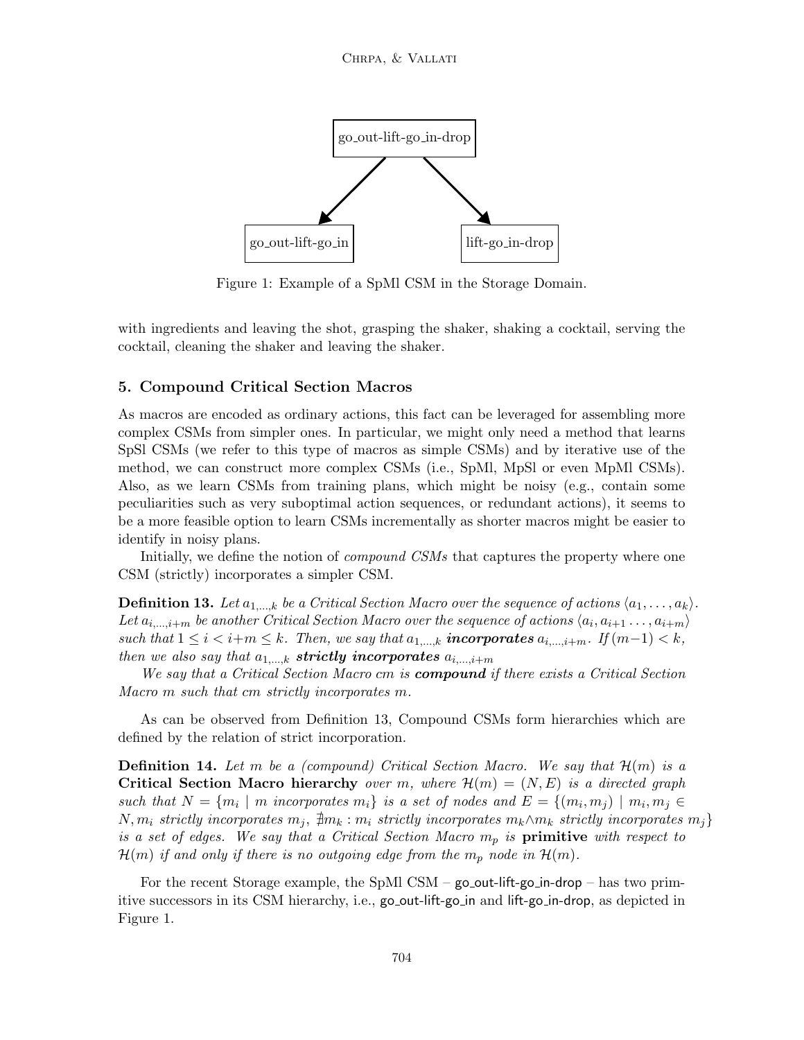go_out-lift-go_in-drop

go_out-lift-go_in

lift-go_in-drop

Figure 1: Example of a SpMl CSM in the Storage Domain.

with ingredients and leaving the shot, grasping the shaker, shaking a cocktail, serving the cocktail, cleaning the shaker and leaving the shaker.

## 5. Compound Critical Section Macros

As macros are encoded as ordinary actions, this fact can be leveraged for assembling more complex CSMs from simpler ones. In particular, we might only need a method that learns SpSl CSMs (we refer to this type of macros as simple CSMs) and by iterative use of the method, we can construct more complex CSMs (i.e., SpMl, MpSl or even MpMl CSMs). Also, as we learn CSMs from training plans, which might be noisy (e.g., contain some peculiarities such as very suboptimal action sequences, or redundant actions), it seems to be a more feasible option to learn CSMs incrementally as shorter macros might be easier to identify in noisy plans.

Initially, we define the notion of *compound CSMs* that captures the property where one CSM (strictly) incorporates a simpler CSM.

**Definition 13.** *Let $a_{1,\ldots,k}$ be a Critical Section Macro over the sequence of actions $\langle a_1, \ldots, a_k \rangle$. Let $a_{i,\ldots,i+m}$ be another Critical Section Macro over the sequence of actions $\langle a_i, a_{i+1} \ldots, a_{i+m} \rangle$ such that $1 \leq i < i+m \leq k$. Then, we say that $a_{1,\ldots,k}$ **incorporates** $a_{i,\ldots,i+m}$. If $(m-1) < k$, then we also say that $a_{1,\ldots,k}$ **strictly incorporates** $a_{i,\ldots,i+m}$*

*We say that a Critical Section Macro cm is **compound** if there exists a Critical Section Macro m such that cm strictly incorporates m.*

As can be observed from Definition 13, Compound CSMs form hierarchies which are defined by the relation of strict incorporation.

**Definition 14.** *Let m be a (compound) Critical Section Macro. We say that $\mathcal{H}(m)$ is a **Critical Section Macro hierarchy** over m, where $\mathcal{H}(m) = (N, E)$ is a directed graph such that $N = \{m_i \mid m \text{ incorporates } m_i\}$ is a set of nodes and $E = \{(m_i, m_j) \mid m_i, m_j \in N, m_i \text{ strictly incorporates } m_j,\ \nexists m_k : m_i \text{ strictly incorporates } m_k \wedge m_k \text{ strictly incorporates } m_j\}$ is a set of edges. We say that a Critical Section Macro $m_p$ is **primitive** with respect to $\mathcal{H}(m)$ if and only if there is no outgoing edge from the $m_p$ node in $\mathcal{H}(m)$.*

For the recent Storage example, the SpMl CSM – go_out-lift-go_in-drop – has two primitive successors in its CSM hierarchy, i.e., go_out-lift-go_in and lift-go_in-drop, as depicted in Figure 1.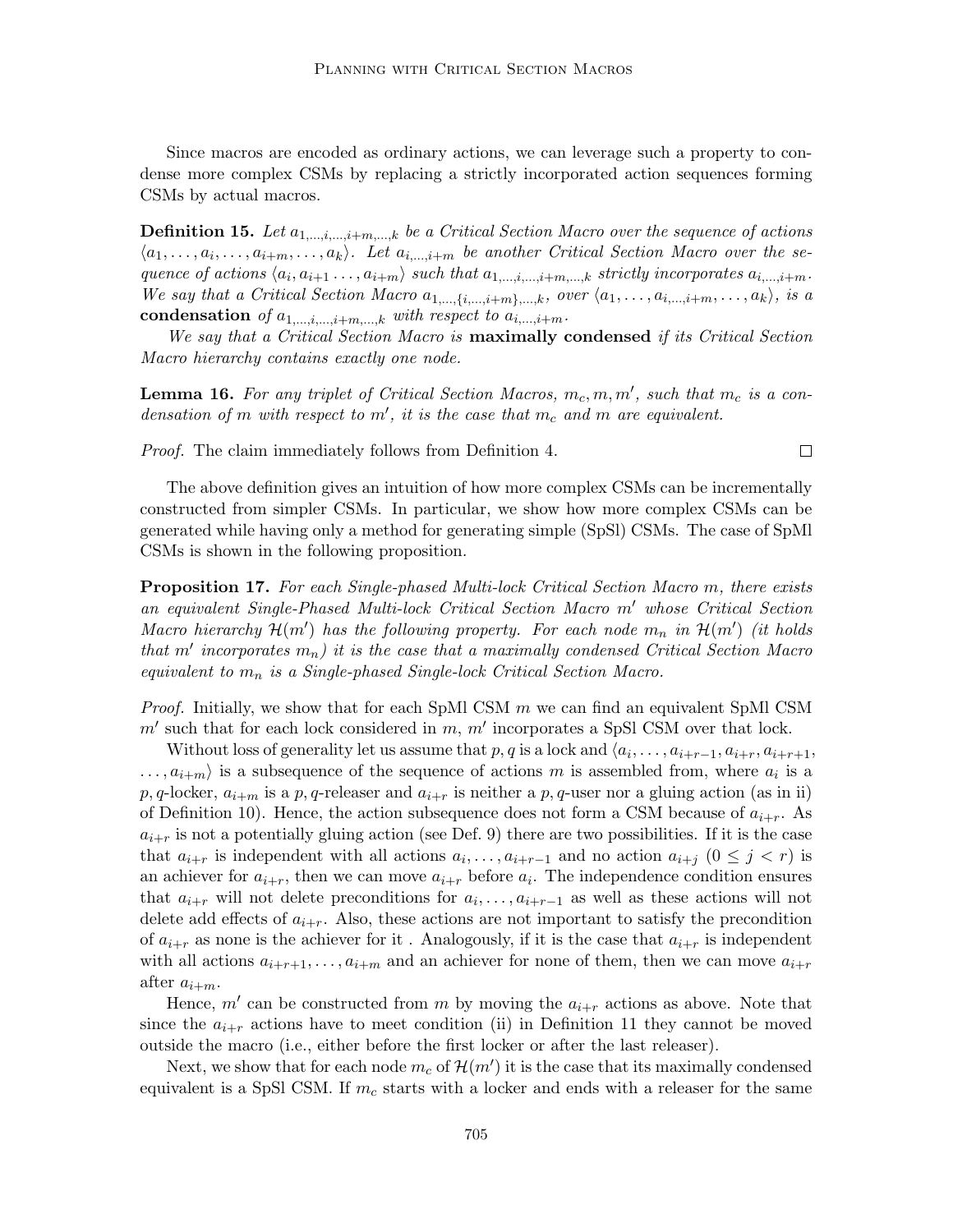Since macros are encoded as ordinary actions, we can leverage such a property to condense more complex CSMs by replacing a strictly incorporated action sequences forming CSMs by actual macros.

**Definition 15.** *Let $a_{1,\ldots,i,\ldots,i+m,\ldots,k}$ be a Critical Section Macro over the sequence of actions $\langle a_1, \ldots, a_i, \ldots, a_{i+m}, \ldots, a_k \rangle$. Let $a_{i,\ldots,i+m}$ be another Critical Section Macro over the sequence of actions $\langle a_i, a_{i+1} \ldots, a_{i+m} \rangle$ such that $a_{1,\ldots,i,\ldots,i+m,\ldots,k}$ strictly incorporates $a_{i,\ldots,i+m}$. We say that a Critical Section Macro $a_{1,\ldots,\{i,\ldots,i+m\},\ldots,k}$, over $\langle a_1, \ldots, a_{i,\ldots,i+m}, \ldots, a_k \rangle$, is a* **condensation** *of $a_{1,\ldots,i,\ldots,i+m,\ldots,k}$ with respect to $a_{i,\ldots,i+m}$.*

*We say that a Critical Section Macro is* **maximally condensed** *if its Critical Section Macro hierarchy contains exactly one node.*

**Lemma 16.** *For any triplet of Critical Section Macros, $m_c, m, m'$, such that $m_c$ is a condensation of $m$ with respect to $m'$, it is the case that $m_c$ and $m$ are equivalent.*

*Proof.* The claim immediately follows from Definition 4. □

The above definition gives an intuition of how more complex CSMs can be incrementally constructed from simpler CSMs. In particular, we show how more complex CSMs can be generated while having only a method for generating simple (SpSl) CSMs. The case of SpMl CSMs is shown in the following proposition.

**Proposition 17.** *For each Single-phased Multi-lock Critical Section Macro $m$, there exists an equivalent Single-Phased Multi-lock Critical Section Macro $m'$ whose Critical Section Macro hierarchy $\mathcal{H}(m')$ has the following property. For each node $m_n$ in $\mathcal{H}(m')$ (it holds that $m'$ incorporates $m_n$) it is the case that a maximally condensed Critical Section Macro equivalent to $m_n$ is a Single-phased Single-lock Critical Section Macro.*

*Proof.* Initially, we show that for each SpMl CSM $m$ we can find an equivalent SpMl CSM $m'$ such that for each lock considered in $m$, $m'$ incorporates a SpSl CSM over that lock.

Without loss of generality let us assume that $p, q$ is a lock and $\langle a_i, \ldots, a_{i+r-1}, a_{i+r}, a_{i+r+1}, \ldots, a_{i+m} \rangle$ is a subsequence of the sequence of actions $m$ is assembled from, where $a_i$ is a $p, q$-locker, $a_{i+m}$ is a $p, q$-releaser and $a_{i+r}$ is neither a $p, q$-user nor a gluing action (as in ii) of Definition 10). Hence, the action subsequence does not form a CSM because of $a_{i+r}$. As $a_{i+r}$ is not a potentially gluing action (see Def. 9) there are two possibilities. If it is the case that $a_{i+r}$ is independent with all actions $a_i, \ldots, a_{i+r-1}$ and no action $a_{i+j}$ $(0 \leq j < r)$ is an achiever for $a_{i+r}$, then we can move $a_{i+r}$ before $a_i$. The independence condition ensures that $a_{i+r}$ will not delete preconditions for $a_i, \ldots, a_{i+r-1}$ as well as these actions will not delete add effects of $a_{i+r}$. Also, these actions are not important to satisfy the precondition of $a_{i+r}$ as none is the achiever for it . Analogously, if it is the case that $a_{i+r}$ is independent with all actions $a_{i+r+1}, \ldots, a_{i+m}$ and an achiever for none of them, then we can move $a_{i+r}$ after $a_{i+m}$.

Hence, $m'$ can be constructed from $m$ by moving the $a_{i+r}$ actions as above. Note that since the $a_{i+r}$ actions have to meet condition (ii) in Definition 11 they cannot be moved outside the macro (i.e., either before the first locker or after the last releaser).

Next, we show that for each node $m_c$ of $\mathcal{H}(m')$ it is the case that its maximally condensed equivalent is a SpSl CSM. If $m_c$ starts with a locker and ends with a releaser for the same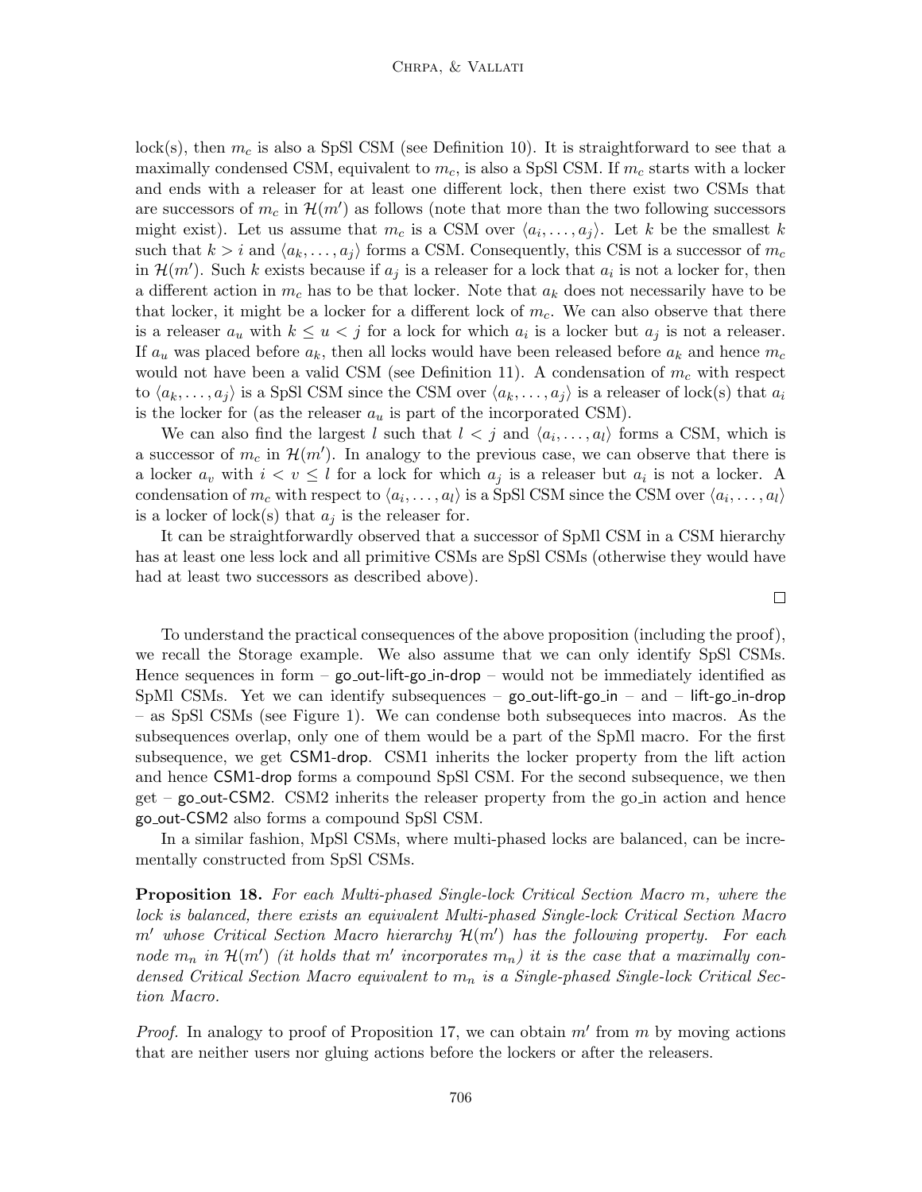lock(s), then $m_c$ is also a SpSl CSM (see Definition 10). It is straightforward to see that a maximally condensed CSM, equivalent to $m_c$, is also a SpSl CSM. If $m_c$ starts with a locker and ends with a releaser for at least one different lock, then there exist two CSMs that are successors of $m_c$ in $\mathcal{H}(m')$ as follows (note that more than the two following successors might exist). Let us assume that $m_c$ is a CSM over $\langle a_i, \ldots, a_j \rangle$. Let $k$ be the smallest $k$ such that $k > i$ and $\langle a_k, \ldots, a_j \rangle$ forms a CSM. Consequently, this CSM is a successor of $m_c$ in $\mathcal{H}(m')$. Such $k$ exists because if $a_j$ is a releaser for a lock that $a_i$ is not a locker for, then a different action in $m_c$ has to be that locker. Note that $a_k$ does not necessarily have to be that locker, it might be a locker for a different lock of $m_c$. We can also observe that there is a releaser $a_u$ with $k \leq u < j$ for a lock for which $a_i$ is a locker but $a_j$ is not a releaser. If $a_u$ was placed before $a_k$, then all locks would have been released before $a_k$ and hence $m_c$ would not have been a valid CSM (see Definition 11). A condensation of $m_c$ with respect to $\langle a_k, \ldots, a_j \rangle$ is a SpSl CSM since the CSM over $\langle a_k, \ldots, a_j \rangle$ is a releaser of lock(s) that $a_i$ is the locker for (as the releaser $a_u$ is part of the incorporated CSM).

We can also find the largest $l$ such that $l < j$ and $\langle a_i, \ldots, a_l \rangle$ forms a CSM, which is a successor of $m_c$ in $\mathcal{H}(m')$. In analogy to the previous case, we can observe that there is a locker $a_v$ with $i < v \leq l$ for a lock for which $a_j$ is a releaser but $a_i$ is not a locker. A condensation of $m_c$ with respect to $\langle a_i, \ldots, a_l \rangle$ is a SpSl CSM since the CSM over $\langle a_i, \ldots, a_l \rangle$ is a locker of lock(s) that $a_j$ is the releaser for.

It can be straightforwardly observed that a successor of SpMl CSM in a CSM hierarchy has at least one less lock and all primitive CSMs are SpSl CSMs (otherwise they would have had at least two successors as described above).

□

To understand the practical consequences of the above proposition (including the proof), we recall the Storage example. We also assume that we can only identify SpSl CSMs. Hence sequences in form – go_out-lift-go_in-drop – would not be immediately identified as SpMl CSMs. Yet we can identify subsequences – go_out-lift-go_in – and – lift-go_in-drop – as SpSl CSMs (see Figure 1). We can condense both subsequeces into macros. As the subsequences overlap, only one of them would be a part of the SpMl macro. For the first subsequence, we get CSM1-drop. CSM1 inherits the locker property from the lift action and hence CSM1-drop forms a compound SpSl CSM. For the second subsequence, we then get – go_out-CSM2. CSM2 inherits the releaser property from the go_in action and hence go_out-CSM2 also forms a compound SpSl CSM.

In a similar fashion, MpSl CSMs, where multi-phased locks are balanced, can be incrementally constructed from SpSl CSMs.

**Proposition 18.** *For each Multi-phased Single-lock Critical Section Macro $m$, where the lock is balanced, there exists an equivalent Multi-phased Single-lock Critical Section Macro $m'$ whose Critical Section Macro hierarchy $\mathcal{H}(m')$ has the following property. For each node $m_n$ in $\mathcal{H}(m')$ (it holds that $m'$ incorporates $m_n$) it is the case that a maximally condensed Critical Section Macro equivalent to $m_n$ is a Single-phased Single-lock Critical Section Macro.*

*Proof.* In analogy to proof of Proposition 17, we can obtain $m'$ from $m$ by moving actions that are neither users nor gluing actions before the lockers or after the releasers.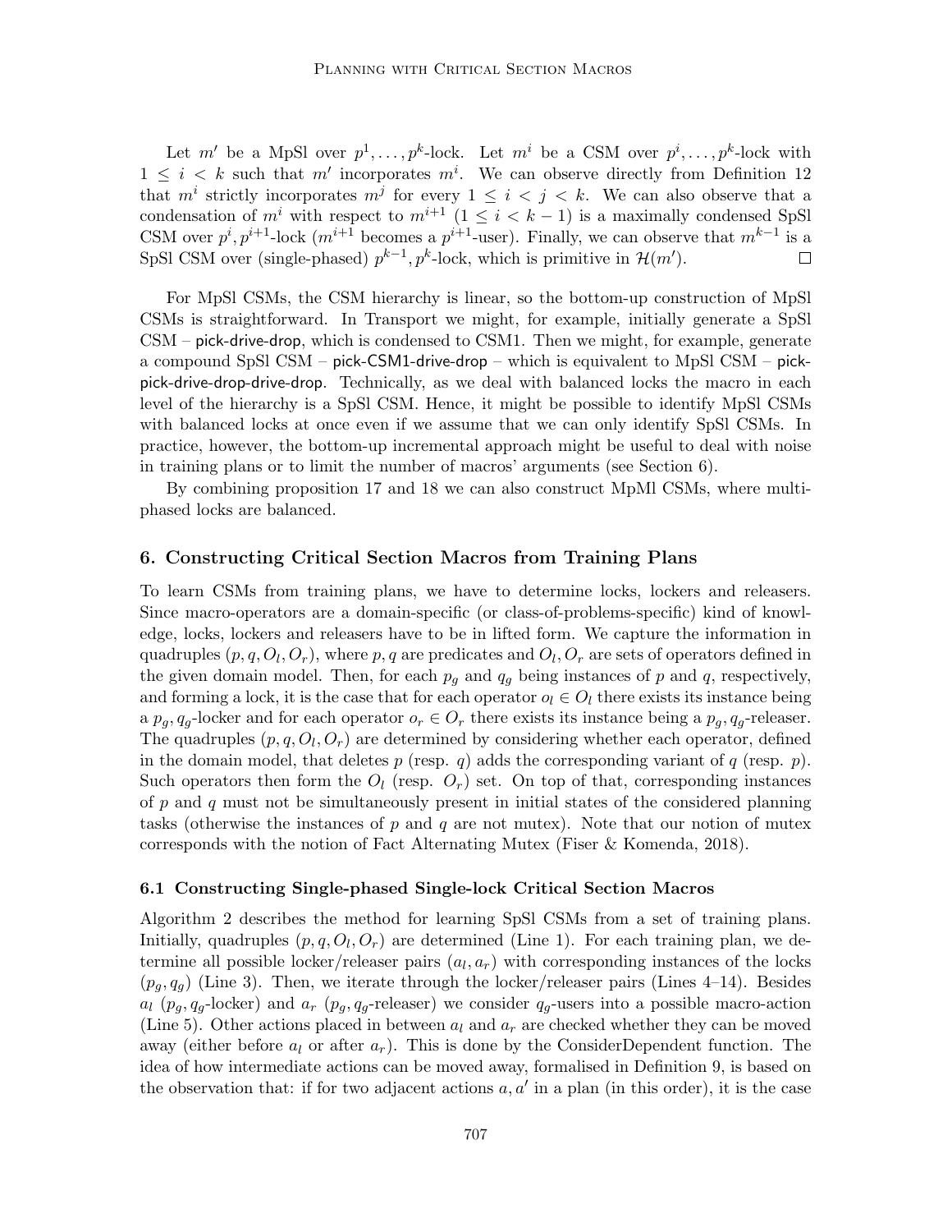Let $m'$ be a MpSl over $p^1, \ldots, p^k$-lock. Let $m^i$ be a CSM over $p^i, \ldots, p^k$-lock with $1 \leq i < k$ such that $m'$ incorporates $m^i$. We can observe directly from Definition 12 that $m^i$ strictly incorporates $m^j$ for every $1 \leq i < j < k$. We can also observe that a condensation of $m^i$ with respect to $m^{i+1}$ $(1 \leq i < k-1)$ is a maximally condensed SpSl CSM over $p^i, p^{i+1}$-lock ($m^{i+1}$ becomes a $p^{i+1}$-user). Finally, we can observe that $m^{k-1}$ is a SpSl CSM over (single-phased) $p^{k-1}, p^k$-lock, which is primitive in $\mathcal{H}(m')$. □

For MpSl CSMs, the CSM hierarchy is linear, so the bottom-up construction of MpSl CSMs is straightforward. In Transport we might, for example, initially generate a SpSl CSM – pick-drive-drop, which is condensed to CSM1. Then we might, for example, generate a compound SpSl CSM – pick-CSM1-drive-drop – which is equivalent to MpSl CSM – pick-pick-drive-drop-drive-drop. Technically, as we deal with balanced locks the macro in each level of the hierarchy is a SpSl CSM. Hence, it might be possible to identify MpSl CSMs with balanced locks at once even if we assume that we can only identify SpSl CSMs. In practice, however, the bottom-up incremental approach might be useful to deal with noise in training plans or to limit the number of macros' arguments (see Section 6).

By combining proposition 17 and 18 we can also construct MpMl CSMs, where multi-phased locks are balanced.

## 6. Constructing Critical Section Macros from Training Plans

To learn CSMs from training plans, we have to determine locks, lockers and releasers. Since macro-operators are a domain-specific (or class-of-problems-specific) kind of knowledge, locks, lockers and releasers have to be in lifted form. We capture the information in quadruples $(p, q, O_l, O_r)$, where $p, q$ are predicates and $O_l, O_r$ are sets of operators defined in the given domain model. Then, for each $p_g$ and $q_g$ being instances of $p$ and $q$, respectively, and forming a lock, it is the case that for each operator $o_l \in O_l$ there exists its instance being a $p_g, q_g$-locker and for each operator $o_r \in O_r$ there exists its instance being a $p_g, q_g$-releaser. The quadruples $(p, q, O_l, O_r)$ are determined by considering whether each operator, defined in the domain model, that deletes $p$ (resp. $q$) adds the corresponding variant of $q$ (resp. $p$). Such operators then form the $O_l$ (resp. $O_r$) set. On top of that, corresponding instances of $p$ and $q$ must not be simultaneously present in initial states of the considered planning tasks (otherwise the instances of $p$ and $q$ are not mutex). Note that our notion of mutex corresponds with the notion of Fact Alternating Mutex (Fiser & Komenda, 2018).

### 6.1 Constructing Single-phased Single-lock Critical Section Macros

Algorithm 2 describes the method for learning SpSl CSMs from a set of training plans. Initially, quadruples $(p, q, O_l, O_r)$ are determined (Line 1). For each training plan, we determine all possible locker/releaser pairs $(a_l, a_r)$ with corresponding instances of the locks $(p_g, q_g)$ (Line 3). Then, we iterate through the locker/releaser pairs (Lines 4–14). Besides $a_l$ ($p_g, q_g$-locker) and $a_r$ ($p_g, q_g$-releaser) we consider $q_g$-users into a possible macro-action (Line 5). Other actions placed in between $a_l$ and $a_r$ are checked whether they can be moved away (either before $a_l$ or after $a_r$). This is done by the ConsiderDependent function. The idea of how intermediate actions can be moved away, formalised in Definition 9, is based on the observation that: if for two adjacent actions $a, a'$ in a plan (in this order), it is the case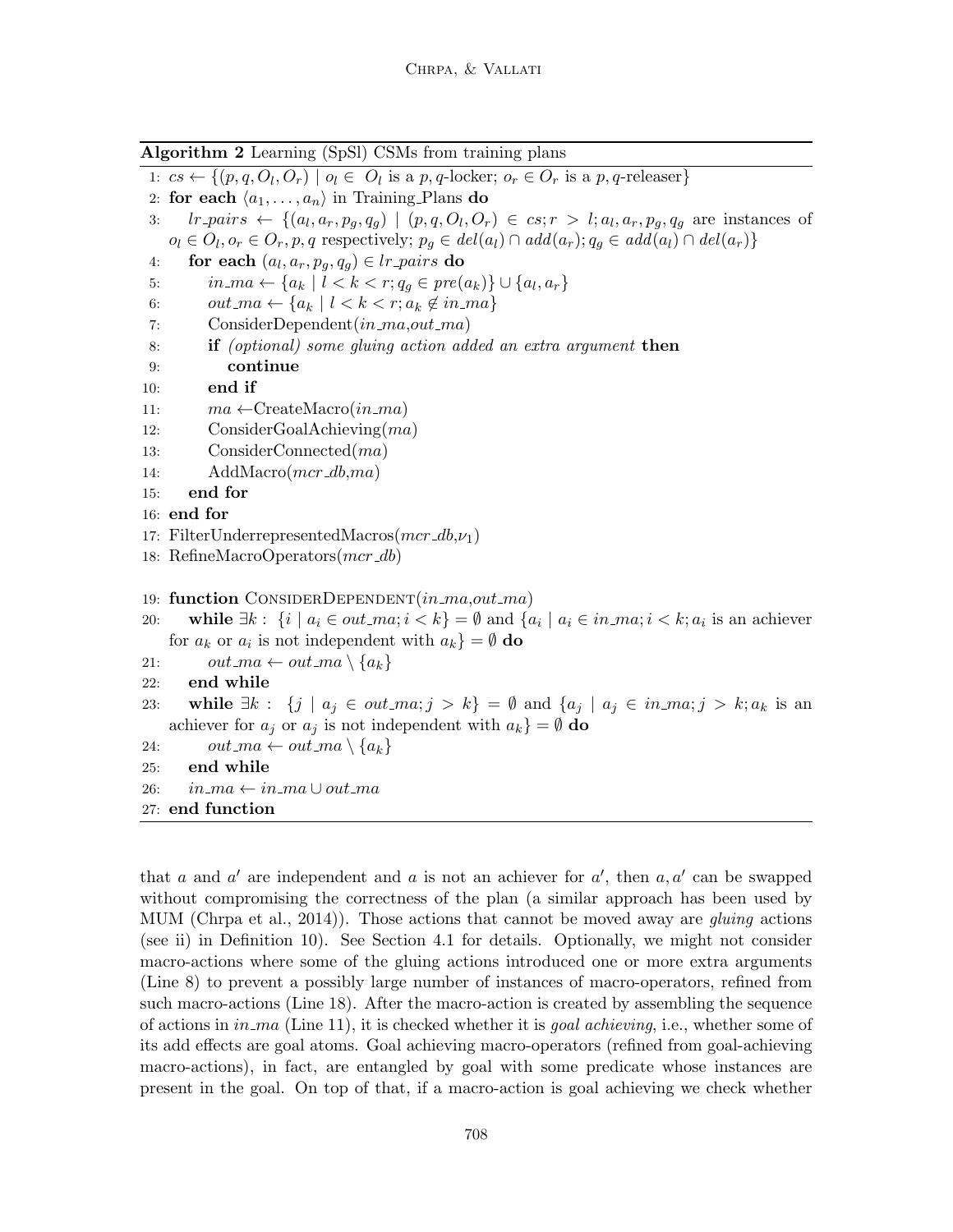**Algorithm 2** Learning (SpSl) CSMs from training plans

```
1:  cs ← {(p, q, O_l, O_r) | o_l ∈ O_l is a p,q-locker; o_r ∈ O_r is a p,q-releaser}
2:  for each ⟨a_1, ..., a_n⟩ in Training_Plans do
3:      lr_pairs ← {(a_l, a_r, p_g, q_g) | (p, q, O_l, O_r) ∈ cs; r > l; a_l, a_r, p_g, q_g are instances of
        o_l ∈ O_l, o_r ∈ O_r, p, q respectively; p_g ∈ del(a_l) ∩ add(a_r); q_g ∈ add(a_l) ∩ del(a_r)}
4:      for each (a_l, a_r, p_g, q_g) ∈ lr_pairs do
5:          in_ma ← {a_k | l < k < r; q_g ∈ pre(a_k)} ∪ {a_l, a_r}
6:          out_ma ← {a_k | l < k < r; a_k ∉ in_ma}
7:          ConsiderDependent(in_ma, out_ma)
8:          if (optional) some gluing action added an extra argument then
9:              continue
10:         end if
11:         ma ← CreateMacro(in_ma)
12:         ConsiderGoalAchieving(ma)
13:         ConsiderConnected(ma)
14:         AddMacro(mcr_db, ma)
15:     end for
16: end for
17: FilterUnderrepresentedMacros(mcr_db, ν_1)
18: RefineMacroOperators(mcr_db)

19: function ConsiderDependent(in_ma, out_ma)
20:     while ∃k : {i | a_i ∈ out_ma; i < k} = ∅ and {a_i | a_i ∈ in_ma; i < k; a_i is an achiever
        for a_k or a_i is not independent with a_k} = ∅ do
21:         out_ma ← out_ma \ {a_k}
22:     end while
23:     while ∃k : {j | a_j ∈ out_ma; j > k} = ∅ and {a_j | a_j ∈ in_ma; j > k; a_k is an
        achiever for a_j or a_j is not independent with a_k} = ∅ do
24:         out_ma ← out_ma \ {a_k}
25:     end while
26:     in_ma ← in_ma ∪ out_ma
27: end function
```

that $a$ and $a'$ are independent and $a$ is not an achiever for $a'$, then $a, a'$ can be swapped without compromising the correctness of the plan (a similar approach has been used by MUM (Chrpa et al., 2014)). Those actions that cannot be moved away are *gluing* actions (see ii) in Definition 10). See Section 4.1 for details. Optionally, we might not consider macro-actions where some of the gluing actions introduced one or more extra arguments (Line 8) to prevent a possibly large number of instances of macro-operators, refined from such macro-actions (Line 18). After the macro-action is created by assembling the sequence of actions in $in\_ma$ (Line 11), it is checked whether it is *goal achieving*, i.e., whether some of its add effects are goal atoms. Goal achieving macro-operators (refined from goal-achieving macro-actions), in fact, are entangled by goal with some predicate whose instances are present in the goal. On top of that, if a macro-action is goal achieving we check whether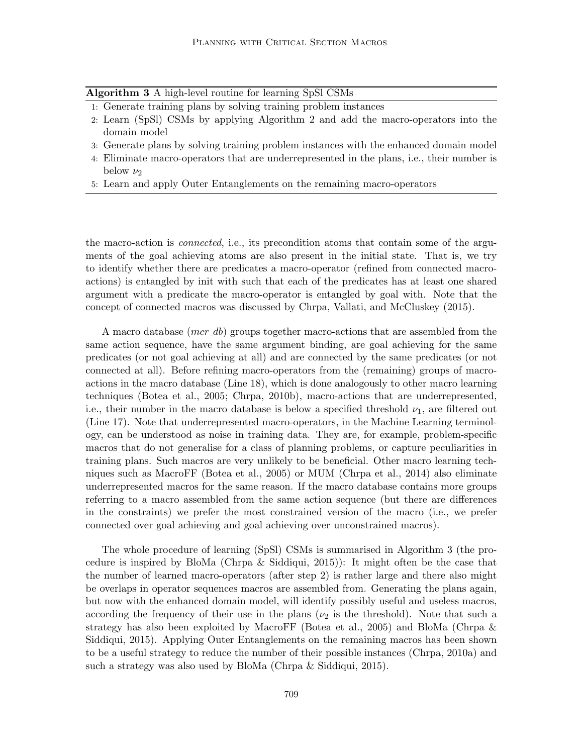**Algorithm 3** A high-level routine for learning SpSl CSMs

1: Generate training plans by solving training problem instances
2: Learn (SpSl) CSMs by applying Algorithm 2 and add the macro-operators into the domain model
3: Generate plans by solving training problem instances with the enhanced domain model
4: Eliminate macro-operators that are underrepresented in the plans, i.e., their number is below $\nu_2$
5: Learn and apply Outer Entanglements on the remaining macro-operators

the macro-action is *connected*, i.e., its precondition atoms that contain some of the arguments of the goal achieving atoms are also present in the initial state. That is, we try to identify whether there are predicates a macro-operator (refined from connected macro-actions) is entangled by init with such that each of the predicates has at least one shared argument with a predicate the macro-operator is entangled by goal with. Note that the concept of connected macros was discussed by Chrpa, Vallati, and McCluskey (2015).

A macro database (*mcr_db*) groups together macro-actions that are assembled from the same action sequence, have the same argument binding, are goal achieving for the same predicates (or not goal achieving at all) and are connected by the same predicates (or not connected at all). Before refining macro-operators from the (remaining) groups of macro-actions in the macro database (Line 18), which is done analogously to other macro learning techniques (Botea et al., 2005; Chrpa, 2010b), macro-actions that are underrepresented, i.e., their number in the macro database is below a specified threshold $\nu_1$, are filtered out (Line 17). Note that underrepresented macro-operators, in the Machine Learning terminology, can be understood as noise in training data. They are, for example, problem-specific macros that do not generalise for a class of planning problems, or capture peculiarities in training plans. Such macros are very unlikely to be beneficial. Other macro learning techniques such as MacroFF (Botea et al., 2005) or MUM (Chrpa et al., 2014) also eliminate underrepresented macros for the same reason. If the macro database contains more groups referring to a macro assembled from the same action sequence (but there are differences in the constraints) we prefer the most constrained version of the macro (i.e., we prefer connected over goal achieving and goal achieving over unconstrained macros).

The whole procedure of learning (SpSl) CSMs is summarised in Algorithm 3 (the procedure is inspired by BloMa (Chrpa & Siddiqui, 2015)): It might often be the case that the number of learned macro-operators (after step 2) is rather large and there also might be overlaps in operator sequences macros are assembled from. Generating the plans again, but now with the enhanced domain model, will identify possibly useful and useless macros, according the frequency of their use in the plans ($\nu_2$ is the threshold). Note that such a strategy has also been exploited by MacroFF (Botea et al., 2005) and BloMa (Chrpa & Siddiqui, 2015). Applying Outer Entanglements on the remaining macros has been shown to be a useful strategy to reduce the number of their possible instances (Chrpa, 2010a) and such a strategy was also used by BloMa (Chrpa & Siddiqui, 2015).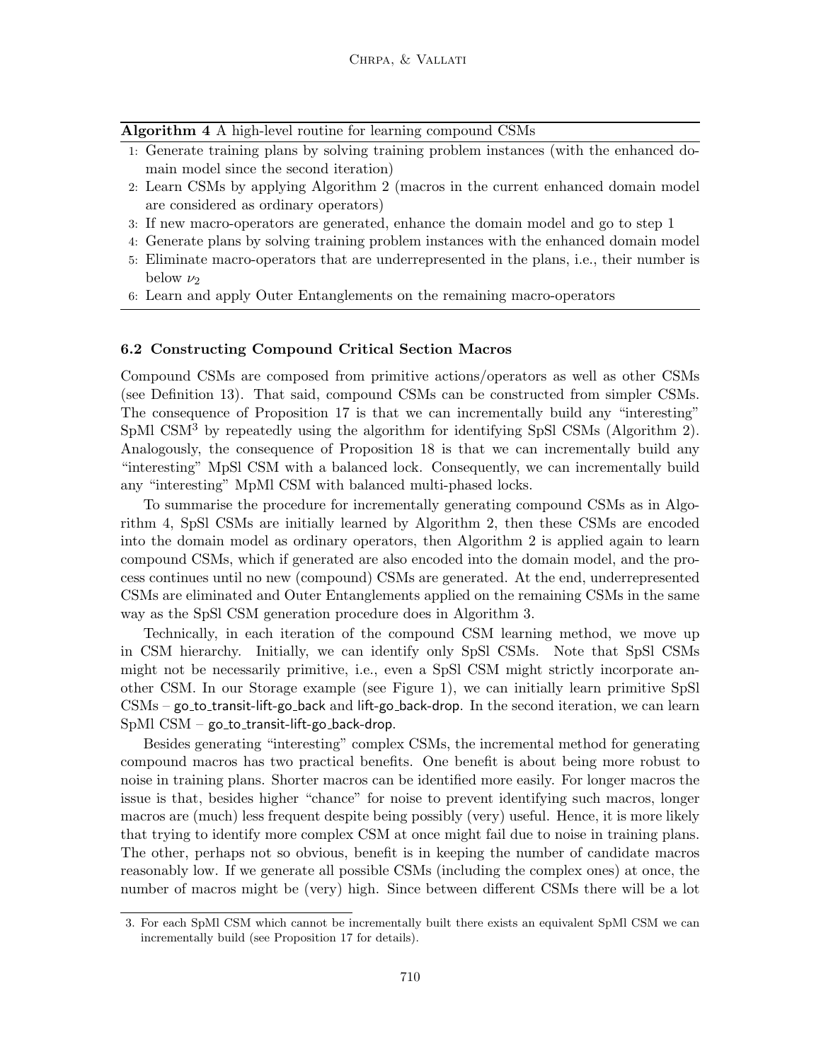**Algorithm 4** A high-level routine for learning compound CSMs

1: Generate training plans by solving training problem instances (with the enhanced domain model since the second iteration)
2: Learn CSMs by applying Algorithm 2 (macros in the current enhanced domain model are considered as ordinary operators)
3: If new macro-operators are generated, enhance the domain model and go to step 1
4: Generate plans by solving training problem instances with the enhanced domain model
5: Eliminate macro-operators that are underrepresented in the plans, i.e., their number is below $\nu_2$
6: Learn and apply Outer Entanglements on the remaining macro-operators

### 6.2 Constructing Compound Critical Section Macros

Compound CSMs are composed from primitive actions/operators as well as other CSMs (see Definition 13). That said, compound CSMs can be constructed from simpler CSMs. The consequence of Proposition 17 is that we can incrementally build any "interesting" SpMl CSM[3] by repeatedly using the algorithm for identifying SpSl CSMs (Algorithm 2). Analogously, the consequence of Proposition 18 is that we can incrementally build any "interesting" MpSl CSM with a balanced lock. Consequently, we can incrementally build any "interesting" MpMl CSM with balanced multi-phased locks.

To summarise the procedure for incrementally generating compound CSMs as in Algorithm 4, SpSl CSMs are initially learned by Algorithm 2, then these CSMs are encoded into the domain model as ordinary operators, then Algorithm 2 is applied again to learn compound CSMs, which if generated are also encoded into the domain model, and the process continues until no new (compound) CSMs are generated. At the end, underrepresented CSMs are eliminated and Outer Entanglements applied on the remaining CSMs in the same way as the SpSl CSM generation procedure does in Algorithm 3.

Technically, in each iteration of the compound CSM learning method, we move up in CSM hierarchy. Initially, we can identify only SpSl CSMs. Note that SpSl CSMs might not be necessarily primitive, i.e., even a SpSl CSM might strictly incorporate another CSM. In our Storage example (see Figure 1), we can initially learn primitive SpSl CSMs – go_to_transit-lift-go_back and lift-go_back-drop. In the second iteration, we can learn SpMl CSM – go_to_transit-lift-go_back-drop.

Besides generating "interesting" complex CSMs, the incremental method for generating compound macros has two practical benefits. One benefit is about being more robust to noise in training plans. Shorter macros can be identified more easily. For longer macros the issue is that, besides higher "chance" for noise to prevent identifying such macros, longer macros are (much) less frequent despite being possibly (very) useful. Hence, it is more likely that trying to identify more complex CSM at once might fail due to noise in training plans. The other, perhaps not so obvious, benefit is in keeping the number of candidate macros reasonably low. If we generate all possible CSMs (including the complex ones) at once, the number of macros might be (very) high. Since between different CSMs there will be a lot

3. For each SpMl CSM which cannot be incrementally built there exists an equivalent SpMl CSM we can incrementally build (see Proposition 17 for details).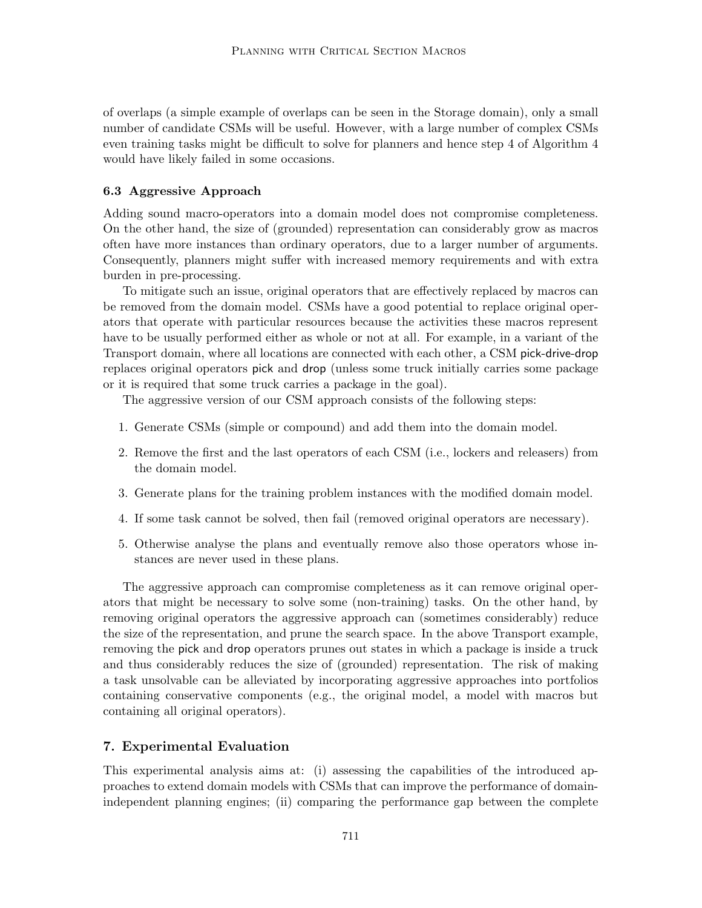of overlaps (a simple example of overlaps can be seen in the Storage domain), only a small number of candidate CSMs will be useful. However, with a large number of complex CSMs even training tasks might be difficult to solve for planners and hence step 4 of Algorithm 4 would have likely failed in some occasions.

### 6.3 Aggressive Approach

Adding sound macro-operators into a domain model does not compromise completeness. On the other hand, the size of (grounded) representation can considerably grow as macros often have more instances than ordinary operators, due to a larger number of arguments. Consequently, planners might suffer with increased memory requirements and with extra burden in pre-processing.

To mitigate such an issue, original operators that are effectively replaced by macros can be removed from the domain model. CSMs have a good potential to replace original operators that operate with particular resources because the activities these macros represent have to be usually performed either as whole or not at all. For example, in a variant of the Transport domain, where all locations are connected with each other, a CSM pick-drive-drop replaces original operators pick and drop (unless some truck initially carries some package or it is required that some truck carries a package in the goal).

The aggressive version of our CSM approach consists of the following steps:

1. Generate CSMs (simple or compound) and add them into the domain model.
2. Remove the first and the last operators of each CSM (i.e., lockers and releasers) from the domain model.
3. Generate plans for the training problem instances with the modified domain model.
4. If some task cannot be solved, then fail (removed original operators are necessary).
5. Otherwise analyse the plans and eventually remove also those operators whose instances are never used in these plans.

The aggressive approach can compromise completeness as it can remove original operators that might be necessary to solve some (non-training) tasks. On the other hand, by removing original operators the aggressive approach can (sometimes considerably) reduce the size of the representation, and prune the search space. In the above Transport example, removing the pick and drop operators prunes out states in which a package is inside a truck and thus considerably reduces the size of (grounded) representation. The risk of making a task unsolvable can be alleviated by incorporating aggressive approaches into portfolios containing conservative components (e.g., the original model, a model with macros but containing all original operators).

## 7. Experimental Evaluation

This experimental analysis aims at: (i) assessing the capabilities of the introduced approaches to extend domain models with CSMs that can improve the performance of domain-independent planning engines; (ii) comparing the performance gap between the complete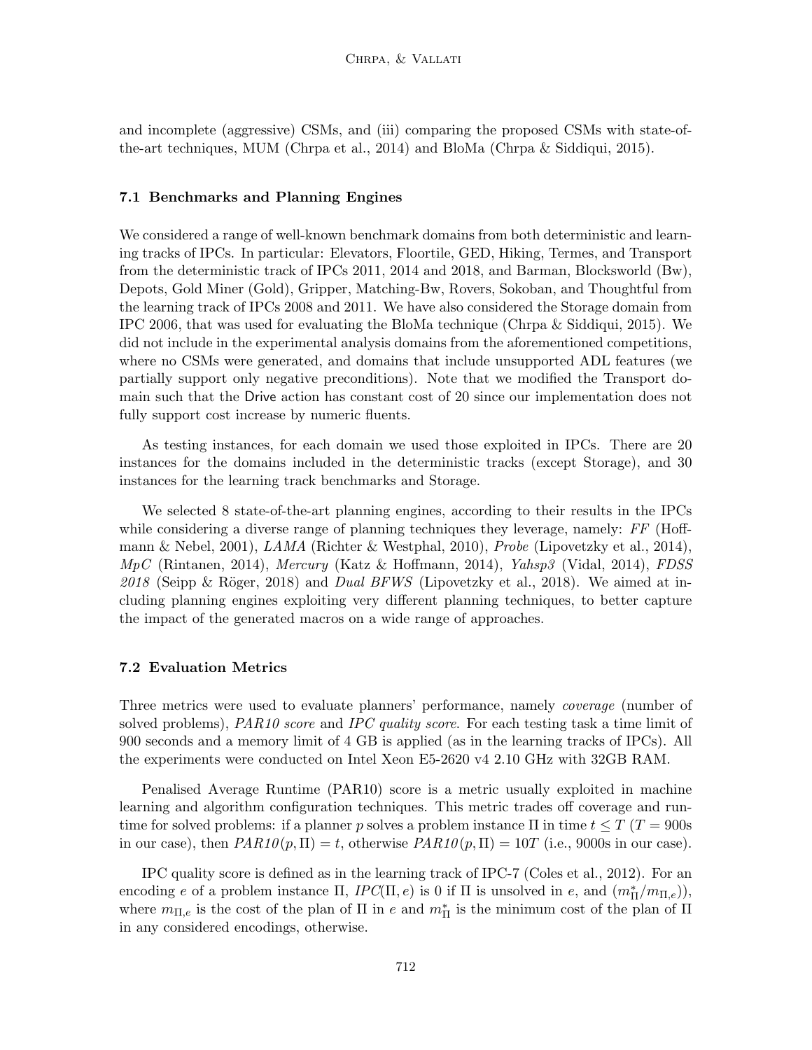and incomplete (aggressive) CSMs, and (iii) comparing the proposed CSMs with state-of-the-art techniques, MUM (Chrpa et al., 2014) and BloMa (Chrpa & Siddiqui, 2015).

### 7.1 Benchmarks and Planning Engines

We considered a range of well-known benchmark domains from both deterministic and learning tracks of IPCs. In particular: Elevators, Floortile, GED, Hiking, Termes, and Transport from the deterministic track of IPCs 2011, 2014 and 2018, and Barman, Blocksworld (Bw), Depots, Gold Miner (Gold), Gripper, Matching-Bw, Rovers, Sokoban, and Thoughtful from the learning track of IPCs 2008 and 2011. We have also considered the Storage domain from IPC 2006, that was used for evaluating the BloMa technique (Chrpa & Siddiqui, 2015). We did not include in the experimental analysis domains from the aforementioned competitions, where no CSMs were generated, and domains that include unsupported ADL features (we partially support only negative preconditions). Note that we modified the Transport domain such that the Drive action has constant cost of 20 since our implementation does not fully support cost increase by numeric fluents.

As testing instances, for each domain we used those exploited in IPCs. There are 20 instances for the domains included in the deterministic tracks (except Storage), and 30 instances for the learning track benchmarks and Storage.

We selected 8 state-of-the-art planning engines, according to their results in the IPCs while considering a diverse range of planning techniques they leverage, namely: *FF* (Hoffmann & Nebel, 2001), *LAMA* (Richter & Westphal, 2010), *Probe* (Lipovetzky et al., 2014), *MpC* (Rintanen, 2014), *Mercury* (Katz & Hoffmann, 2014), *Yahsp3* (Vidal, 2014), *FDSS 2018* (Seipp & Röger, 2018) and *Dual BFWS* (Lipovetzky et al., 2018). We aimed at including planning engines exploiting very different planning techniques, to better capture the impact of the generated macros on a wide range of approaches.

### 7.2 Evaluation Metrics

Three metrics were used to evaluate planners' performance, namely *coverage* (number of solved problems), *PAR10 score* and *IPC quality score*. For each testing task a time limit of 900 seconds and a memory limit of 4 GB is applied (as in the learning tracks of IPCs). All the experiments were conducted on Intel Xeon E5-2620 v4 2.10 GHz with 32GB RAM.

Penalised Average Runtime (PAR10) score is a metric usually exploited in machine learning and algorithm configuration techniques. This metric trades off coverage and runtime for solved problems: if a planner $p$ solves a problem instance $\Pi$ in time $t \leq T$ ($T = 900$s in our case), then $PAR10(p, \Pi) = t$, otherwise $PAR10(p, \Pi) = 10T$ (i.e., 9000s in our case).

IPC quality score is defined as in the learning track of IPC-7 (Coles et al., 2012). For an encoding $e$ of a problem instance $\Pi$, $IPC(\Pi, e)$ is 0 if $\Pi$ is unsolved in $e$, and $(m^*_{\Pi}/m_{\Pi,e})$), where $m_{\Pi,e}$ is the cost of the plan of $\Pi$ in $e$ and $m^*_{\Pi}$ is the minimum cost of the plan of $\Pi$ in any considered encodings, otherwise.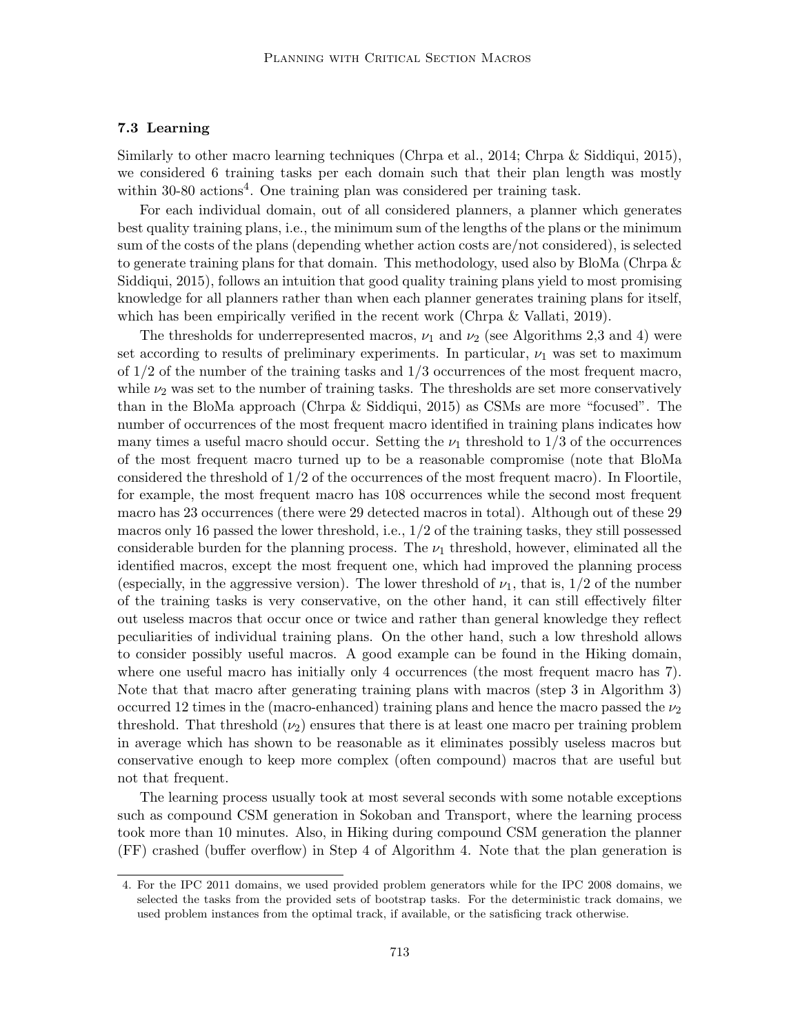### 7.3 Learning

Similarly to other macro learning techniques (Chrpa et al., 2014; Chrpa & Siddiqui, 2015), we considered 6 training tasks per each domain such that their plan length was mostly within 30-80 actions[4]. One training plan was considered per training task.

For each individual domain, out of all considered planners, a planner which generates best quality training plans, i.e., the minimum sum of the lengths of the plans or the minimum sum of the costs of the plans (depending whether action costs are/not considered), is selected to generate training plans for that domain. This methodology, used also by BloMa (Chrpa & Siddiqui, 2015), follows an intuition that good quality training plans yield to most promising knowledge for all planners rather than when each planner generates training plans for itself, which has been empirically verified in the recent work (Chrpa & Vallati, 2019).

The thresholds for underrepresented macros, $\nu_1$ and $\nu_2$ (see Algorithms 2,3 and 4) were set according to results of preliminary experiments. In particular, $\nu_1$ was set to maximum of 1/2 of the number of the training tasks and 1/3 occurrences of the most frequent macro, while $\nu_2$ was set to the number of training tasks. The thresholds are set more conservatively than in the BloMa approach (Chrpa & Siddiqui, 2015) as CSMs are more "focused". The number of occurrences of the most frequent macro identified in training plans indicates how many times a useful macro should occur. Setting the $\nu_1$ threshold to 1/3 of the occurrences of the most frequent macro turned up to be a reasonable compromise (note that BloMa considered the threshold of 1/2 of the occurrences of the most frequent macro). In Floortile, for example, the most frequent macro has 108 occurrences while the second most frequent macro has 23 occurrences (there were 29 detected macros in total). Although out of these 29 macros only 16 passed the lower threshold, i.e., 1/2 of the training tasks, they still possessed considerable burden for the planning process. The $\nu_1$ threshold, however, eliminated all the identified macros, except the most frequent one, which had improved the planning process (especially, in the aggressive version). The lower threshold of $\nu_1$, that is, 1/2 of the number of the training tasks is very conservative, on the other hand, it can still effectively filter out useless macros that occur once or twice and rather than general knowledge they reflect peculiarities of individual training plans. On the other hand, such a low threshold allows to consider possibly useful macros. A good example can be found in the Hiking domain, where one useful macro has initially only 4 occurrences (the most frequent macro has 7). Note that that macro after generating training plans with macros (step 3 in Algorithm 3) occurred 12 times in the (macro-enhanced) training plans and hence the macro passed the $\nu_2$ threshold. That threshold ($\nu_2$) ensures that there is at least one macro per training problem in average which has shown to be reasonable as it eliminates possibly useless macros but conservative enough to keep more complex (often compound) macros that are useful but not that frequent.

The learning process usually took at most several seconds with some notable exceptions such as compound CSM generation in Sokoban and Transport, where the learning process took more than 10 minutes. Also, in Hiking during compound CSM generation the planner (FF) crashed (buffer overflow) in Step 4 of Algorithm 4. Note that the plan generation is

4. For the IPC 2011 domains, we used provided problem generators while for the IPC 2008 domains, we selected the tasks from the provided sets of bootstrap tasks. For the deterministic track domains, we used problem instances from the optimal track, if available, or the satisficing track otherwise.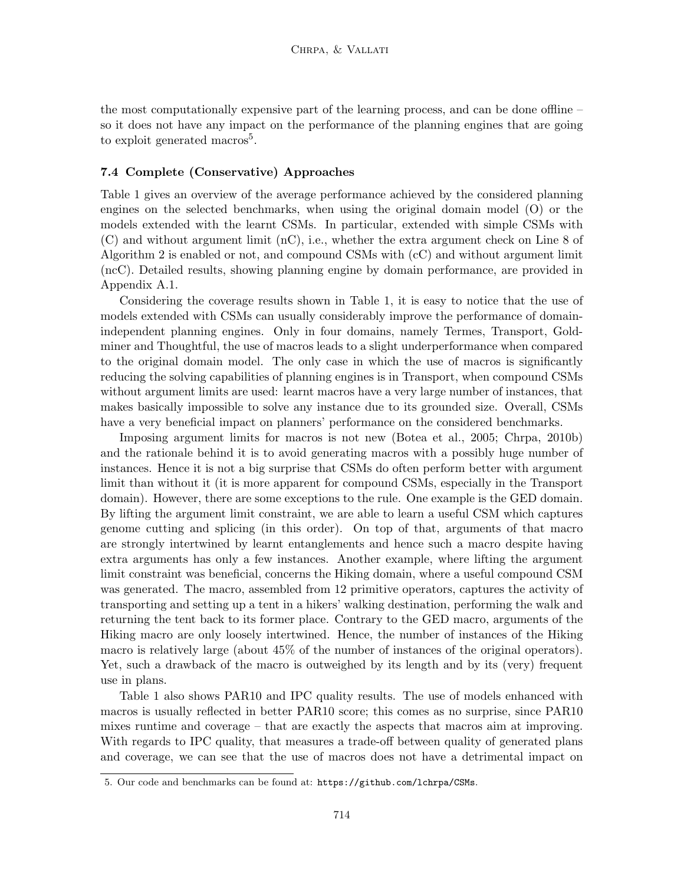the most computationally expensive part of the learning process, and can be done offline – so it does not have any impact on the performance of the planning engines that are going to exploit generated macros[5].

### 7.4 Complete (Conservative) Approaches

Table 1 gives an overview of the average performance achieved by the considered planning engines on the selected benchmarks, when using the original domain model (O) or the models extended with the learnt CSMs. In particular, extended with simple CSMs with (C) and without argument limit (nC), i.e., whether the extra argument check on Line 8 of Algorithm 2 is enabled or not, and compound CSMs with (cC) and without argument limit (ncC). Detailed results, showing planning engine by domain performance, are provided in Appendix A.1.

Considering the coverage results shown in Table 1, it is easy to notice that the use of models extended with CSMs can usually considerably improve the performance of domain-independent planning engines. Only in four domains, namely Termes, Transport, Goldminer and Thoughtful, the use of macros leads to a slight underperformance when compared to the original domain model. The only case in which the use of macros is significantly reducing the solving capabilities of planning engines is in Transport, when compound CSMs without argument limits are used: learnt macros have a very large number of instances, that makes basically impossible to solve any instance due to its grounded size. Overall, CSMs have a very beneficial impact on planners' performance on the considered benchmarks.

Imposing argument limits for macros is not new (Botea et al., 2005; Chrpa, 2010b) and the rationale behind it is to avoid generating macros with a possibly huge number of instances. Hence it is not a big surprise that CSMs do often perform better with argument limit than without it (it is more apparent for compound CSMs, especially in the Transport domain). However, there are some exceptions to the rule. One example is the GED domain. By lifting the argument limit constraint, we are able to learn a useful CSM which captures genome cutting and splicing (in this order). On top of that, arguments of that macro are strongly intertwined by learnt entanglements and hence such a macro despite having extra arguments has only a few instances. Another example, where lifting the argument limit constraint was beneficial, concerns the Hiking domain, where a useful compound CSM was generated. The macro, assembled from 12 primitive operators, captures the activity of transporting and setting up a tent in a hikers' walking destination, performing the walk and returning the tent back to its former place. Contrary to the GED macro, arguments of the Hiking macro are only loosely intertwined. Hence, the number of instances of the Hiking macro is relatively large (about 45% of the number of instances of the original operators). Yet, such a drawback of the macro is outweighed by its length and by its (very) frequent use in plans.

Table 1 also shows PAR10 and IPC quality results. The use of models enhanced with macros is usually reflected in better PAR10 score; this comes as no surprise, since PAR10 mixes runtime and coverage – that are exactly the aspects that macros aim at improving. With regards to IPC quality, that measures a trade-off between quality of generated plans and coverage, we can see that the use of macros does not have a detrimental impact on

---

5. Our code and benchmarks can be found at: `https://github.com/lchrpa/CSMs`.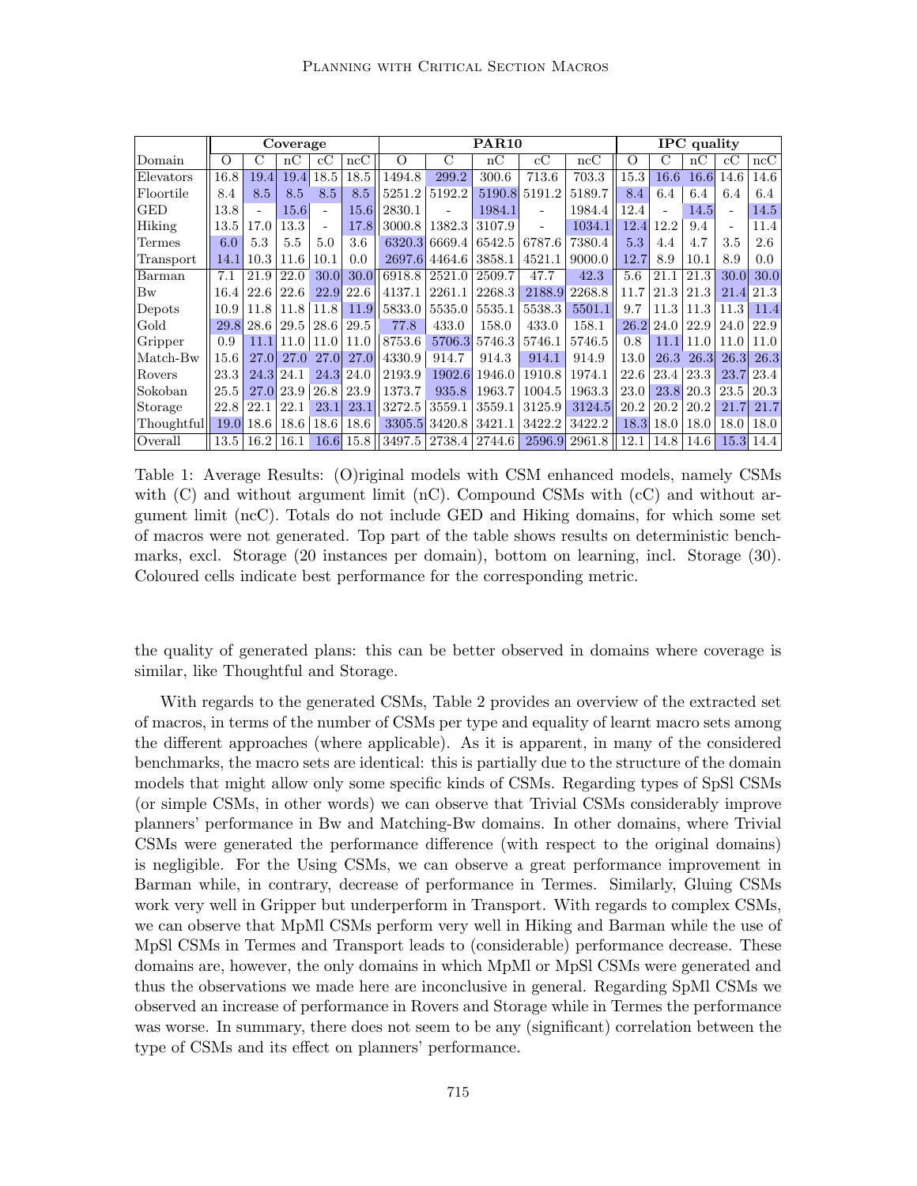| Domain | Coverage | | | | | PAR10 | | | | | IPC quality | | | | |
|---|---|---|---|---|---|---|---|---|---|---|---|---|---|---|---|
| | O | C | nC | cC | ncC | O | C | nC | cC | ncC | O | C | nC | cC | ncC |
| Elevators | 16.8 | 19.4 | 19.4 | 18.5 | 18.5 | 1494.8 | 299.2 | 300.6 | 713.6 | 703.3 | 15.3 | 16.6 | 16.6 | 14.6 | 14.6 |
| Floortile | 8.4 | 8.5 | 8.5 | 8.5 | 8.5 | 5251.2 | 5192.2 | 5190.8 | 5191.2 | 5189.7 | 8.4 | 6.4 | 6.4 | 6.4 | 6.4 |
| GED | 13.8 | - | 15.6 | - | 15.6 | 2830.1 | - | 1984.1 | - | 1984.4 | 12.4 | - | 14.5 | - | 14.5 |
| Hiking | 13.5 | 17.0 | 13.3 | - | 17.8 | 3000.8 | 1382.3 | 3107.9 | - | 1034.1 | 12.4 | 12.2 | 9.4 | - | 11.4 |
| Termes | 6.0 | 5.3 | 5.5 | 5.0 | 3.6 | 6320.3 | 6669.4 | 6542.5 | 6787.6 | 7380.4 | 5.3 | 4.4 | 4.7 | 3.5 | 2.6 |
| Transport | 14.1 | 10.3 | 11.6 | 10.1 | 0.0 | 2697.6 | 4464.6 | 3858.1 | 4521.1 | 9000.0 | 12.7 | 8.9 | 10.1 | 8.9 | 0.0 |
| Barman | 7.1 | 21.9 | 22.0 | 30.0 | 30.0 | 6918.8 | 2521.0 | 2509.7 | 47.7 | 42.3 | 5.6 | 21.1 | 21.3 | 30.0 | 30.0 |
| Bw | 16.4 | 22.6 | 22.6 | 22.9 | 22.6 | 4137.1 | 2261.1 | 2268.3 | 2188.9 | 2268.8 | 11.7 | 21.3 | 21.3 | 21.4 | 21.3 |
| Depots | 10.9 | 11.8 | 11.8 | 11.8 | 11.9 | 5833.0 | 5535.0 | 5535.1 | 5538.3 | 5501.1 | 9.7 | 11.3 | 11.3 | 11.3 | 11.4 |
| Gold | 29.8 | 28.6 | 29.5 | 28.6 | 29.5 | 77.8 | 433.0 | 158.0 | 433.0 | 158.1 | 26.2 | 24.0 | 22.9 | 24.0 | 22.9 |
| Gripper | 0.9 | 11.1 | 11.0 | 11.0 | 11.0 | 8753.6 | 5706.3 | 5746.3 | 5746.1 | 5746.5 | 0.8 | 11.1 | 11.0 | 11.0 | 11.0 |
| Match-Bw | 15.6 | 27.0 | 27.0 | 27.0 | 27.0 | 4330.9 | 914.7 | 914.3 | 914.1 | 914.9 | 13.0 | 26.3 | 26.3 | 26.3 | 26.3 |
| Rovers | 23.3 | 24.3 | 24.1 | 24.3 | 24.0 | 2193.9 | 1902.6 | 1946.0 | 1910.8 | 1974.1 | 22.6 | 23.4 | 23.3 | 23.7 | 23.4 |
| Sokoban | 25.5 | 27.0 | 23.9 | 26.8 | 23.9 | 1373.7 | 935.8 | 1963.7 | 1004.5 | 1963.3 | 23.0 | 23.8 | 20.3 | 23.5 | 20.3 |
| Storage | 22.8 | 22.1 | 22.1 | 23.1 | 23.1 | 3272.5 | 3559.1 | 3559.1 | 3125.9 | 3124.5 | 20.2 | 20.2 | 20.2 | 21.7 | 21.7 |
| Thoughtful | 19.0 | 18.6 | 18.6 | 18.6 | 18.6 | 3305.5 | 3420.8 | 3421.1 | 3422.2 | 3422.2 | 18.3 | 18.0 | 18.0 | 18.0 | 18.0 |
| Overall | 13.5 | 16.2 | 16.1 | 16.6 | 15.8 | 3497.5 | 2738.4 | 2744.6 | 2596.9 | 2961.8 | 12.1 | 14.8 | 14.6 | 15.3 | 14.4 |

Table 1: Average Results: (O)riginal models with CSM enhanced models, namely CSMs with (C) and without argument limit (nC). Compound CSMs with (cC) and without argument limit (ncC). Totals do not include GED and Hiking domains, for which some set of macros were not generated. Top part of the table shows results on deterministic benchmarks, excl. Storage (20 instances per domain), bottom on learning, incl. Storage (30). Coloured cells indicate best performance for the corresponding metric.

the quality of generated plans: this can be better observed in domains where coverage is similar, like Thoughtful and Storage.

With regards to the generated CSMs, Table 2 provides an overview of the extracted set of macros, in terms of the number of CSMs per type and equality of learnt macro sets among the different approaches (where applicable). As it is apparent, in many of the considered benchmarks, the macro sets are identical: this is partially due to the structure of the domain models that might allow only some specific kinds of CSMs. Regarding types of SpSl CSMs (or simple CSMs, in other words) we can observe that Trivial CSMs considerably improve planners' performance in Bw and Matching-Bw domains. In other domains, where Trivial CSMs were generated the performance difference (with respect to the original domains) is negligible. For the Using CSMs, we can observe a great performance improvement in Barman while, in contrary, decrease of performance in Termes. Similarly, Gluing CSMs work very well in Gripper but underperform in Transport. With regards to complex CSMs, we can observe that MpMl CSMs perform very well in Hiking and Barman while the use of MpSl CSMs in Termes and Transport leads to (considerable) performance decrease. These domains are, however, the only domains in which MpMl or MpSl CSMs were generated and thus the observations we made here are inconclusive in general. Regarding SpMl CSMs we observed an increase of performance in Rovers and Storage while in Termes the performance was worse. In summary, there does not seem to be any (significant) correlation between the type of CSMs and its effect on planners' performance.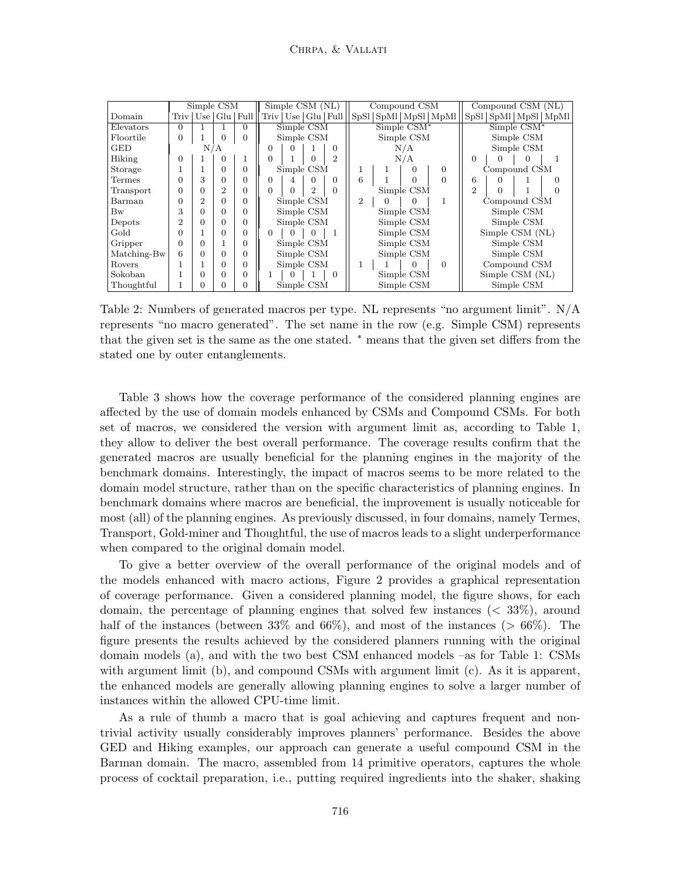| Domain | Simple CSM | | | | Simple CSM (NL) | | | | Compound CSM | | | | Compound CSM (NL) | | | |
|---|---|---|---|---|---|---|---|---|---|---|---|---|---|---|---|---|
| | Triv | Use | Glu | Full | Triv | Use | Glu | Full | SpSl | SpMl | MpSl | MpMl | SpSl | SpMl | MpSl | MpMl |
| Elevators | 0 | 1 | 1 | 0 | Simple CSM | | | | Simple CSM* | | | | Simple CSM* | | | |
| Floortile | 0 | 1 | 0 | 0 | Simple CSM | | | | Simple CSM | | | | Simple CSM | | | |
| GED | N/A | | | | 0 | 0 | 1 | 0 | N/A | | | | Simple CSM | | | |
| Hiking | 0 | 1 | 0 | 1 | 0 | 1 | 0 | 2 | N/A | | | | 0 | 0 | 0 | 1 |
| Storage | 1 | 1 | 0 | 0 | Simple CSM | | | | 1 | 1 | 0 | 0 | Compound CSM | | | |
| Termes | 0 | 3 | 0 | 0 | 0 | 4 | 0 | 0 | 6 | 1 | 0 | 0 | 6 | 0 | 1 | 0 |
| Transport | 0 | 0 | 2 | 0 | 0 | 0 | 2 | 0 | Simple CSM | | | | 2 | 0 | 1 | 0 |
| Barman | 0 | 2 | 0 | 0 | Simple CSM | | | | 2 | 0 | 0 | 1 | Compound CSM | | | |
| Bw | 3 | 0 | 0 | 0 | Simple CSM | | | | Simple CSM | | | | Simple CSM | | | |
| Depots | 2 | 0 | 0 | 0 | Simple CSM | | | | Simple CSM | | | | Simple CSM | | | |
| Gold | 0 | 1 | 0 | 0 | 0 | 0 | 0 | 1 | Simple CSM | | | | Simple CSM (NL) | | | |
| Gripper | 0 | 0 | 1 | 0 | Simple CSM | | | | Simple CSM | | | | Simple CSM | | | |
| Matching-Bw | 6 | 0 | 0 | 0 | Simple CSM | | | | Simple CSM | | | | Simple CSM | | | |
| Rovers | 1 | 1 | 0 | 0 | Simple CSM | | | | 1 | 1 | 0 | 0 | Compound CSM | | | |
| Sokoban | 1 | 0 | 0 | 0 | 1 | 0 | 1 | 0 | Simple CSM | | | | Simple CSM (NL) | | | |
| Thoughtful | 1 | 0 | 0 | 0 | Simple CSM | | | | Simple CSM | | | | Simple CSM | | | |

Table 2: Numbers of generated macros per type. NL represents "no argument limit". N/A represents "no macro generated". The set name in the row (e.g. Simple CSM) represents that the given set is the same as the one stated. * means that the given set differs from the stated one by outer entanglements.

Table 3 shows how the coverage performance of the considered planning engines are affected by the use of domain models enhanced by CSMs and Compound CSMs. For both set of macros, we considered the version with argument limit as, according to Table 1, they allow to deliver the best overall performance. The coverage results confirm that the generated macros are usually beneficial for the planning engines in the majority of the benchmark domains. Interestingly, the impact of macros seems to be more related to the domain model structure, rather than on the specific characteristics of planning engines. In benchmark domains where macros are beneficial, the improvement is usually noticeable for most (all) of the planning engines. As previously discussed, in four domains, namely Termes, Transport, Gold-miner and Thoughtful, the use of macros leads to a slight underperformance when compared to the original domain model.

To give a better overview of the overall performance of the original models and of the models enhanced with macro actions, Figure 2 provides a graphical representation of coverage performance. Given a considered planning model, the figure shows, for each domain, the percentage of planning engines that solved few instances ($< 33\%$), around half of the instances (between 33% and 66%), and most of the instances ($> 66\%$). The figure presents the results achieved by the considered planners running with the original domain models (a), and with the two best CSM enhanced models –as for Table 1: CSMs with argument limit (b), and compound CSMs with argument limit (c). As it is apparent, the enhanced models are generally allowing planning engines to solve a larger number of instances within the allowed CPU-time limit.

As a rule of thumb a macro that is goal achieving and captures frequent and non-trivial activity usually considerably improves planners' performance. Besides the above GED and Hiking examples, our approach can generate a useful compound CSM in the Barman domain. The macro, assembled from 14 primitive operators, captures the whole process of cocktail preparation, i.e., putting required ingredients into the shaker, shaking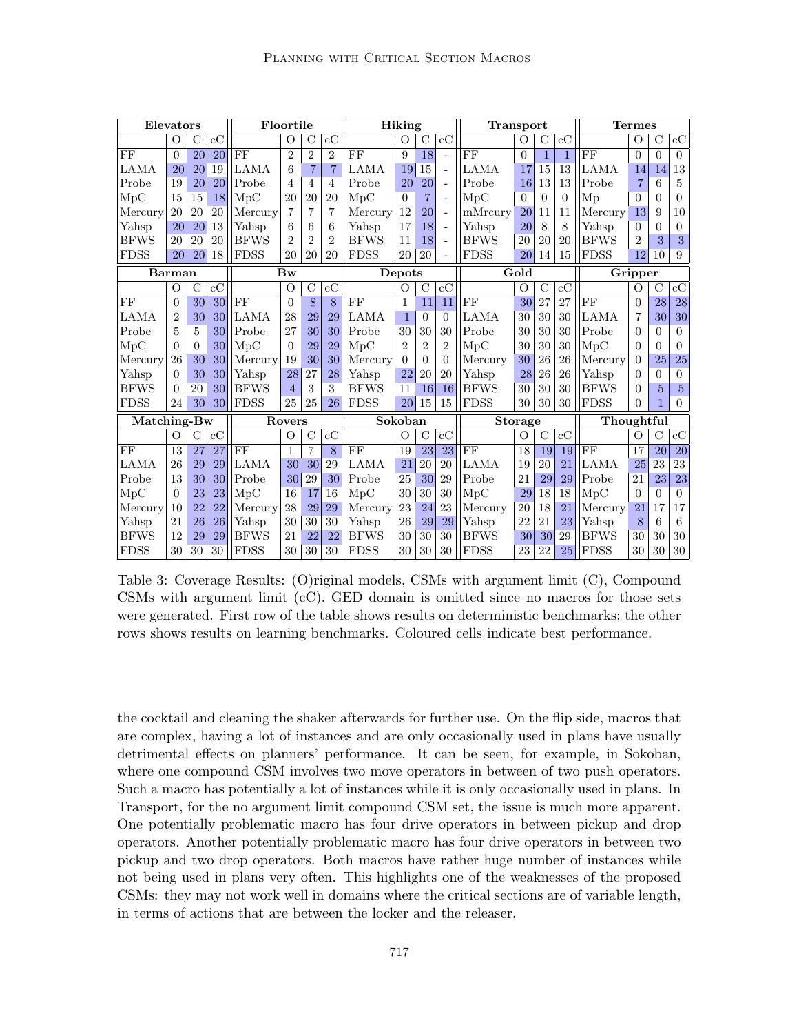| Elevators | | | | Floortile | | | | Hiking | | | | Transport | | | | Termes | | | |
|---|---|---|---|---|---|---|---|---|---|---|---|---|---|---|---|---|---|---|---|
| | O | C | cC | | O | C | cC | | O | C | cC | | O | C | cC | | O | C | cC |
| FF | 0 | 20 | 20 | FF | 2 | 2 | 2 | FF | 9 | 18 | - | FF | 0 | 1 | 1 | FF | 0 | 0 | 0 |
| LAMA | 20 | 20 | 19 | LAMA | 6 | 7 | 7 | LAMA | 19 | 15 | - | LAMA | 17 | 15 | 13 | LAMA | 14 | 14 | 13 |
| Probe | 19 | 20 | 20 | Probe | 4 | 4 | 4 | Probe | 20 | 20 | - | Probe | 16 | 13 | 13 | Probe | 7 | 6 | 5 |
| MpC | 15 | 15 | 18 | MpC | 20 | 20 | 20 | MpC | 0 | 7 | - | MpC | 0 | 0 | 0 | Mp | 0 | 0 | 0 |
| Mercury | 20 | 20 | 20 | Mercury | 7 | 7 | 7 | Mercury | 12 | 20 | - | mMrcury | 20 | 11 | 11 | Mercury | 13 | 9 | 10 |
| Yahsp | 20 | 20 | 13 | Yahsp | 6 | 6 | 6 | Yahsp | 17 | 18 | - | Yahsp | 20 | 8 | 8 | Yahsp | 0 | 0 | 0 |
| BFWS | 20 | 20 | 20 | BFWS | 2 | 2 | 2 | BFWS | 11 | 18 | - | BFWS | 20 | 20 | 20 | BFWS | 2 | 3 | 3 |
| FDSS | 20 | 20 | 18 | FDSS | 20 | 20 | 20 | FDSS | 20 | 20 | - | FDSS | 20 | 14 | 15 | FDSS | 12 | 10 | 9 |
| **Barman** | | | | **Bw** | | | | **Depots** | | | | **Gold** | | | | **Gripper** | | | |
| | O | C | cC | | O | C | cC | | O | C | cC | | O | C | cC | | O | C | cC |
| FF | 0 | 30 | 30 | FF | 0 | 8 | 8 | FF | 1 | 11 | 11 | FF | 30 | 27 | 27 | FF | 0 | 28 | 28 |
| LAMA | 2 | 30 | 30 | LAMA | 28 | 29 | 29 | LAMA | 1 | 0 | 0 | LAMA | 30 | 30 | 30 | LAMA | 7 | 30 | 30 |
| Probe | 5 | 5 | 30 | Probe | 27 | 30 | 30 | Probe | 30 | 30 | 30 | Probe | 30 | 30 | 30 | Probe | 0 | 0 | 0 |
| MpC | 0 | 0 | 30 | MpC | 0 | 29 | 29 | MpC | 2 | 2 | 2 | MpC | 30 | 30 | 30 | MpC | 0 | 0 | 0 |
| Mercury | 26 | 30 | 30 | Mercury | 19 | 30 | 30 | Mercury | 0 | 0 | 0 | Mercury | 30 | 26 | 26 | Mercury | 0 | 25 | 25 |
| Yahsp | 0 | 30 | 30 | Yahsp | 28 | 27 | 28 | Yahsp | 22 | 20 | 20 | Yahsp | 28 | 26 | 26 | Yahsp | 0 | 0 | 0 |
| BFWS | 0 | 20 | 30 | BFWS | 4 | 3 | 3 | BFWS | 11 | 16 | 16 | BFWS | 30 | 30 | 30 | BFWS | 0 | 5 | 5 |
| FDSS | 24 | 30 | 30 | FDSS | 25 | 25 | 26 | FDSS | 20 | 15 | 15 | FDSS | 30 | 30 | 30 | FDSS | 0 | 1 | 0 |
| **Matching-Bw** | | | | **Rovers** | | | | **Sokoban** | | | | **Storage** | | | | **Thoughtful** | | | |
| | O | C | cC | | O | C | cC | | O | C | cC | | O | C | cC | | O | C | cC |
| FF | 13 | 27 | 27 | FF | 1 | 7 | 8 | FF | 19 | 23 | 23 | FF | 18 | 19 | 19 | FF | 17 | 20 | 20 |
| LAMA | 26 | 29 | 29 | LAMA | 30 | 30 | 29 | LAMA | 21 | 20 | 20 | LAMA | 19 | 20 | 21 | LAMA | 25 | 23 | 23 |
| Probe | 13 | 30 | 30 | Probe | 30 | 29 | 30 | Probe | 25 | 30 | 29 | Probe | 21 | 29 | 29 | Probe | 21 | 23 | 23 |
| MpC | 0 | 23 | 23 | MpC | 16 | 17 | 16 | MpC | 30 | 30 | 30 | MpC | 29 | 18 | 18 | MpC | 0 | 0 | 0 |
| Mercury | 10 | 22 | 22 | Mercury | 28 | 29 | 29 | Mercury | 23 | 24 | 23 | Mercury | 20 | 18 | 21 | Mercury | 21 | 17 | 17 |
| Yahsp | 21 | 26 | 26 | Yahsp | 30 | 30 | 30 | Yahsp | 26 | 29 | 29 | Yahsp | 22 | 21 | 23 | Yahsp | 8 | 6 | 6 |
| BFWS | 12 | 29 | 29 | BFWS | 21 | 22 | 22 | BFWS | 30 | 30 | 30 | BFWS | 30 | 30 | 29 | BFWS | 30 | 30 | 30 |
| FDSS | 30 | 30 | 30 | FDSS | 30 | 30 | 30 | FDSS | 30 | 30 | 30 | FDSS | 23 | 22 | 25 | FDSS | 30 | 30 | 30 |

Table 3: Coverage Results: (O)riginal models, CSMs with argument limit (C), Compound CSMs with argument limit (cC). GED domain is omitted since no macros for those sets were generated. First row of the table shows results on deterministic benchmarks; the other rows shows results on learning benchmarks. Coloured cells indicate best performance.

the cocktail and cleaning the shaker afterwards for further use. On the flip side, macros that are complex, having a lot of instances and are only occasionally used in plans have usually detrimental effects on planners' performance. It can be seen, for example, in Sokoban, where one compound CSM involves two move operators in between of two push operators. Such a macro has potentially a lot of instances while it is only occasionally used in plans. In Transport, for the no argument limit compound CSM set, the issue is much more apparent. One potentially problematic macro has four drive operators in between pickup and drop operators. Another potentially problematic macro has four drive operators in between two pickup and two drop operators. Both macros have rather huge number of instances while not being used in plans very often. This highlights one of the weaknesses of the proposed CSMs: they may not work well in domains where the critical sections are of variable length, in terms of actions that are between the locker and the releaser.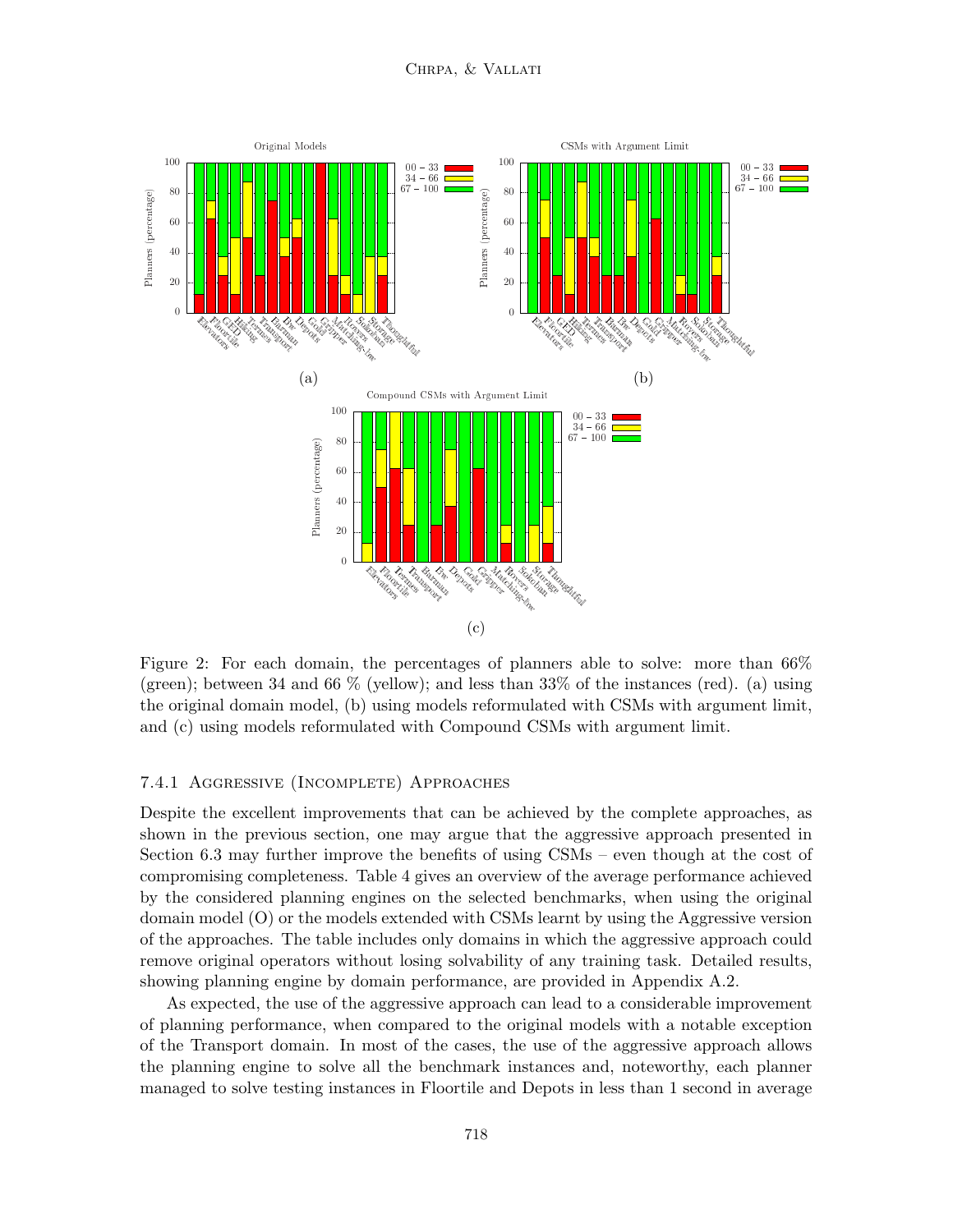Figure 2: For each domain, the percentages of planners able to solve: more than 66% (green); between 34 and 66 % (yellow); and less than 33% of the instances (red). (a) using the original domain model, (b) using models reformulated with CSMs with argument limit, and (c) using models reformulated with Compound CSMs with argument limit.

#### 7.4.1 Aggressive (Incomplete) Approaches

Despite the excellent improvements that can be achieved by the complete approaches, as shown in the previous section, one may argue that the aggressive approach presented in Section 6.3 may further improve the benefits of using CSMs – even though at the cost of compromising completeness. Table 4 gives an overview of the average performance achieved by the considered planning engines on the selected benchmarks, when using the original domain model (O) or the models extended with CSMs learnt by using the Aggressive version of the approaches. The table includes only domains in which the aggressive approach could remove original operators without losing solvability of any training task. Detailed results, showing planning engine by domain performance, are provided in Appendix A.2.

As expected, the use of the aggressive approach can lead to a considerable improvement of planning performance, when compared to the original models with a notable exception of the Transport domain. In most of the cases, the use of the aggressive approach allows the planning engine to solve all the benchmark instances and, noteworthy, each planner managed to solve testing instances in Floortile and Depots in less than 1 second in average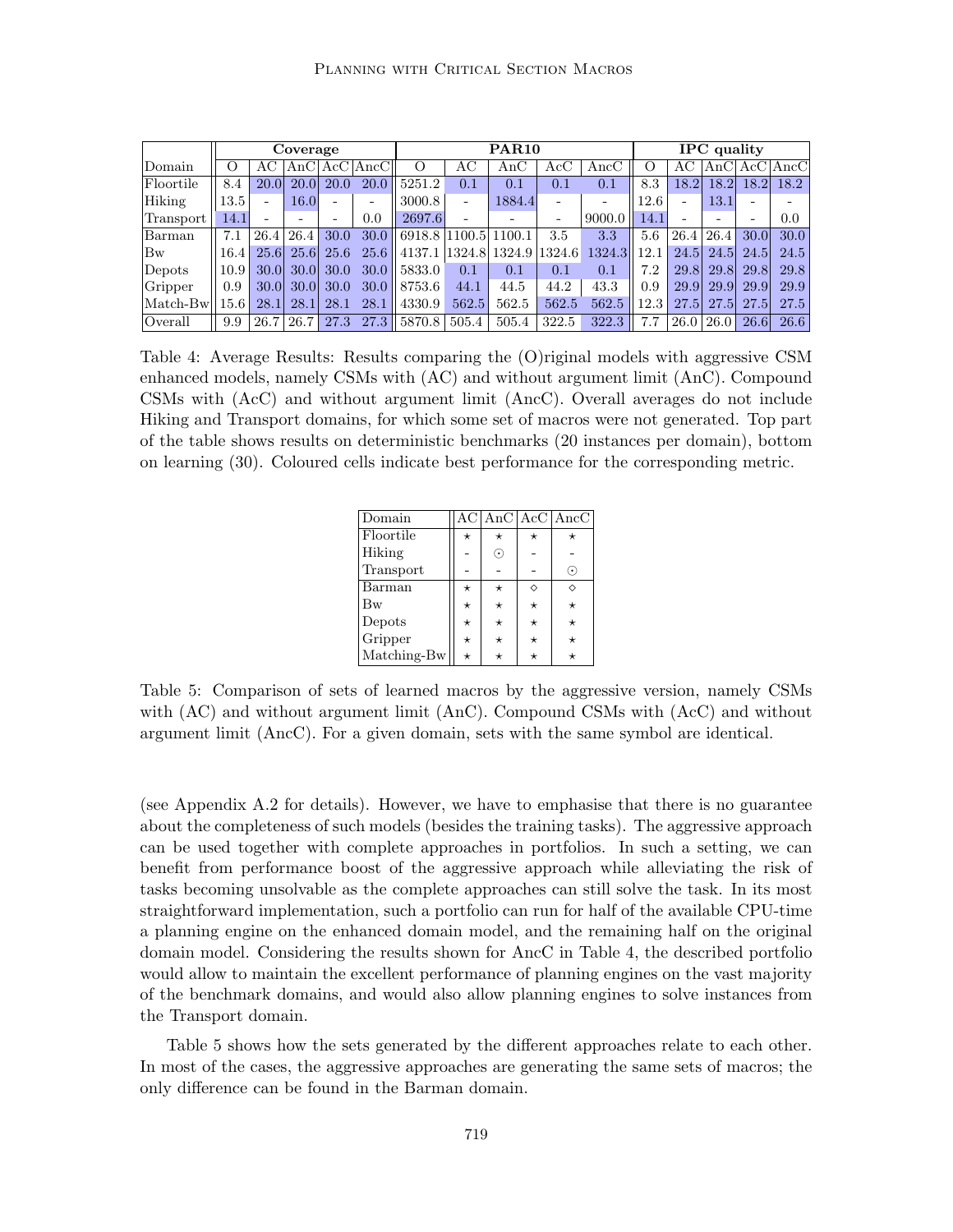| | Coverage | | | | | PAR10 | | | | | IPC quality | | | | |
|---|---|---|---|---|---|---|---|---|---|---|---|---|---|---|---|
| Domain | O | AC | AnC | AcC | AncC | O | AC | AnC | AcC | AncC | O | AC | AnC | AcC | AncC |
| Floortile | 8.4 | 20.0 | 20.0 | 20.0 | 20.0 | 5251.2 | 0.1 | 0.1 | 0.1 | 0.1 | 8.3 | 18.2 | 18.2 | 18.2 | 18.2 |
| Hiking | 13.5 | - | 16.0 | - | - | 3000.8 | - | 1884.4 | - | - | 12.6 | - | 13.1 | - | - |
| Transport | 14.1 | - | - | - | 0.0 | 2697.6 | - | - | - | 9000.0 | 14.1 | - | - | - | 0.0 |
| Barman | 7.1 | 26.4 | 26.4 | 30.0 | 30.0 | 6918.8 | 1100.5 | 1100.1 | 3.5 | 3.3 | 5.6 | 26.4 | 26.4 | 30.0 | 30.0 |
| Bw | 16.4 | 25.6 | 25.6 | 25.6 | 25.6 | 4137.1 | 1324.8 | 1324.9 | 1324.6 | 1324.3 | 12.1 | 24.5 | 24.5 | 24.5 | 24.5 |
| Depots | 10.9 | 30.0 | 30.0 | 30.0 | 30.0 | 5833.0 | 0.1 | 0.1 | 0.1 | 0.1 | 7.2 | 29.8 | 29.8 | 29.8 | 29.8 |
| Gripper | 0.9 | 30.0 | 30.0 | 30.0 | 30.0 | 8753.6 | 44.1 | 44.5 | 44.2 | 43.3 | 0.9 | 29.9 | 29.9 | 29.9 | 29.9 |
| Match-Bw | 15.6 | 28.1 | 28.1 | 28.1 | 28.1 | 4330.9 | 562.5 | 562.5 | 562.5 | 562.5 | 12.3 | 27.5 | 27.5 | 27.5 | 27.5 |
| Overall | 9.9 | 26.7 | 26.7 | 27.3 | 27.3 | 5870.8 | 505.4 | 505.4 | 322.5 | 322.3 | 7.7 | 26.0 | 26.0 | 26.6 | 26.6 |

Table 4: Average Results: Results comparing the (O)riginal models with aggressive CSM enhanced models, namely CSMs with (AC) and without argument limit (AnC). Compound CSMs with (AcC) and without argument limit (AncC). Overall averages do not include Hiking and Transport domains, for which some set of macros were not generated. Top part of the table shows results on deterministic benchmarks (20 instances per domain), bottom on learning (30). Coloured cells indicate best performance for the corresponding metric.

| Domain | AC | AnC | AcC | AncC |
|---|---|---|---|---|
| Floortile | ⋆ | ⋆ | ⋆ | ⋆ |
| Hiking | - | ⊙ | - | - |
| Transport | - | - | - | ⊙ |
| Barman | ⋆ | ⋆ | ⋄ | ⋄ |
| Bw | ⋆ | ⋆ | ⋆ | ⋆ |
| Depots | ⋆ | ⋆ | ⋆ | ⋆ |
| Gripper | ⋆ | ⋆ | ⋆ | ⋆ |
| Matching-Bw | ⋆ | ⋆ | ⋆ | ⋆ |

Table 5: Comparison of sets of learned macros by the aggressive version, namely CSMs with (AC) and without argument limit (AnC). Compound CSMs with (AcC) and without argument limit (AncC). For a given domain, sets with the same symbol are identical.

(see Appendix A.2 for details). However, we have to emphasise that there is no guarantee about the completeness of such models (besides the training tasks). The aggressive approach can be used together with complete approaches in portfolios. In such a setting, we can benefit from performance boost of the aggressive approach while alleviating the risk of tasks becoming unsolvable as the complete approaches can still solve the task. In its most straightforward implementation, such a portfolio can run for half of the available CPU-time a planning engine on the enhanced domain model, and the remaining half on the original domain model. Considering the results shown for AncC in Table 4, the described portfolio would allow to maintain the excellent performance of planning engines on the vast majority of the benchmark domains, and would also allow planning engines to solve instances from the Transport domain.

Table 5 shows how the sets generated by the different approaches relate to each other. In most of the cases, the aggressive approaches are generating the same sets of macros; the only difference can be found in the Barman domain.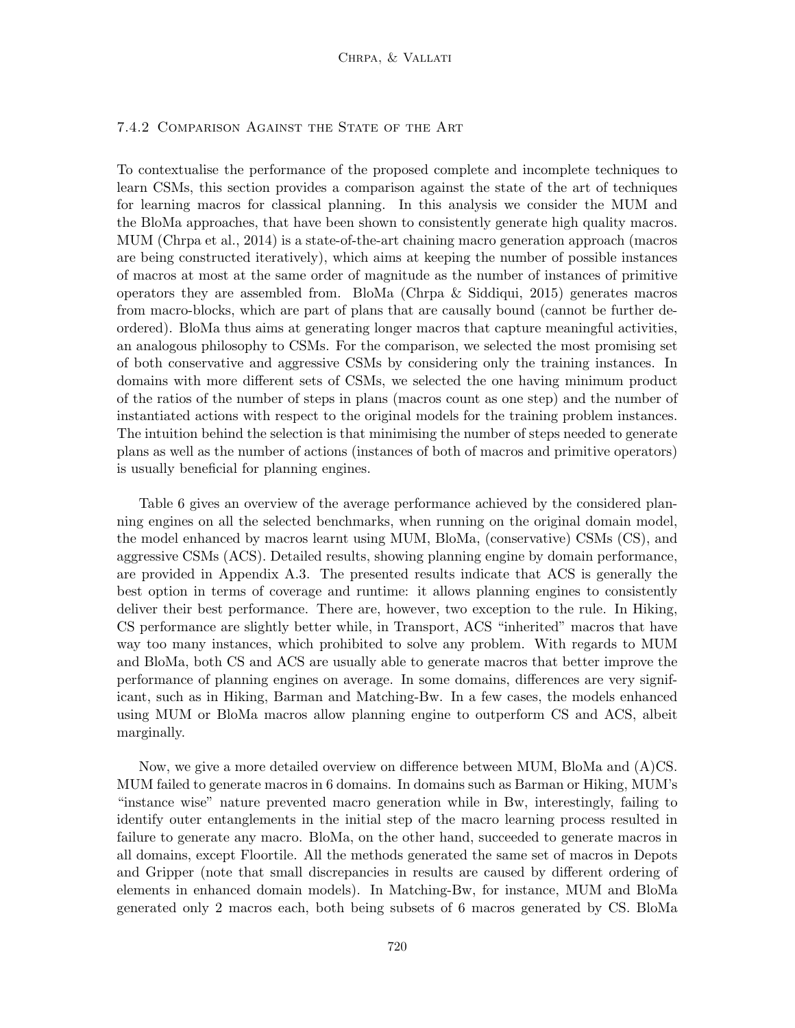### 7.4.2 Comparison Against the State of the Art

To contextualise the performance of the proposed complete and incomplete techniques to learn CSMs, this section provides a comparison against the state of the art of techniques for learning macros for classical planning. In this analysis we consider the MUM and the BloMa approaches, that have been shown to consistently generate high quality macros. MUM (Chrpa et al., 2014) is a state-of-the-art chaining macro generation approach (macros are being constructed iteratively), which aims at keeping the number of possible instances of macros at most at the same order of magnitude as the number of instances of primitive operators they are assembled from. BloMa (Chrpa & Siddiqui, 2015) generates macros from macro-blocks, which are part of plans that are causally bound (cannot be further deordered). BloMa thus aims at generating longer macros that capture meaningful activities, an analogous philosophy to CSMs. For the comparison, we selected the most promising set of both conservative and aggressive CSMs by considering only the training instances. In domains with more different sets of CSMs, we selected the one having minimum product of the ratios of the number of steps in plans (macros count as one step) and the number of instantiated actions with respect to the original models for the training problem instances. The intuition behind the selection is that minimising the number of steps needed to generate plans as well as the number of actions (instances of both of macros and primitive operators) is usually beneficial for planning engines.

Table 6 gives an overview of the average performance achieved by the considered planning engines on all the selected benchmarks, when running on the original domain model, the model enhanced by macros learnt using MUM, BloMa, (conservative) CSMs (CS), and aggressive CSMs (ACS). Detailed results, showing planning engine by domain performance, are provided in Appendix A.3. The presented results indicate that ACS is generally the best option in terms of coverage and runtime: it allows planning engines to consistently deliver their best performance. There are, however, two exception to the rule. In Hiking, CS performance are slightly better while, in Transport, ACS "inherited" macros that have way too many instances, which prohibited to solve any problem. With regards to MUM and BloMa, both CS and ACS are usually able to generate macros that better improve the performance of planning engines on average. In some domains, differences are very significant, such as in Hiking, Barman and Matching-Bw. In a few cases, the models enhanced using MUM or BloMa macros allow planning engine to outperform CS and ACS, albeit marginally.

Now, we give a more detailed overview on difference between MUM, BloMa and (A)CS. MUM failed to generate macros in 6 domains. In domains such as Barman or Hiking, MUM's "instance wise" nature prevented macro generation while in Bw, interestingly, failing to identify outer entanglements in the initial step of the macro learning process resulted in failure to generate any macro. BloMa, on the other hand, succeeded to generate macros in all domains, except Floortile. All the methods generated the same set of macros in Depots and Gripper (note that small discrepancies in results are caused by different ordering of elements in enhanced domain models). In Matching-Bw, for instance, MUM and BloMa generated only 2 macros each, both being subsets of 6 macros generated by CS. BloMa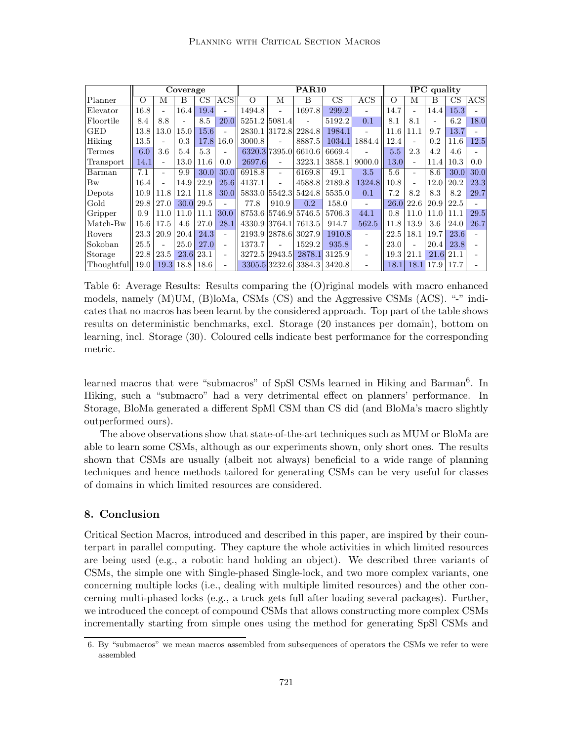| Planner | Coverage | | | | | PAR10 | | | | | IPC quality | | | | |
|---|---|---|---|---|---|---|---|---|---|---|---|---|---|---|---|
| | O | M | B | CS | ACS | O | M | B | CS | ACS | O | M | B | CS | ACS |
| Elevator | 16.8 | - | 16.4 | 19.4 | - | 1494.8 | - | 1697.8 | 299.2 | - | 14.7 | - | 14.4 | 15.3 | - |
| Floortile | 8.4 | 8.8 | - | 8.5 | 20.0 | 5251.2 | 5081.4 | - | 5192.2 | 0.1 | 8.1 | 8.1 | - | 6.2 | 18.0 |
| GED | 13.8 | 13.0 | 15.0 | 15.6 | - | 2830.1 | 3172.8 | 2284.8 | 1984.1 | - | 11.6 | 11.1 | 9.7 | 13.7 | - |
| Hiking | 13.5 | - | 0.3 | 17.8 | 16.0 | 3000.8 | - | 8887.5 | 1034.1 | 1884.4 | 12.4 | - | 0.2 | 11.6 | 12.5 |
| Termes | 6.0 | 3.6 | 5.4 | 5.3 | - | 6320.3 | 7395.0 | 6610.6 | 6669.4 | - | 5.5 | 2.3 | 4.2 | 4.6 | - |
| Transport | 14.1 | - | 13.0 | 11.6 | 0.0 | 2697.6 | - | 3223.1 | 3858.1 | 9000.0 | 13.0 | - | 11.4 | 10.3 | 0.0 |
| Barman | 7.1 | - | 9.9 | 30.0 | 30.0 | 6918.8 | - | 6169.8 | 49.1 | 3.5 | 5.6 | - | 8.6 | 30.0 | 30.0 |
| Bw | 16.4 | - | 14.9 | 22.9 | 25.6 | 4137.1 | - | 4588.8 | 2189.8 | 1324.8 | 10.8 | - | 12.0 | 20.2 | 23.3 |
| Depots | 10.9 | 11.8 | 12.1 | 11.8 | 30.0 | 5833.0 | 5542.3 | 5424.8 | 5535.0 | 0.1 | 7.2 | 8.2 | 8.3 | 8.2 | 29.7 |
| Gold | 29.8 | 27.0 | 30.0 | 29.5 | - | 77.8 | 910.9 | 0.2 | 158.0 | - | 26.0 | 22.6 | 20.9 | 22.5 | - |
| Gripper | 0.9 | 11.0 | 11.0 | 11.1 | 30.0 | 8753.6 | 5746.9 | 5746.5 | 5706.3 | 44.1 | 0.8 | 11.0 | 11.0 | 11.1 | 29.5 |
| Match-Bw | 15.6 | 17.5 | 4.6 | 27.0 | 28.1 | 4330.9 | 3764.1 | 7613.5 | 914.7 | 562.5 | 11.8 | 13.9 | 3.6 | 24.0 | 26.7 |
| Rovers | 23.3 | 20.9 | 20.4 | 24.3 | - | 2193.9 | 2878.6 | 3027.9 | 1910.8 | - | 22.5 | 18.1 | 19.7 | 23.6 | - |
| Sokoban | 25.5 | - | 25.0 | 27.0 | - | 1373.7 | - | 1529.2 | 935.8 | - | 23.0 | - | 20.4 | 23.8 | - |
| Storage | 22.8 | 23.5 | 23.6 | 23.1 | - | 3272.5 | 2943.5 | 2878.1 | 3125.9 | - | 19.3 | 21.1 | 21.6 | 21.1 | - |
| Thoughtful | 19.0 | 19.3 | 18.8 | 18.6 | - | 3305.5 | 3232.6 | 3384.3 | 3420.8 | - | 18.1 | 18.1 | 17.9 | 17.7 | - |

Table 6: Average Results: Results comparing the (O)riginal models with macro enhanced models, namely (M)UM, (B)loMa, CSMs (CS) and the Aggressive CSMs (ACS). "-" indicates that no macros has been learnt by the considered approach. Top part of the table shows results on deterministic benchmarks, excl. Storage (20 instances per domain), bottom on learning, incl. Storage (30). Coloured cells indicate best performance for the corresponding metric.

learned macros that were "submacros" of SpSl CSMs learned in Hiking and Barman[6]. In Hiking, such a "submacro" had a very detrimental effect on planners' performance. In Storage, BloMa generated a different SpMl CSM than CS did (and BloMa's macro slightly outperformed ours).

The above observations show that state-of-the-art techniques such as MUM or BloMa are able to learn some CSMs, although as our experiments shown, only short ones. The results shown that CSMs are usually (albeit not always) beneficial to a wide range of planning techniques and hence methods tailored for generating CSMs can be very useful for classes of domains in which limited resources are considered.

## 8. Conclusion

Critical Section Macros, introduced and described in this paper, are inspired by their counterpart in parallel computing. They capture the whole activities in which limited resources are being used (e.g., a robotic hand holding an object). We described three variants of CSMs, the simple one with Single-phased Single-lock, and two more complex variants, one concerning multiple locks (i.e., dealing with multiple limited resources) and the other concerning multi-phased locks (e.g., a truck gets full after loading several packages). Further, we introduced the concept of compound CSMs that allows constructing more complex CSMs incrementally starting from simple ones using the method for generating SpSl CSMs and

6. By "submacros" we mean macros assembled from subsequences of operators the CSMs we refer to were assembled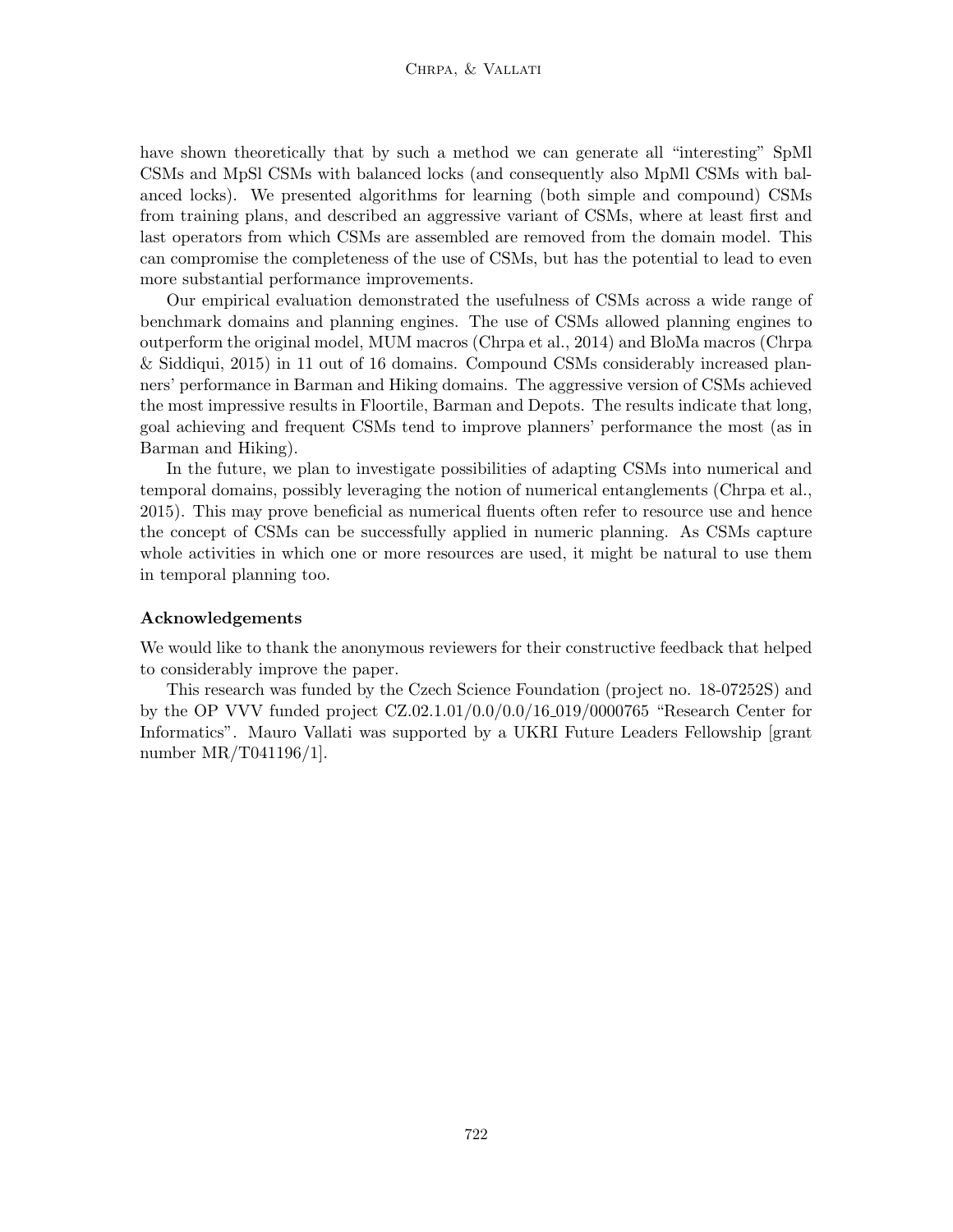have shown theoretically that by such a method we can generate all "interesting" SpMl CSMs and MpSl CSMs with balanced locks (and consequently also MpMl CSMs with balanced locks). We presented algorithms for learning (both simple and compound) CSMs from training plans, and described an aggressive variant of CSMs, where at least first and last operators from which CSMs are assembled are removed from the domain model. This can compromise the completeness of the use of CSMs, but has the potential to lead to even more substantial performance improvements.

Our empirical evaluation demonstrated the usefulness of CSMs across a wide range of benchmark domains and planning engines. The use of CSMs allowed planning engines to outperform the original model, MUM macros (Chrpa et al., 2014) and BloMa macros (Chrpa & Siddiqui, 2015) in 11 out of 16 domains. Compound CSMs considerably increased planners' performance in Barman and Hiking domains. The aggressive version of CSMs achieved the most impressive results in Floortile, Barman and Depots. The results indicate that long, goal achieving and frequent CSMs tend to improve planners' performance the most (as in Barman and Hiking).

In the future, we plan to investigate possibilities of adapting CSMs into numerical and temporal domains, possibly leveraging the notion of numerical entanglements (Chrpa et al., 2015). This may prove beneficial as numerical fluents often refer to resource use and hence the concept of CSMs can be successfully applied in numeric planning. As CSMs capture whole activities in which one or more resources are used, it might be natural to use them in temporal planning too.

### Acknowledgements

We would like to thank the anonymous reviewers for their constructive feedback that helped to considerably improve the paper.

This research was funded by the Czech Science Foundation (project no. 18-07252S) and by the OP VVV funded project CZ.02.1.01/0.0/0.0/16_019/0000765 "Research Center for Informatics". Mauro Vallati was supported by a UKRI Future Leaders Fellowship [grant number MR/T041196/1].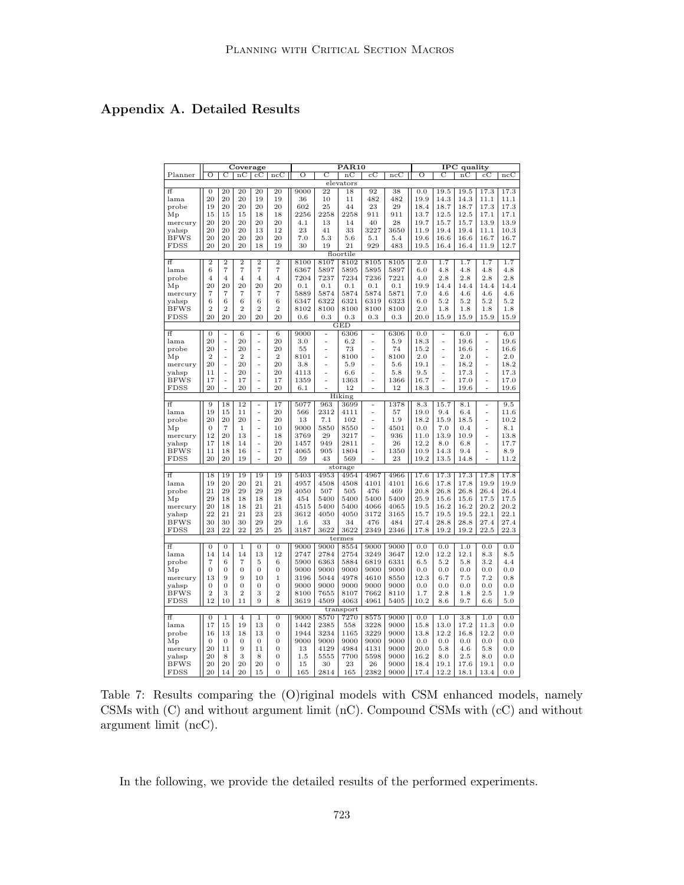## Appendix A. Detailed Results

| Planner | Coverage | | | | | PAR10 | | | | | IPC quality | | | | |
|---|---|---|---|---|---|---|---|---|---|---|---|---|---|---|---|
| | O | C | nC | cC | ncC | O | C | nC | cC | ncC | O | C | nC | cC | ncC |
| **elevators** | | | | | | | | | | | | | | | |
| ff | 0 | 20 | 20 | 20 | 20 | 9000 | 22 | 18 | 92 | 38 | 0.0 | 19.5 | 19.5 | 17.3 | 17.3 |
| lama | 20 | 20 | 20 | 19 | 19 | 36 | 10 | 11 | 482 | 482 | 19.9 | 14.3 | 14.3 | 11.1 | 11.1 |
| probe | 19 | 20 | 20 | 20 | 20 | 602 | 25 | 44 | 23 | 29 | 18.4 | 18.7 | 18.7 | 17.3 | 17.3 |
| Mp | 15 | 15 | 15 | 18 | 18 | 2256 | 2258 | 2258 | 911 | 911 | 13.7 | 12.5 | 12.5 | 17.1 | 17.1 |
| mercury | 20 | 20 | 20 | 20 | 20 | 4.1 | 13 | 14 | 40 | 28 | 19.7 | 15.7 | 15.7 | 13.9 | 13.9 |
| yahsp | 20 | 20 | 20 | 13 | 12 | 23 | 41 | 33 | 3227 | 3650 | 11.9 | 19.4 | 19.4 | 11.1 | 10.3 |
| BFWS | 20 | 20 | 20 | 20 | 20 | 7.0 | 5.3 | 5.6 | 5.1 | 5.4 | 19.6 | 16.6 | 16.6 | 16.7 | 16.7 |
| FDSS | 20 | 20 | 20 | 18 | 19 | 30 | 19 | 21 | 929 | 483 | 19.5 | 16.4 | 16.4 | 11.9 | 12.7 |
| **floortile** | | | | | | | | | | | | | | | |
| ff | 2 | 2 | 2 | 2 | 2 | 8100 | 8107 | 8102 | 8105 | 8105 | 2.0 | 1.7 | 1.7 | 1.7 | 1.7 |
| lama | 6 | 7 | 7 | 7 | 7 | 6367 | 5897 | 5895 | 5895 | 5897 | 6.0 | 4.8 | 4.8 | 4.8 | 4.8 |
| probe | 4 | 4 | 4 | 4 | 4 | 7204 | 7237 | 7234 | 7236 | 7221 | 4.0 | 2.8 | 2.8 | 2.8 | 2.8 |
| Mp | 20 | 20 | 20 | 20 | 20 | 0.1 | 0.1 | 0.1 | 0.1 | 0.1 | 19.9 | 14.4 | 14.4 | 14.4 | 14.4 |
| mercury | 7 | 7 | 7 | 7 | 7 | 5889 | 5874 | 5874 | 5874 | 5871 | 7.0 | 4.6 | 4.6 | 4.6 | 4.6 |
| yahsp | 6 | 6 | 6 | 6 | 6 | 6347 | 6322 | 6321 | 6319 | 6323 | 6.0 | 5.2 | 5.2 | 5.2 | 5.2 |
| BFWS | 2 | 2 | 2 | 2 | 2 | 8102 | 8100 | 8100 | 8100 | 8100 | 2.0 | 1.8 | 1.8 | 1.8 | 1.8 |
| FDSS | 20 | 20 | 20 | 20 | 20 | 0.6 | 0.3 | 0.3 | 0.3 | 0.3 | 20.0 | 15.9 | 15.9 | 15.9 | 15.9 |
| **GED** | | | | | | | | | | | | | | | |
| ff | 0 | - | 6 | - | 6 | 9000 | - | 6306 | - | 6306 | 0.0 | - | 6.0 | - | 6.0 |
| lama | 20 | - | 20 | - | 20 | 3.0 | - | 6.2 | - | 5.9 | 18.3 | - | 19.6 | - | 19.6 |
| probe | 20 | - | 20 | - | 20 | 55 | - | 73 | - | 74 | 15.2 | - | 16.6 | - | 16.6 |
| Mp | 2 | - | 2 | - | 2 | 8101 | - | 8100 | - | 8100 | 2.0 | - | 2.0 | - | 2.0 |
| mercury | 20 | - | 20 | - | 20 | 3.8 | - | 5.9 | - | 5.6 | 19.1 | - | 18.2 | - | 18.2 |
| yahsp | 11 | - | 20 | - | 20 | 4113 | - | 6.6 | - | 5.8 | 9.5 | - | 17.3 | - | 17.3 |
| BFWS | 17 | - | 17 | - | 17 | 1359 | - | 1363 | - | 1366 | 16.7 | - | 17.0 | - | 17.0 |
| FDSS | 20 | - | 20 | - | 20 | 6.1 | - | 12 | - | 12 | 18.3 | - | 19.6 | - | 19.6 |
| **Hiking** | | | | | | | | | | | | | | | |
| ff | 9 | 18 | 12 | - | 17 | 5077 | 963 | 3699 | - | 1378 | 8.3 | 15.7 | 8.1 | - | 9.5 |
| lama | 19 | 15 | 11 | - | 20 | 566 | 2312 | 4111 | - | 57 | 19.0 | 9.4 | 6.4 | - | 11.6 |
| probe | 20 | 20 | 20 | - | 20 | 13 | 7.1 | 102 | - | 1.9 | 18.2 | 15.9 | 18.5 | - | 10.2 |
| Mp | 0 | 7 | 1 | - | 10 | 9000 | 5850 | 8550 | - | 4501 | 0.0 | 7.0 | 0.4 | - | 8.1 |
| mercury | 12 | 20 | 13 | - | 18 | 3769 | 29 | 3217 | - | 936 | 11.0 | 13.9 | 10.9 | - | 13.8 |
| yahsp | 17 | 18 | 14 | - | 20 | 1457 | 949 | 2811 | - | 26 | 12.2 | 8.0 | 6.8 | - | 17.7 |
| BFWS | 11 | 18 | 16 | - | 17 | 4065 | 905 | 1804 | - | 1350 | 10.9 | 14.3 | 9.4 | - | 8.9 |
| FDSS | 20 | 20 | 19 | - | 20 | 59 | 43 | 569 | - | 23 | 19.2 | 13.5 | 14.8 | - | 11.2 |
| **storage** | | | | | | | | | | | | | | | |
| ff | 18 | 19 | 19 | 19 | 19 | 5403 | 4953 | 4954 | 4967 | 4966 | 17.6 | 17.3 | 17.3 | 17.8 | 17.8 |
| lama | 19 | 20 | 20 | 21 | 21 | 4957 | 4508 | 4508 | 4101 | 4101 | 16.6 | 17.8 | 17.8 | 19.9 | 19.9 |
| probe | 21 | 29 | 29 | 29 | 29 | 4050 | 507 | 505 | 476 | 469 | 20.8 | 26.8 | 26.8 | 26.4 | 26.4 |
| Mp | 29 | 18 | 18 | 18 | 18 | 454 | 5400 | 5400 | 5400 | 5400 | 25.9 | 15.6 | 15.6 | 17.5 | 17.5 |
| mercury | 20 | 18 | 18 | 21 | 21 | 4515 | 5400 | 5400 | 4066 | 4065 | 19.5 | 16.2 | 16.2 | 20.2 | 20.2 |
| yahsp | 22 | 21 | 21 | 23 | 23 | 3612 | 4050 | 4050 | 3172 | 3165 | 15.7 | 19.5 | 19.5 | 22.1 | 22.1 |
| BFWS | 30 | 30 | 30 | 29 | 29 | 1.6 | 33 | 34 | 476 | 484 | 27.4 | 28.8 | 28.8 | 27.4 | 27.4 |
| FDSS | 23 | 22 | 22 | 25 | 25 | 3187 | 3622 | 3622 | 2349 | 2346 | 17.8 | 19.2 | 19.2 | 22.5 | 22.3 |
| **termes** | | | | | | | | | | | | | | | |
| ff | 0 | 0 | 1 | 0 | 0 | 9000 | 9000 | 8554 | 9000 | 9000 | 0.0 | 0.0 | 1.0 | 0.0 | 0.0 |
| lama | 14 | 14 | 14 | 13 | 12 | 2747 | 2784 | 2754 | 3249 | 3647 | 12.0 | 12.2 | 12.1 | 8.3 | 8.5 |
| probe | 7 | 6 | 7 | 5 | 6 | 5900 | 6363 | 5884 | 6819 | 6331 | 6.5 | 5.2 | 5.8 | 3.2 | 4.4 |
| Mp | 0 | 0 | 0 | 0 | 0 | 9000 | 9000 | 9000 | 9000 | 9000 | 0.0 | 0.0 | 0.0 | 0.0 | 0.0 |
| mercury | 13 | 9 | 9 | 10 | 1 | 3196 | 5044 | 4978 | 4610 | 8550 | 12.3 | 6.7 | 7.5 | 7.2 | 0.8 |
| yahsp | 0 | 0 | 0 | 0 | 0 | 9000 | 9000 | 9000 | 9000 | 9000 | 0.0 | 0.0 | 0.0 | 0.0 | 0.0 |
| BFWS | 2 | 3 | 2 | 3 | 2 | 8100 | 7655 | 8107 | 7662 | 8110 | 1.7 | 2.8 | 1.8 | 2.5 | 1.9 |
| FDSS | 12 | 10 | 11 | 9 | 8 | 3619 | 4509 | 4063 | 4961 | 5405 | 10.2 | 8.6 | 9.7 | 6.6 | 5.0 |
| **transport** | | | | | | | | | | | | | | | |
| ff | 0 | 1 | 4 | 1 | 0 | 9000 | 8570 | 7270 | 8575 | 9000 | 0.0 | 1.0 | 3.8 | 1.0 | 0.0 |
| lama | 17 | 15 | 19 | 13 | 0 | 1442 | 2385 | 558 | 3228 | 9000 | 15.8 | 13.0 | 17.2 | 11.3 | 0.0 |
| probe | 16 | 13 | 18 | 13 | 0 | 1944 | 3234 | 1165 | 3229 | 9000 | 13.8 | 12.2 | 16.8 | 12.2 | 0.0 |
| Mp | 0 | 0 | 0 | 0 | 0 | 9000 | 9000 | 9000 | 9000 | 9000 | 0.0 | 0.0 | 0.0 | 0.0 | 0.0 |
| mercury | 20 | 11 | 9 | 11 | 0 | 13 | 4129 | 4984 | 4131 | 9000 | 20.0 | 5.8 | 4.6 | 5.8 | 0.0 |
| yahsp | 20 | 8 | 3 | 8 | 0 | 1.5 | 5555 | 7700 | 5598 | 9000 | 16.2 | 8.0 | 2.5 | 8.0 | 0.0 |
| BFWS | 20 | 20 | 20 | 20 | 0 | 15 | 30 | 23 | 26 | 9000 | 18.4 | 19.1 | 17.6 | 19.1 | 0.0 |
| FDSS | 20 | 14 | 20 | 15 | 0 | 165 | 2814 | 165 | 2382 | 9000 | 17.4 | 12.2 | 18.1 | 13.4 | 0.0 |

Table 7: Results comparing the (O)riginal models with CSM enhanced models, namely CSMs with (C) and without argument limit (nC). Compound CSMs with (cC) and without argument limit (ncC).

In the following, we provide the detailed results of the performed experiments.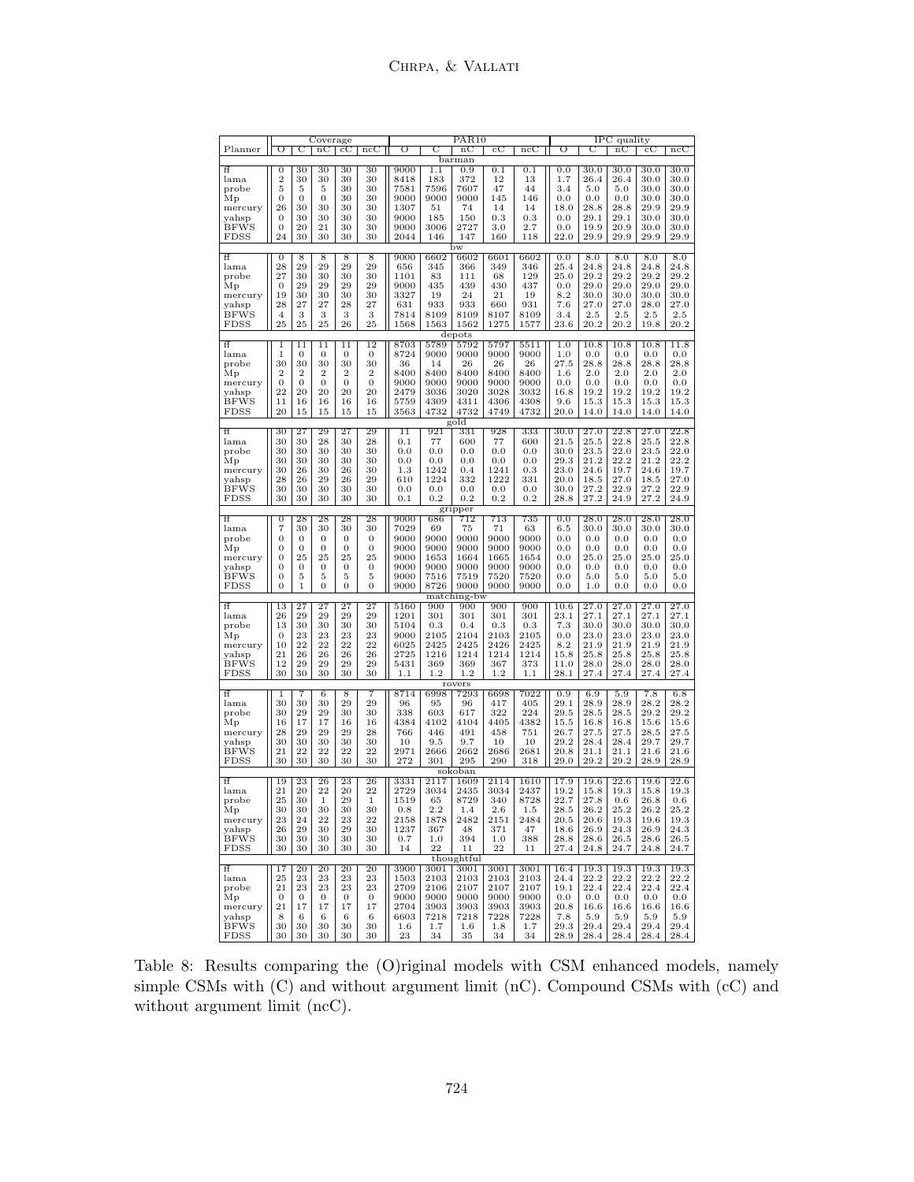| Planner | Coverage | | | | | PAR10 | | | | | IPC quality | | | | |
|---|---|---|---|---|---|---|---|---|---|---|---|---|---|---|---|
| | O | C | nC | cC | ncC | O | C | nC | cC | ncC | O | C | nC | cC | ncC |
| **barman** | | | | | | | | | | | | | | | |
| ff | 0 | 30 | 30 | 30 | 30 | 9000 | 1.1 | 0.9 | 0.1 | 0.1 | 0.0 | 30.0 | 30.0 | 30.0 | 30.0 |
| lama | 2 | 30 | 30 | 30 | 30 | 8418 | 183 | 372 | 12 | 13 | 1.7 | 26.4 | 26.4 | 30.0 | 30.0 |
| probe | 5 | 5 | 5 | 30 | 30 | 7581 | 7596 | 7607 | 47 | 44 | 3.4 | 5.0 | 5.0 | 30.0 | 30.0 |
| Mp | 0 | 0 | 0 | 30 | 30 | 9000 | 9000 | 9000 | 145 | 146 | 0.0 | 0.0 | 0.0 | 30.0 | 30.0 |
| mercury | 26 | 30 | 30 | 30 | 30 | 1307 | 51 | 74 | 14 | 14 | 18.0 | 28.8 | 28.8 | 29.9 | 29.9 |
| yahsp | 0 | 30 | 30 | 30 | 30 | 9000 | 185 | 150 | 0.3 | 0.3 | 0.0 | 29.1 | 29.1 | 30.0 | 30.0 |
| BFWS | 0 | 20 | 21 | 30 | 30 | 9000 | 3006 | 2727 | 3.0 | 2.7 | 0.0 | 19.9 | 20.9 | 30.0 | 30.0 |
| FDSS | 24 | 30 | 30 | 30 | 30 | 2044 | 146 | 147 | 160 | 118 | 22.0 | 29.9 | 29.9 | 29.9 | 29.9 |
| **bw** | | | | | | | | | | | | | | | |
| ff | 0 | 8 | 8 | 8 | 8 | 9000 | 6602 | 6602 | 6601 | 6602 | 0.0 | 8.0 | 8.0 | 8.0 | 8.0 |
| lama | 28 | 29 | 29 | 29 | 29 | 656 | 345 | 366 | 349 | 346 | 25.4 | 24.8 | 24.8 | 24.8 | 24.8 |
| probe | 27 | 30 | 30 | 30 | 30 | 1101 | 83 | 111 | 68 | 129 | 25.0 | 29.2 | 29.2 | 29.2 | 29.2 |
| Mp | 0 | 29 | 29 | 29 | 29 | 9000 | 435 | 439 | 430 | 437 | 0.0 | 29.0 | 29.0 | 29.0 | 29.0 |
| mercury | 19 | 30 | 30 | 30 | 30 | 3327 | 19 | 24 | 21 | 19 | 8.2 | 30.0 | 30.0 | 30.0 | 30.0 |
| yahsp | 28 | 27 | 27 | 28 | 27 | 631 | 933 | 933 | 660 | 931 | 7.6 | 27.0 | 27.0 | 28.0 | 27.0 |
| BFWS | 4 | 3 | 3 | 3 | 3 | 7814 | 8109 | 8109 | 8107 | 8109 | 3.4 | 2.5 | 2.5 | 2.5 | 2.5 |
| FDSS | 25 | 25 | 25 | 26 | 25 | 1568 | 1563 | 1562 | 1275 | 1577 | 23.6 | 20.2 | 20.2 | 19.8 | 20.2 |
| **depots** | | | | | | | | | | | | | | | |
| ff | 1 | 11 | 11 | 11 | 12 | 8703 | 5789 | 5792 | 5797 | 5511 | 1.0 | 10.8 | 10.8 | 10.8 | 11.8 |
| lama | 1 | 0 | 0 | 0 | 0 | 8724 | 9000 | 9000 | 9000 | 9000 | 1.0 | 0.0 | 0.0 | 0.0 | 0.0 |
| probe | 30 | 30 | 30 | 30 | 30 | 36 | 14 | 26 | 26 | 26 | 27.5 | 28.8 | 28.8 | 28.8 | 28.8 |
| Mp | 2 | 2 | 2 | 2 | 2 | 8400 | 8400 | 8400 | 8400 | 8400 | 1.6 | 2.0 | 2.0 | 2.0 | 2.0 |
| mercury | 0 | 0 | 0 | 0 | 0 | 9000 | 9000 | 9000 | 9000 | 9000 | 0.0 | 0.0 | 0.0 | 0.0 | 0.0 |
| yahsp | 22 | 20 | 20 | 20 | 20 | 2479 | 3036 | 3020 | 3028 | 3032 | 16.8 | 19.2 | 19.2 | 19.2 | 19.2 |
| BFWS | 11 | 16 | 16 | 16 | 16 | 5759 | 4309 | 4311 | 4306 | 4308 | 9.6 | 15.3 | 15.3 | 15.3 | 15.3 |
| FDSS | 20 | 15 | 15 | 15 | 15 | 3563 | 4732 | 4732 | 4749 | 4732 | 20.0 | 14.0 | 14.0 | 14.0 | 14.0 |
| **gold** | | | | | | | | | | | | | | | |
| ff | 30 | 27 | 29 | 27 | 29 | 11 | 921 | 331 | 928 | 333 | 30.0 | 27.0 | 22.8 | 27.0 | 22.8 |
| lama | 30 | 30 | 28 | 30 | 28 | 0.1 | 77 | 600 | 77 | 600 | 21.5 | 25.5 | 22.8 | 25.5 | 22.8 |
| probe | 30 | 30 | 30 | 30 | 30 | 0.0 | 0.0 | 0.0 | 0.0 | 0.0 | 30.0 | 23.5 | 22.0 | 23.5 | 22.0 |
| Mp | 30 | 30 | 30 | 30 | 30 | 0.0 | 0.0 | 0.0 | 0.0 | 0.0 | 29.3 | 21.2 | 22.2 | 21.2 | 22.2 |
| mercury | 30 | 26 | 30 | 26 | 30 | 1.3 | 1242 | 0.4 | 1241 | 0.3 | 23.0 | 24.6 | 19.7 | 24.6 | 19.7 |
| yahsp | 28 | 26 | 29 | 26 | 29 | 610 | 1224 | 332 | 1222 | 331 | 20.0 | 18.5 | 27.0 | 18.5 | 27.0 |
| BFWS | 30 | 30 | 30 | 30 | 30 | 0.0 | 0.0 | 0.0 | 0.0 | 0.0 | 30.0 | 27.2 | 22.9 | 27.2 | 22.9 |
| FDSS | 30 | 30 | 30 | 30 | 30 | 0.1 | 0.2 | 0.2 | 0.2 | 0.2 | 28.8 | 27.2 | 24.9 | 27.2 | 24.9 |
| **gripper** | | | | | | | | | | | | | | | |
| ff | 0 | 28 | 28 | 28 | 28 | 9000 | 686 | 712 | 713 | 735 | 0.0 | 28.0 | 28.0 | 28.0 | 28.0 |
| lama | 7 | 30 | 30 | 30 | 30 | 7029 | 69 | 75 | 71 | 63 | 6.5 | 30.0 | 30.0 | 30.0 | 30.0 |
| probe | 0 | 0 | 0 | 0 | 0 | 9000 | 9000 | 9000 | 9000 | 9000 | 0.0 | 0.0 | 0.0 | 0.0 | 0.0 |
| Mp | 0 | 0 | 0 | 0 | 0 | 9000 | 9000 | 9000 | 9000 | 9000 | 0.0 | 0.0 | 0.0 | 0.0 | 0.0 |
| mercury | 0 | 25 | 25 | 25 | 25 | 9000 | 1653 | 1664 | 1665 | 1654 | 0.0 | 25.0 | 25.0 | 25.0 | 25.0 |
| yahsp | 0 | 0 | 0 | 0 | 0 | 9000 | 9000 | 9000 | 9000 | 9000 | 0.0 | 0.0 | 0.0 | 0.0 | 0.0 |
| BFWS | 0 | 5 | 5 | 5 | 5 | 9000 | 7516 | 7519 | 7520 | 7520 | 0.0 | 5.0 | 5.0 | 5.0 | 5.0 |
| FDSS | 0 | 1 | 0 | 0 | 0 | 9000 | 8726 | 9000 | 9000 | 9000 | 0.0 | 1.0 | 0.0 | 0.0 | 0.0 |
| **matching-bw** | | | | | | | | | | | | | | | |
| ff | 13 | 27 | 27 | 27 | 27 | 5160 | 900 | 900 | 900 | 900 | 10.6 | 27.0 | 27.0 | 27.0 | 27.0 |
| lama | 26 | 29 | 29 | 29 | 29 | 1201 | 301 | 301 | 301 | 301 | 23.1 | 27.1 | 27.1 | 27.1 | 27.1 |
| probe | 13 | 30 | 30 | 30 | 30 | 5104 | 0.3 | 0.4 | 0.3 | 0.3 | 7.3 | 30.0 | 30.0 | 30.0 | 30.0 |
| Mp | 0 | 23 | 23 | 23 | 23 | 9000 | 2105 | 2104 | 2103 | 2105 | 0.0 | 23.0 | 23.0 | 23.0 | 23.0 |
| mercury | 10 | 22 | 22 | 22 | 22 | 6025 | 2425 | 2425 | 2426 | 2425 | 8.2 | 21.9 | 21.9 | 21.9 | 21.9 |
| yahsp | 21 | 26 | 26 | 26 | 26 | 2725 | 1216 | 1214 | 1214 | 1214 | 15.8 | 25.8 | 25.8 | 25.8 | 25.8 |
| BFWS | 12 | 29 | 29 | 29 | 29 | 5431 | 369 | 369 | 367 | 373 | 11.0 | 28.0 | 28.0 | 28.0 | 28.0 |
| FDSS | 30 | 30 | 30 | 30 | 30 | 1.1 | 1.2 | 1.2 | 1.2 | 1.1 | 28.1 | 27.4 | 27.4 | 27.4 | 27.4 |
| **rovers** | | | | | | | | | | | | | | | |
| ff | 1 | 7 | 6 | 8 | 7 | 8714 | 6998 | 7293 | 6698 | 7022 | 0.9 | 6.9 | 5.9 | 7.8 | 6.8 |
| lama | 30 | 30 | 30 | 29 | 29 | 96 | 95 | 96 | 417 | 405 | 29.1 | 28.9 | 28.9 | 28.2 | 28.2 |
| probe | 30 | 29 | 29 | 30 | 30 | 338 | 603 | 617 | 322 | 224 | 29.5 | 28.5 | 28.5 | 29.2 | 29.2 |
| Mp | 16 | 17 | 17 | 16 | 16 | 4384 | 4102 | 4104 | 4405 | 4382 | 15.5 | 16.8 | 16.8 | 15.6 | 15.6 |
| mercury | 28 | 29 | 29 | 29 | 28 | 766 | 446 | 491 | 458 | 751 | 26.7 | 27.5 | 27.5 | 28.5 | 27.5 |
| yahsp | 30 | 30 | 30 | 30 | 30 | 10 | 9.5 | 9.7 | 10 | 10 | 29.2 | 28.4 | 28.4 | 29.7 | 29.7 |
| BFWS | 21 | 22 | 22 | 22 | 22 | 2971 | 2666 | 2662 | 2686 | 2681 | 20.8 | 21.1 | 21.1 | 21.6 | 21.6 |
| FDSS | 30 | 30 | 30 | 30 | 30 | 272 | 301 | 295 | 290 | 318 | 29.0 | 29.2 | 29.2 | 28.9 | 28.9 |
| **sokoban** | | | | | | | | | | | | | | | |
| ff | 19 | 23 | 26 | 23 | 26 | 3331 | 2117 | 1609 | 2114 | 1610 | 17.9 | 19.6 | 22.6 | 19.6 | 22.6 |
| lama | 21 | 20 | 22 | 20 | 22 | 2729 | 3034 | 2435 | 3034 | 2437 | 19.2 | 15.8 | 19.3 | 15.8 | 19.3 |
| probe | 25 | 30 | 1 | 29 | 1 | 1519 | 65 | 8729 | 340 | 8728 | 22.7 | 27.8 | 0.6 | 26.8 | 0.6 |
| Mp | 30 | 30 | 30 | 30 | 30 | 0.8 | 2.2 | 1.4 | 2.6 | 1.5 | 28.5 | 26.2 | 25.2 | 26.2 | 25.2 |
| mercury | 23 | 24 | 22 | 23 | 22 | 2158 | 1878 | 2482 | 2151 | 2484 | 20.5 | 20.6 | 19.3 | 19.6 | 19.3 |
| yahsp | 26 | 29 | 30 | 29 | 30 | 1237 | 367 | 48 | 371 | 47 | 18.6 | 26.9 | 24.3 | 26.9 | 24.3 |
| BFWS | 30 | 30 | 30 | 30 | 30 | 0.7 | 1.0 | 394 | 1.0 | 388 | 28.8 | 28.6 | 26.5 | 28.6 | 26.5 |
| FDSS | 30 | 30 | 30 | 30 | 30 | 14 | 22 | 11 | 22 | 11 | 27.4 | 24.8 | 24.7 | 24.8 | 24.7 |
| **thoughtful** | | | | | | | | | | | | | | | |
| ff | 17 | 20 | 20 | 20 | 20 | 3900 | 3001 | 3001 | 3001 | 3001 | 16.4 | 19.3 | 19.3 | 19.3 | 19.3 |
| lama | 25 | 23 | 23 | 23 | 23 | 1503 | 2103 | 2103 | 2103 | 2103 | 24.4 | 22.2 | 22.2 | 22.2 | 22.2 |
| probe | 21 | 23 | 23 | 23 | 23 | 2709 | 2106 | 2107 | 2107 | 2107 | 19.1 | 22.4 | 22.4 | 22.4 | 22.4 |
| Mp | 0 | 0 | 0 | 0 | 0 | 9000 | 9000 | 9000 | 9000 | 9000 | 0.0 | 0.0 | 0.0 | 0.0 | 0.0 |
| mercury | 21 | 17 | 17 | 17 | 17 | 2704 | 3903 | 3903 | 3903 | 3903 | 20.8 | 16.6 | 16.6 | 16.6 | 16.6 |
| yahsp | 8 | 6 | 6 | 6 | 6 | 6603 | 7218 | 7218 | 7228 | 7228 | 7.8 | 5.9 | 5.9 | 5.9 | 5.9 |
| BFWS | 30 | 30 | 30 | 30 | 30 | 1.6 | 1.7 | 1.6 | 1.8 | 1.7 | 29.3 | 29.4 | 29.4 | 29.4 | 29.4 |
| FDSS | 30 | 30 | 30 | 30 | 30 | 23 | 34 | 35 | 34 | 34 | 28.9 | 28.4 | 28.4 | 28.4 | 28.4 |

Table 8: Results comparing the (O)riginal models with CSM enhanced models, namely simple CSMs with (C) and without argument limit (nC). Compound CSMs with (cC) and without argument limit (ncC).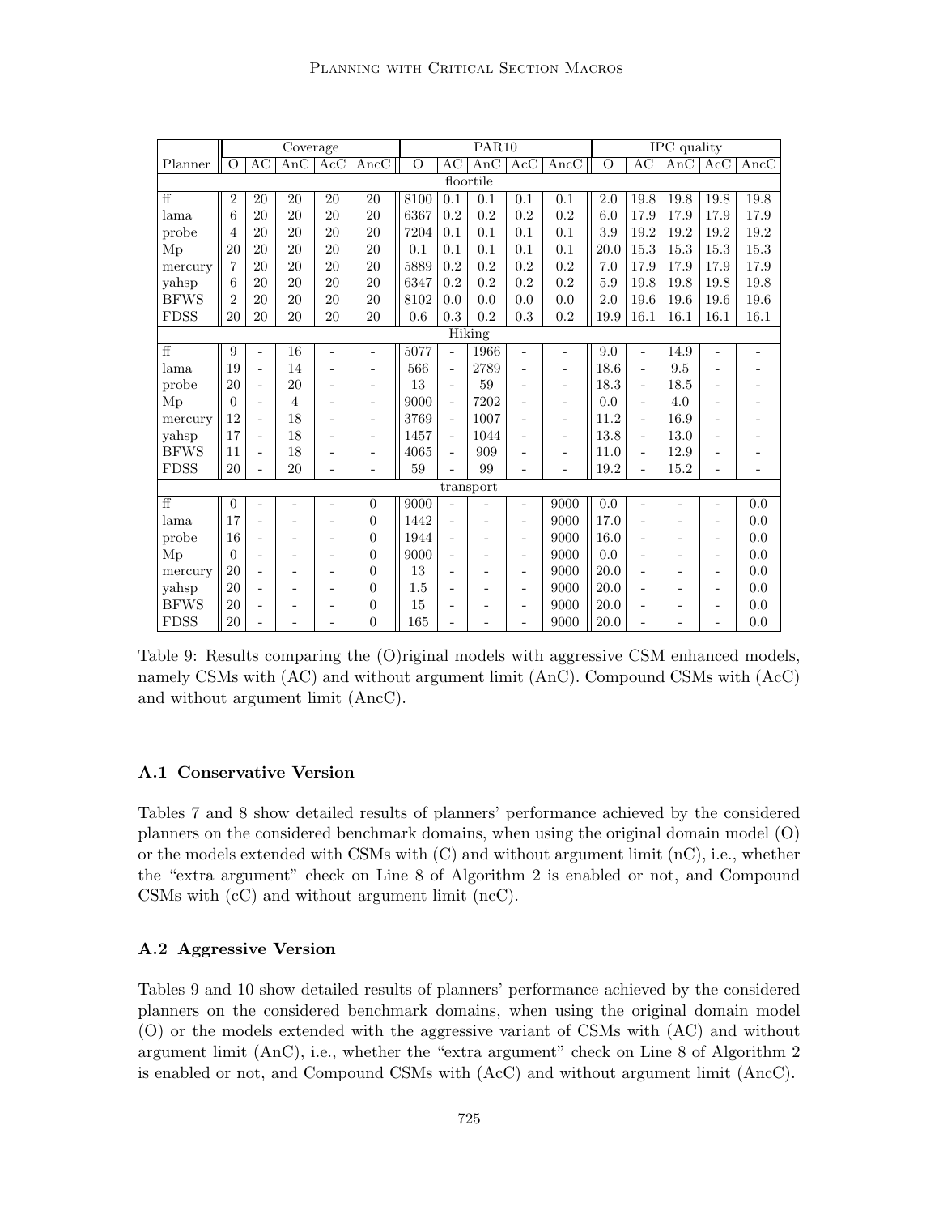| Planner | Coverage | | | | | PAR10 | | | | | IPC quality | | | | |
|---|---|---|---|---|---|---|---|---|---|---|---|---|---|---|---|
| | O | AC | AnC | AcC | AncC | O | AC | AnC | AcC | AncC | O | AC | AnC | AcC | AncC |
| floortile | | | | | | | | | | | | | | | |
| ff | 2 | 20 | 20 | 20 | 20 | 8100 | 0.1 | 0.1 | 0.1 | 0.1 | 2.0 | 19.8 | 19.8 | 19.8 | 19.8 |
| lama | 6 | 20 | 20 | 20 | 20 | 6367 | 0.2 | 0.2 | 0.2 | 0.2 | 6.0 | 17.9 | 17.9 | 17.9 | 17.9 |
| probe | 4 | 20 | 20 | 20 | 20 | 7204 | 0.1 | 0.1 | 0.1 | 0.1 | 3.9 | 19.2 | 19.2 | 19.2 | 19.2 |
| Mp | 20 | 20 | 20 | 20 | 20 | 0.1 | 0.1 | 0.1 | 0.1 | 0.1 | 20.0 | 15.3 | 15.3 | 15.3 | 15.3 |
| mercury | 7 | 20 | 20 | 20 | 20 | 5889 | 0.2 | 0.2 | 0.2 | 0.2 | 7.0 | 17.9 | 17.9 | 17.9 | 17.9 |
| yahsp | 6 | 20 | 20 | 20 | 20 | 6347 | 0.2 | 0.2 | 0.2 | 0.2 | 5.9 | 19.8 | 19.8 | 19.8 | 19.8 |
| BFWS | 2 | 20 | 20 | 20 | 20 | 8102 | 0.0 | 0.0 | 0.0 | 0.0 | 2.0 | 19.6 | 19.6 | 19.6 | 19.6 |
| FDSS | 20 | 20 | 20 | 20 | 20 | 0.6 | 0.3 | 0.2 | 0.3 | 0.2 | 19.9 | 16.1 | 16.1 | 16.1 | 16.1 |
| Hiking | | | | | | | | | | | | | | | |
| ff | 9 | - | 16 | - | - | 5077 | - | 1966 | - | - | 9.0 | - | 14.9 | - | - |
| lama | 19 | - | 14 | - | - | 566 | - | 2789 | - | - | 18.6 | - | 9.5 | - | - |
| probe | 20 | - | 20 | - | - | 13 | - | 59 | - | - | 18.3 | - | 18.5 | - | - |
| Mp | 0 | - | 4 | - | - | 9000 | - | 7202 | - | - | 0.0 | - | 4.0 | - | - |
| mercury | 12 | - | 18 | - | - | 3769 | - | 1007 | - | - | 11.2 | - | 16.9 | - | - |
| yahsp | 17 | - | 18 | - | - | 1457 | - | 1044 | - | - | 13.8 | - | 13.0 | - | - |
| BFWS | 11 | - | 18 | - | - | 4065 | - | 909 | - | - | 11.0 | - | 12.9 | - | - |
| FDSS | 20 | - | 20 | - | - | 59 | - | 99 | - | - | 19.2 | - | 15.2 | - | - |
| transport | | | | | | | | | | | | | | | |
| ff | 0 | - | - | - | 0 | 9000 | - | - | - | 9000 | 0.0 | - | - | - | 0.0 |
| lama | 17 | - | - | - | 0 | 1442 | - | - | - | 9000 | 17.0 | - | - | - | 0.0 |
| probe | 16 | - | - | - | 0 | 1944 | - | - | - | 9000 | 16.0 | - | - | - | 0.0 |
| Mp | 0 | - | - | - | 0 | 9000 | - | - | - | 9000 | 0.0 | - | - | - | 0.0 |
| mercury | 20 | - | - | - | 0 | 13 | - | - | - | 9000 | 20.0 | - | - | - | 0.0 |
| yahsp | 20 | - | - | - | 0 | 1.5 | - | - | - | 9000 | 20.0 | - | - | - | 0.0 |
| BFWS | 20 | - | - | - | 0 | 15 | - | - | - | 9000 | 20.0 | - | - | - | 0.0 |
| FDSS | 20 | - | - | - | 0 | 165 | - | - | - | 9000 | 20.0 | - | - | - | 0.0 |

Table 9: Results comparing the (O)riginal models with aggressive CSM enhanced models, namely CSMs with (AC) and without argument limit (AnC). Compound CSMs with (AcC) and without argument limit (AncC).

### A.1 Conservative Version

Tables 7 and 8 show detailed results of planners' performance achieved by the considered planners on the considered benchmark domains, when using the original domain model (O) or the models extended with CSMs with (C) and without argument limit (nC), i.e., whether the "extra argument" check on Line 8 of Algorithm 2 is enabled or not, and Compound CSMs with (cC) and without argument limit (ncC).

### A.2 Aggressive Version

Tables 9 and 10 show detailed results of planners' performance achieved by the considered planners on the considered benchmark domains, when using the original domain model (O) or the models extended with the aggressive variant of CSMs with (AC) and without argument limit (AnC), i.e., whether the "extra argument" check on Line 8 of Algorithm 2 is enabled or not, and Compound CSMs with (AcC) and without argument limit (AncC).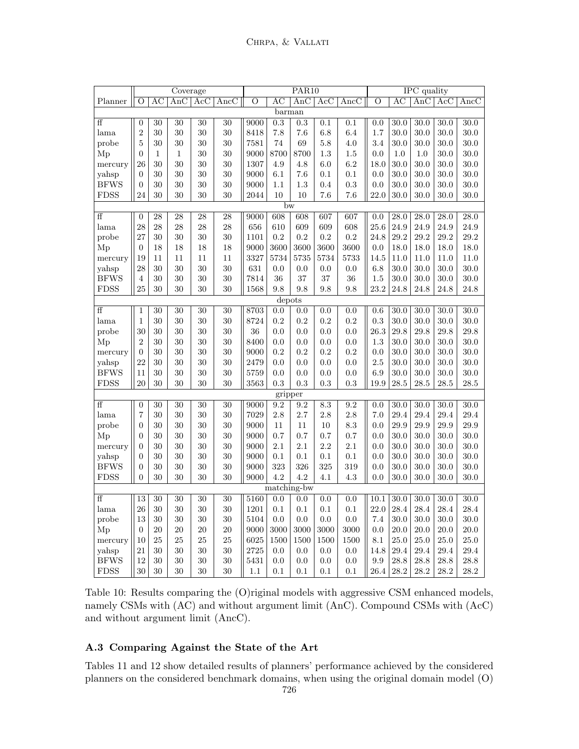| | Coverage | | | | | PAR10 | | | | | IPC quality | | | | |
|---|---|---|---|---|---|---|---|---|---|---|---|---|---|---|---|
| Planner | O | AC | AnC | AcC | AncC | O | AC | AnC | AcC | AncC | O | AC | AnC | AcC | AncC |
| **barman** | | | | | | | | | | | | | | | |
| ff | 0 | 30 | 30 | 30 | 30 | 9000 | 0.3 | 0.3 | 0.1 | 0.1 | 0.0 | 30.0 | 30.0 | 30.0 | 30.0 |
| lama | 2 | 30 | 30 | 30 | 30 | 8418 | 7.8 | 7.6 | 6.8 | 6.4 | 1.7 | 30.0 | 30.0 | 30.0 | 30.0 |
| probe | 5 | 30 | 30 | 30 | 30 | 7581 | 74 | 69 | 5.8 | 4.0 | 3.4 | 30.0 | 30.0 | 30.0 | 30.0 |
| Mp | 0 | 1 | 1 | 30 | 30 | 9000 | 8700 | 8700 | 1.3 | 1.5 | 0.0 | 1.0 | 1.0 | 30.0 | 30.0 |
| mercury | 26 | 30 | 30 | 30 | 30 | 1307 | 4.9 | 4.8 | 6.0 | 6.2 | 18.0 | 30.0 | 30.0 | 30.0 | 30.0 |
| yahsp | 0 | 30 | 30 | 30 | 30 | 9000 | 6.1 | 7.6 | 0.1 | 0.1 | 0.0 | 30.0 | 30.0 | 30.0 | 30.0 |
| BFWS | 0 | 30 | 30 | 30 | 30 | 9000 | 1.1 | 1.3 | 0.4 | 0.3 | 0.0 | 30.0 | 30.0 | 30.0 | 30.0 |
| FDSS | 24 | 30 | 30 | 30 | 30 | 2044 | 10 | 10 | 7.6 | 7.6 | 22.0 | 30.0 | 30.0 | 30.0 | 30.0 |
| **bw** | | | | | | | | | | | | | | | |
| ff | 0 | 28 | 28 | 28 | 28 | 9000 | 608 | 608 | 607 | 607 | 0.0 | 28.0 | 28.0 | 28.0 | 28.0 |
| lama | 28 | 28 | 28 | 28 | 28 | 656 | 610 | 609 | 609 | 608 | 25.6 | 24.9 | 24.9 | 24.9 | 24.9 |
| probe | 27 | 30 | 30 | 30 | 30 | 1101 | 0.2 | 0.2 | 0.2 | 0.2 | 24.8 | 29.2 | 29.2 | 29.2 | 29.2 |
| Mp | 0 | 18 | 18 | 18 | 18 | 9000 | 3600 | 3600 | 3600 | 3600 | 0.0 | 18.0 | 18.0 | 18.0 | 18.0 |
| mercury | 19 | 11 | 11 | 11 | 11 | 3327 | 5734 | 5735 | 5734 | 5733 | 14.5 | 11.0 | 11.0 | 11.0 | 11.0 |
| yahsp | 28 | 30 | 30 | 30 | 30 | 631 | 0.0 | 0.0 | 0.0 | 0.0 | 6.8 | 30.0 | 30.0 | 30.0 | 30.0 |
| BFWS | 4 | 30 | 30 | 30 | 30 | 7814 | 36 | 37 | 37 | 36 | 1.5 | 30.0 | 30.0 | 30.0 | 30.0 |
| FDSS | 25 | 30 | 30 | 30 | 30 | 1568 | 9.8 | 9.8 | 9.8 | 9.8 | 23.2 | 24.8 | 24.8 | 24.8 | 24.8 |
| **depots** | | | | | | | | | | | | | | | |
| ff | 1 | 30 | 30 | 30 | 30 | 8703 | 0.0 | 0.0 | 0.0 | 0.0 | 0.6 | 30.0 | 30.0 | 30.0 | 30.0 |
| lama | 1 | 30 | 30 | 30 | 30 | 8724 | 0.2 | 0.2 | 0.2 | 0.2 | 0.3 | 30.0 | 30.0 | 30.0 | 30.0 |
| probe | 30 | 30 | 30 | 30 | 30 | 36 | 0.0 | 0.0 | 0.0 | 0.0 | 26.3 | 29.8 | 29.8 | 29.8 | 29.8 |
| Mp | 2 | 30 | 30 | 30 | 30 | 8400 | 0.0 | 0.0 | 0.0 | 0.0 | 1.3 | 30.0 | 30.0 | 30.0 | 30.0 |
| mercury | 0 | 30 | 30 | 30 | 30 | 9000 | 0.2 | 0.2 | 0.2 | 0.2 | 0.0 | 30.0 | 30.0 | 30.0 | 30.0 |
| yahsp | 22 | 30 | 30 | 30 | 30 | 2479 | 0.0 | 0.0 | 0.0 | 0.0 | 2.5 | 30.0 | 30.0 | 30.0 | 30.0 |
| BFWS | 11 | 30 | 30 | 30 | 30 | 5759 | 0.0 | 0.0 | 0.0 | 0.0 | 6.9 | 30.0 | 30.0 | 30.0 | 30.0 |
| FDSS | 20 | 30 | 30 | 30 | 30 | 3563 | 0.3 | 0.3 | 0.3 | 0.3 | 19.9 | 28.5 | 28.5 | 28.5 | 28.5 |
| **gripper** | | | | | | | | | | | | | | | |
| ff | 0 | 30 | 30 | 30 | 30 | 9000 | 9.2 | 9.2 | 8.3 | 9.2 | 0.0 | 30.0 | 30.0 | 30.0 | 30.0 |
| lama | 7 | 30 | 30 | 30 | 30 | 7029 | 2.8 | 2.7 | 2.8 | 2.8 | 7.0 | 29.4 | 29.4 | 29.4 | 29.4 |
| probe | 0 | 30 | 30 | 30 | 30 | 9000 | 11 | 11 | 10 | 8.3 | 0.0 | 29.9 | 29.9 | 29.9 | 29.9 |
| Mp | 0 | 30 | 30 | 30 | 30 | 9000 | 0.7 | 0.7 | 0.7 | 0.7 | 0.0 | 30.0 | 30.0 | 30.0 | 30.0 |
| mercury | 0 | 30 | 30 | 30 | 30 | 9000 | 2.1 | 2.1 | 2.2 | 2.1 | 0.0 | 30.0 | 30.0 | 30.0 | 30.0 |
| yahsp | 0 | 30 | 30 | 30 | 30 | 9000 | 0.1 | 0.1 | 0.1 | 0.1 | 0.0 | 30.0 | 30.0 | 30.0 | 30.0 |
| BFWS | 0 | 30 | 30 | 30 | 30 | 9000 | 323 | 326 | 325 | 319 | 0.0 | 30.0 | 30.0 | 30.0 | 30.0 |
| FDSS | 0 | 30 | 30 | 30 | 30 | 9000 | 4.2 | 4.2 | 4.1 | 4.3 | 0.0 | 30.0 | 30.0 | 30.0 | 30.0 |
| **matching-bw** | | | | | | | | | | | | | | | |
| ff | 13 | 30 | 30 | 30 | 30 | 5160 | 0.0 | 0.0 | 0.0 | 0.0 | 10.1 | 30.0 | 30.0 | 30.0 | 30.0 |
| lama | 26 | 30 | 30 | 30 | 30 | 1201 | 0.1 | 0.1 | 0.1 | 0.1 | 22.0 | 28.4 | 28.4 | 28.4 | 28.4 |
| probe | 13 | 30 | 30 | 30 | 30 | 5104 | 0.0 | 0.0 | 0.0 | 0.0 | 7.4 | 30.0 | 30.0 | 30.0 | 30.0 |
| Mp | 0 | 20 | 20 | 20 | 20 | 9000 | 3000 | 3000 | 3000 | 3000 | 0.0 | 20.0 | 20.0 | 20.0 | 20.0 |
| mercury | 10 | 25 | 25 | 25 | 25 | 6025 | 1500 | 1500 | 1500 | 1500 | 8.1 | 25.0 | 25.0 | 25.0 | 25.0 |
| yahsp | 21 | 30 | 30 | 30 | 30 | 2725 | 0.0 | 0.0 | 0.0 | 0.0 | 14.8 | 29.4 | 29.4 | 29.4 | 29.4 |
| BFWS | 12 | 30 | 30 | 30 | 30 | 5431 | 0.0 | 0.0 | 0.0 | 0.0 | 9.9 | 28.8 | 28.8 | 28.8 | 28.8 |
| FDSS | 30 | 30 | 30 | 30 | 30 | 1.1 | 0.1 | 0.1 | 0.1 | 0.1 | 26.4 | 28.2 | 28.2 | 28.2 | 28.2 |

Table 10: Results comparing the (O)riginal models with aggressive CSM enhanced models, namely CSMs with (AC) and without argument limit (AnC). Compound CSMs with (AcC) and without argument limit (AncC).

### A.3 Comparing Against the State of the Art

Tables 11 and 12 show detailed results of planners' performance achieved by the considered planners on the considered benchmark domains, when using the original domain model (O)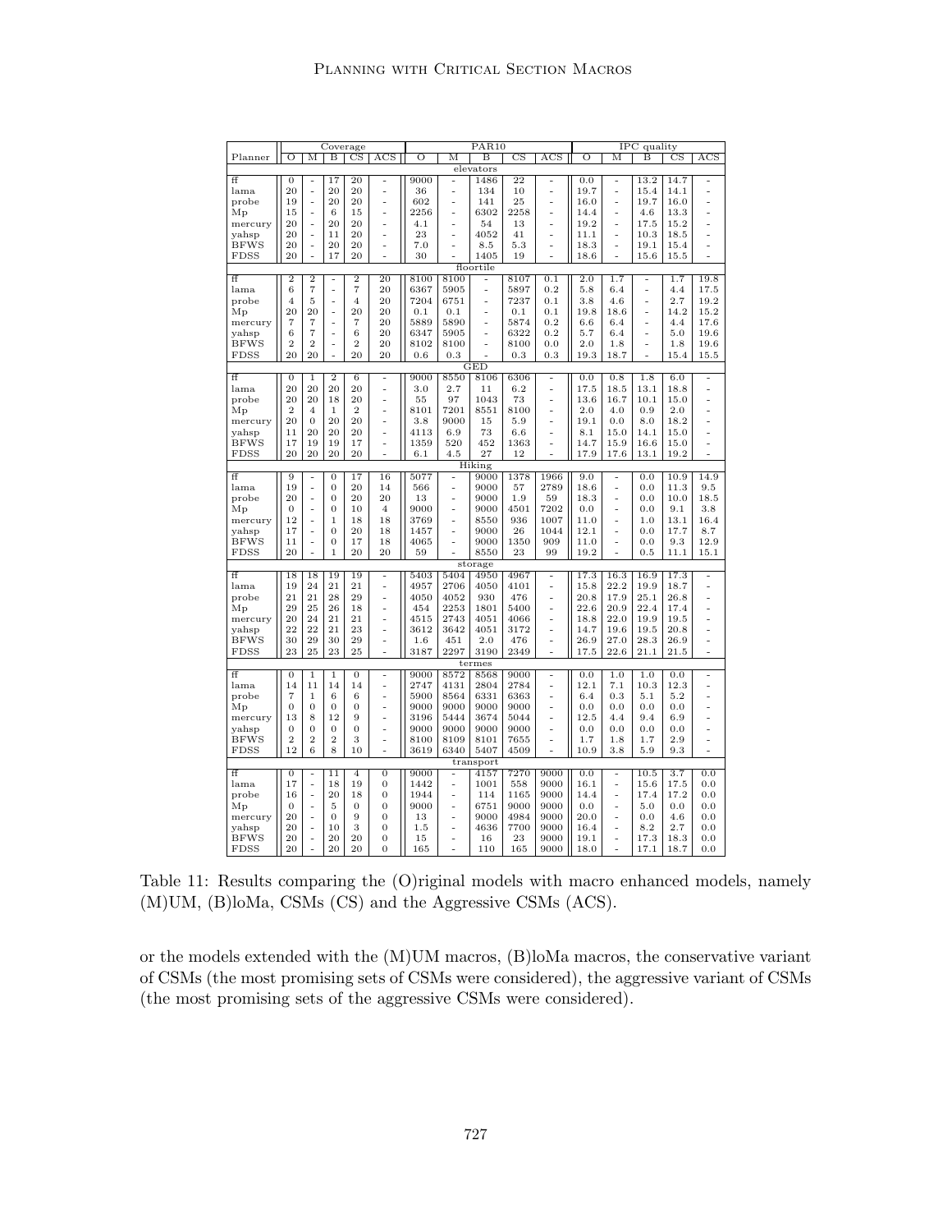| Planner | Coverage | | | | | PAR10 | | | | | IPC quality | | | | |
|---|---|---|---|---|---|---|---|---|---|---|---|---|---|---|---|
| | O | M | B | CS | ACS | O | M | B | CS | ACS | O | M | B | CS | ACS |
| **elevators** | | | | | | | | | | | | | | | |
| ff | 0 | - | 17 | 20 | - | 9000 | - | 1486 | 22 | - | 0.0 | - | 13.2 | 14.7 | - |
| lama | 20 | - | 20 | 20 | - | 36 | - | 134 | 10 | - | 19.7 | - | 15.4 | 14.1 | - |
| probe | 19 | - | 20 | 20 | - | 602 | - | 141 | 25 | - | 16.0 | - | 19.7 | 16.0 | - |
| Mp | 15 | - | 6 | 15 | - | 2256 | - | 6302 | 2258 | - | 14.4 | - | 4.6 | 13.3 | - |
| mercury | 20 | - | 20 | 20 | - | 4.1 | - | 54 | 13 | - | 19.2 | - | 17.5 | 15.2 | - |
| yahsp | 20 | - | 11 | 20 | - | 23 | - | 4052 | 41 | - | 11.1 | - | 10.3 | 18.5 | - |
| BFWS | 20 | - | 20 | 20 | - | 7.0 | - | 8.5 | 5.3 | - | 18.3 | - | 19.1 | 15.4 | - |
| FDSS | 20 | - | 17 | 20 | - | 30 | - | 1405 | 19 | - | 18.6 | - | 15.6 | 15.5 | - |
| **floortile** | | | | | | | | | | | | | | | |
| ff | 2 | 2 | - | 2 | 20 | 8100 | 8100 | - | 8107 | 0.1 | 2.0 | 1.7 | - | 1.7 | 19.8 |
| lama | 6 | 7 | - | 7 | 20 | 6367 | 5905 | - | 5897 | 0.2 | 5.8 | 6.4 | - | 4.4 | 17.5 |
| probe | 4 | 5 | - | 4 | 20 | 7204 | 6751 | - | 7237 | 0.1 | 3.8 | 4.6 | - | 2.7 | 19.2 |
| Mp | 20 | 20 | - | 20 | 20 | 0.1 | 0.1 | - | 0.1 | 0.1 | 19.8 | 18.6 | - | 14.2 | 15.2 |
| mercury | 7 | 7 | - | 7 | 20 | 5889 | 5890 | - | 5874 | 0.2 | 6.6 | 6.4 | - | 4.4 | 17.6 |
| yahsp | 6 | 7 | - | 6 | 20 | 6347 | 5905 | - | 6322 | 0.2 | 5.7 | 6.4 | - | 5.0 | 19.6 |
| BFWS | 2 | 2 | - | 2 | 20 | 8102 | 8100 | - | 8100 | 0.0 | 2.0 | 1.8 | - | 1.8 | 19.6 |
| FDSS | 20 | 20 | - | 20 | 20 | 0.6 | 0.3 | - | 0.3 | 0.3 | 19.3 | 18.7 | - | 15.4 | 15.5 |
| **GED** | | | | | | | | | | | | | | | |
| ff | 0 | 1 | 2 | 6 | - | 9000 | 8550 | 8106 | 6306 | - | 0.0 | 0.8 | 1.8 | 6.0 | - |
| lama | 20 | 20 | 20 | 20 | - | 3.0 | 2.7 | 11 | 6.2 | - | 17.5 | 18.5 | 13.1 | 18.8 | - |
| probe | 20 | 20 | 18 | 20 | - | 55 | 97 | 1043 | 73 | - | 13.6 | 16.7 | 10.1 | 15.0 | - |
| Mp | 2 | 4 | 1 | 2 | - | 8101 | 7201 | 8551 | 8100 | - | 2.0 | 4.0 | 0.9 | 2.0 | - |
| mercury | 20 | 0 | 20 | 20 | - | 3.8 | 9000 | 15 | 5.9 | - | 19.1 | 0.0 | 8.0 | 18.2 | - |
| yahsp | 11 | 20 | 20 | 20 | - | 4113 | 6.9 | 73 | 6.6 | - | 8.1 | 15.0 | 14.1 | 15.0 | - |
| BFWS | 17 | 19 | 19 | 17 | - | 1359 | 520 | 452 | 1363 | - | 14.7 | 15.9 | 16.6 | 15.0 | - |
| FDSS | 20 | 20 | 20 | 20 | - | 6.1 | 4.5 | 27 | 12 | - | 17.9 | 17.6 | 13.1 | 19.2 | - |
| **Hiking** | | | | | | | | | | | | | | | |
| ff | 9 | - | 0 | 17 | 16 | 5077 | - | 9000 | 1378 | 1966 | 9.0 | - | 0.0 | 10.9 | 14.9 |
| lama | 19 | - | 0 | 20 | 14 | 566 | - | 9000 | 57 | 2789 | 18.6 | - | 0.0 | 11.3 | 9.5 |
| probe | 20 | - | 0 | 20 | 20 | 13 | - | 9000 | 1.9 | 59 | 18.3 | - | 0.0 | 10.0 | 18.5 |
| Mp | 0 | - | 0 | 10 | 4 | 9000 | - | 9000 | 4501 | 7202 | 0.0 | - | 0.0 | 9.1 | 3.8 |
| mercury | 12 | - | 1 | 18 | 18 | 3769 | - | 8550 | 936 | 1007 | 11.0 | - | 1.0 | 13.1 | 16.4 |
| yahsp | 17 | - | 0 | 20 | 18 | 1457 | - | 9000 | 26 | 1044 | 12.1 | - | 0.0 | 17.7 | 8.7 |
| BFWS | 11 | - | 0 | 17 | 18 | 4065 | - | 9000 | 1350 | 909 | 11.0 | - | 0.0 | 9.3 | 12.9 |
| FDSS | 20 | - | 1 | 20 | 20 | 59 | - | 8550 | 23 | 99 | 19.2 | - | 0.5 | 11.1 | 15.1 |
| **storage** | | | | | | | | | | | | | | | |
| ff | 18 | 18 | 19 | 19 | - | 5403 | 5404 | 4950 | 4967 | - | 17.3 | 16.3 | 16.9 | 17.3 | - |
| lama | 19 | 24 | 21 | 21 | - | 4957 | 2706 | 4050 | 4101 | - | 15.8 | 22.2 | 19.9 | 18.7 | - |
| probe | 21 | 21 | 28 | 29 | - | 4050 | 4052 | 930 | 476 | - | 20.8 | 17.9 | 25.1 | 26.8 | - |
| Mp | 29 | 25 | 26 | 18 | - | 454 | 2253 | 1801 | 5400 | - | 22.6 | 20.9 | 22.4 | 17.4 | - |
| mercury | 20 | 24 | 21 | 21 | - | 4515 | 2743 | 4051 | 4066 | - | 18.8 | 22.0 | 19.9 | 19.5 | - |
| yahsp | 22 | 22 | 21 | 23 | - | 3612 | 3642 | 4051 | 3172 | - | 14.7 | 19.6 | 19.5 | 20.8 | - |
| BFWS | 30 | 29 | 30 | 29 | - | 1.6 | 451 | 2.0 | 476 | - | 26.9 | 27.0 | 28.3 | 26.9 | - |
| FDSS | 23 | 25 | 23 | 25 | - | 3187 | 2297 | 3190 | 2349 | - | 17.5 | 22.6 | 21.1 | 21.5 | - |
| **termes** | | | | | | | | | | | | | | | |
| ff | 0 | 1 | 1 | 0 | - | 9000 | 8572 | 8568 | 9000 | - | 0.0 | 1.0 | 1.0 | 0.0 | - |
| lama | 14 | 11 | 14 | 14 | - | 2747 | 4131 | 2804 | 2784 | - | 12.1 | 7.1 | 10.3 | 12.3 | - |
| probe | 7 | 1 | 6 | 6 | - | 5900 | 8564 | 6331 | 6363 | - | 6.4 | 0.3 | 5.1 | 5.2 | - |
| Mp | 0 | 0 | 0 | 0 | - | 9000 | 9000 | 9000 | 9000 | - | 0.0 | 0.0 | 0.0 | 0.0 | - |
| mercury | 13 | 8 | 12 | 9 | - | 3196 | 5444 | 3674 | 5044 | - | 12.5 | 4.4 | 9.4 | 6.9 | - |
| yahsp | 0 | 0 | 0 | 0 | - | 9000 | 9000 | 9000 | 9000 | - | 0.0 | 0.0 | 0.0 | 0.0 | - |
| BFWS | 2 | 2 | 2 | 3 | - | 8100 | 8109 | 8101 | 7655 | - | 1.7 | 1.8 | 1.7 | 2.9 | - |
| FDSS | 12 | 6 | 8 | 10 | - | 3619 | 6340 | 5407 | 4509 | - | 10.9 | 3.8 | 5.9 | 9.3 | - |
| **transport** | | | | | | | | | | | | | | | |
| ff | 0 | - | 11 | 4 | 0 | 9000 | - | 4157 | 7270 | 9000 | 0.0 | - | 10.5 | 3.7 | 0.0 |
| lama | 17 | - | 18 | 19 | 0 | 1442 | - | 1001 | 558 | 9000 | 16.1 | - | 15.6 | 17.5 | 0.0 |
| probe | 16 | - | 20 | 18 | 0 | 1944 | - | 114 | 1165 | 9000 | 14.4 | - | 17.4 | 17.2 | 0.0 |
| Mp | 0 | - | 5 | 0 | 0 | 9000 | - | 6751 | 9000 | 9000 | 0.0 | - | 5.0 | 0.0 | 0.0 |
| mercury | 20 | - | 0 | 9 | 0 | 13 | - | 9000 | 4984 | 9000 | 20.0 | - | 0.0 | 4.6 | 0.0 |
| yahsp | 20 | - | 10 | 3 | 0 | 1.5 | - | 4636 | 7700 | 9000 | 16.4 | - | 8.2 | 2.7 | 0.0 |
| BFWS | 20 | - | 20 | 20 | 0 | 15 | - | 16 | 23 | 9000 | 19.1 | - | 17.3 | 18.3 | 0.0 |
| FDSS | 20 | - | 20 | 20 | 0 | 165 | - | 110 | 165 | 9000 | 18.0 | - | 17.1 | 18.7 | 0.0 |

Table 11: Results comparing the (O)riginal models with macro enhanced models, namely (M)UM, (B)loMa, CSMs (CS) and the Aggressive CSMs (ACS).

or the models extended with the (M)UM macros, (B)loMa macros, the conservative variant of CSMs (the most promising sets of CSMs were considered), the aggressive variant of CSMs (the most promising sets of the aggressive CSMs were considered).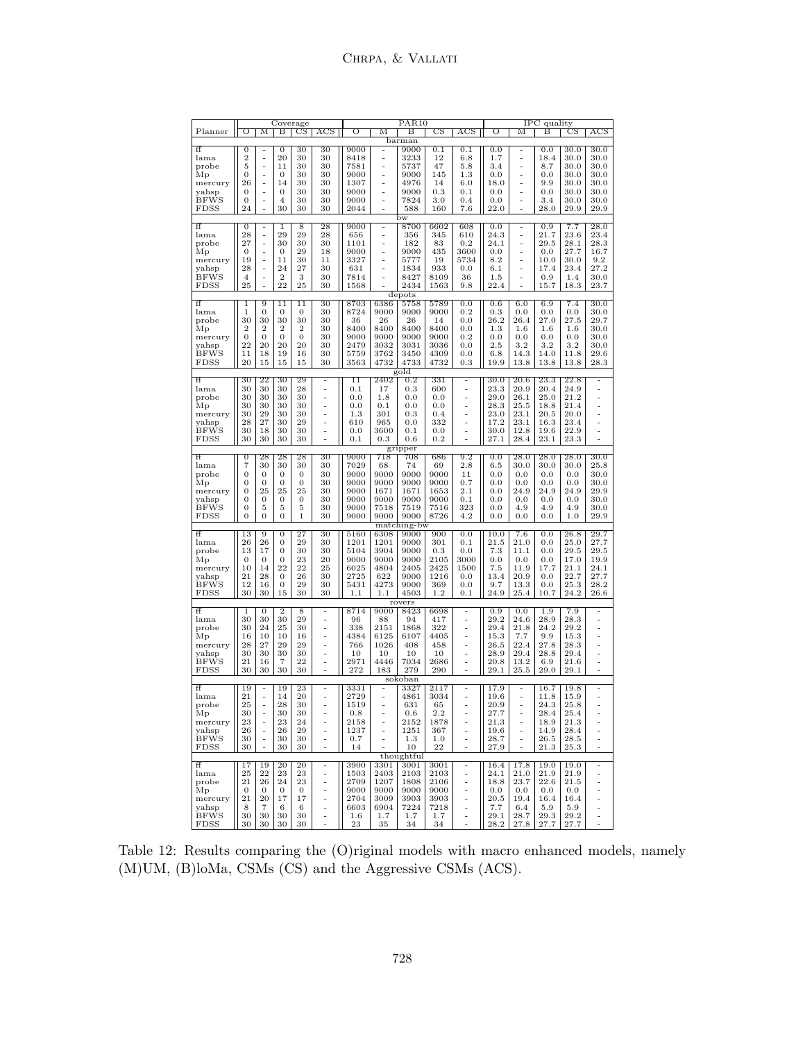| Planner | Coverage | | | | | PAR10 | | | | | IPC quality | | | | |
|---|---|---|---|---|---|---|---|---|---|---|---|---|---|---|---|
| | O | M | B | CS | ACS | O | M | B | CS | ACS | O | M | B | CS | ACS |
| **barman** | | | | | | | | | | | | | | | |
| ff | 0 | - | 0 | 30 | 30 | 9000 | - | 9000 | 0.1 | 0.1 | 0.0 | - | 0.0 | 30.0 | 30.0 |
| lama | 2 | - | 20 | 30 | 30 | 8418 | - | 3233 | 12 | 6.8 | 1.7 | - | 18.4 | 30.0 | 30.0 |
| probe | 5 | - | 11 | 30 | 30 | 7581 | - | 5737 | 47 | 5.8 | 3.4 | - | 8.7 | 30.0 | 30.0 |
| Mp | 0 | - | 0 | 30 | 30 | 9000 | - | 9000 | 145 | 1.3 | 0.0 | - | 0.0 | 30.0 | 30.0 |
| mercury | 26 | - | 14 | 30 | 30 | 1307 | - | 4976 | 14 | 6.0 | 18.0 | - | 9.9 | 30.0 | 30.0 |
| yahsp | 0 | - | 0 | 30 | 30 | 9000 | - | 9000 | 0.3 | 0.1 | 0.0 | - | 0.0 | 30.0 | 30.0 |
| BFWS | 0 | - | 4 | 30 | 30 | 9000 | - | 7824 | 3.0 | 0.4 | 0.0 | - | 3.4 | 30.0 | 30.0 |
| FDSS | 24 | - | 30 | 30 | 30 | 2044 | - | 588 | 160 | 7.6 | 22.0 | - | 28.0 | 29.9 | 29.9 |
| **bw** | | | | | | | | | | | | | | | |
| ff | 0 | - | 1 | 8 | 28 | 9000 | - | 8700 | 6602 | 608 | 0.0 | - | 0.9 | 7.7 | 28.0 |
| lama | 28 | - | 29 | 29 | 28 | 656 | - | 356 | 345 | 610 | 24.3 | - | 21.7 | 23.6 | 23.4 |
| probe | 27 | - | 30 | 30 | 30 | 1101 | - | 182 | 83 | 0.2 | 24.1 | - | 29.5 | 28.1 | 28.3 |
| Mp | 0 | - | 0 | 29 | 18 | 9000 | - | 9000 | 435 | 3600 | 0.0 | - | 0.0 | 27.7 | 16.7 |
| mercury | 19 | - | 11 | 30 | 11 | 3327 | - | 5777 | 19 | 5734 | 8.2 | - | 10.0 | 30.0 | 9.2 |
| yahsp | 28 | - | 24 | 27 | 30 | 631 | - | 1834 | 933 | 0.0 | 6.1 | - | 17.4 | 23.4 | 27.2 |
| BFWS | 4 | - | 2 | 3 | 30 | 7814 | - | 8427 | 8109 | 36 | 1.5 | - | 0.9 | 1.4 | 30.0 |
| FDSS | 25 | - | 22 | 25 | 30 | 1568 | - | 2434 | 1563 | 9.8 | 22.4 | - | 15.7 | 18.3 | 23.7 |
| **depots** | | | | | | | | | | | | | | | |
| ff | 1 | 9 | 11 | 11 | 30 | 8703 | 6386 | 5758 | 5789 | 0.0 | 0.6 | 6.0 | 6.9 | 7.4 | 30.0 |
| lama | 1 | 0 | 0 | 0 | 30 | 8724 | 9000 | 9000 | 9000 | 0.2 | 0.3 | 0.0 | 0.0 | 0.0 | 30.0 |
| probe | 30 | 30 | 30 | 30 | 30 | 36 | 26 | 26 | 14 | 0.0 | 26.2 | 26.4 | 27.0 | 27.5 | 29.7 |
| Mp | 2 | 2 | 2 | 2 | 30 | 8400 | 8400 | 8400 | 8400 | 0.0 | 1.3 | 1.6 | 1.6 | 1.6 | 30.0 |
| mercury | 0 | 0 | 0 | 0 | 30 | 9000 | 9000 | 9000 | 9000 | 0.2 | 0.0 | 0.0 | 0.0 | 0.0 | 30.0 |
| yahsp | 22 | 20 | 20 | 20 | 30 | 2479 | 3032 | 3031 | 3036 | 0.0 | 2.5 | 3.2 | 3.2 | 3.2 | 30.0 |
| BFWS | 11 | 18 | 19 | 16 | 30 | 5759 | 3762 | 3450 | 4309 | 0.0 | 6.8 | 14.3 | 14.0 | 11.8 | 29.6 |
| FDSS | 20 | 15 | 15 | 15 | 30 | 3563 | 4732 | 4733 | 4732 | 0.3 | 19.9 | 13.8 | 13.8 | 13.8 | 28.3 |
| **gold** | | | | | | | | | | | | | | | |
| ff | 30 | 22 | 30 | 29 | - | 11 | 2402 | 0.2 | 331 | - | 30.0 | 20.6 | 23.3 | 22.8 | - |
| lama | 30 | 30 | 30 | 28 | - | 0.1 | 17 | 0.3 | 600 | - | 23.3 | 20.9 | 20.4 | 24.9 | - |
| probe | 30 | 30 | 30 | 30 | - | 0.0 | 1.8 | 0.0 | 0.0 | - | 29.0 | 26.1 | 25.0 | 21.2 | - |
| Mp | 30 | 30 | 30 | 30 | - | 0.0 | 0.1 | 0.0 | 0.0 | - | 28.3 | 25.5 | 18.8 | 21.4 | - |
| mercury | 30 | 29 | 30 | 30 | - | 1.3 | 301 | 0.3 | 0.4 | - | 23.0 | 23.1 | 20.5 | 20.0 | - |
| yahsp | 28 | 27 | 30 | 29 | - | 610 | 965 | 0.0 | 332 | - | 17.2 | 23.1 | 16.3 | 23.4 | - |
| BFWS | 30 | 18 | 30 | 30 | - | 0.0 | 3600 | 0.1 | 0.0 | - | 30.0 | 12.8 | 19.6 | 22.9 | - |
| FDSS | 30 | 30 | 30 | 30 | - | 0.1 | 0.3 | 0.6 | 0.2 | - | 27.1 | 28.4 | 23.1 | 23.3 | - |
| **gripper** | | | | | | | | | | | | | | | |
| ff | 0 | 28 | 28 | 28 | 30 | 9000 | 718 | 708 | 686 | 9.2 | 0.0 | 28.0 | 28.0 | 28.0 | 30.0 |
| lama | 7 | 30 | 30 | 30 | 30 | 7029 | 68 | 74 | 69 | 2.8 | 6.5 | 30.0 | 30.0 | 30.0 | 25.8 |
| probe | 0 | 0 | 0 | 0 | 30 | 9000 | 9000 | 9000 | 9000 | 11 | 0.0 | 0.0 | 0.0 | 0.0 | 30.0 |
| Mp | 0 | 0 | 0 | 0 | 30 | 9000 | 9000 | 9000 | 9000 | 0.7 | 0.0 | 0.0 | 0.0 | 0.0 | 30.0 |
| mercury | 0 | 25 | 25 | 25 | 30 | 9000 | 1671 | 1671 | 1653 | 2.1 | 0.0 | 24.9 | 24.9 | 24.9 | 29.9 |
| yahsp | 0 | 0 | 0 | 0 | 30 | 9000 | 9000 | 9000 | 9000 | 0.1 | 0.0 | 0.0 | 0.0 | 0.0 | 30.0 |
| BFWS | 0 | 5 | 5 | 5 | 30 | 9000 | 7518 | 7519 | 7516 | 323 | 0.0 | 4.9 | 4.9 | 4.9 | 30.0 |
| FDSS | 0 | 0 | 0 | 1 | 30 | 9000 | 9000 | 9000 | 8726 | 4.2 | 0.0 | 0.0 | 0.0 | 1.0 | 29.9 |
| **matching-bw** | | | | | | | | | | | | | | | |
| ff | 13 | 9 | 0 | 27 | 30 | 5160 | 6308 | 9000 | 900 | 0.0 | 10.0 | 7.6 | 0.0 | 26.8 | 29.7 |
| lama | 26 | 26 | 0 | 29 | 30 | 1201 | 1201 | 9000 | 301 | 0.1 | 21.5 | 21.0 | 0.0 | 25.0 | 27.7 |
| probe | 13 | 17 | 0 | 30 | 30 | 5104 | 3904 | 9000 | 0.3 | 0.0 | 7.3 | 11.1 | 0.0 | 29.5 | 29.5 |
| Mp | 0 | 0 | 0 | 23 | 20 | 9000 | 9000 | 9000 | 2105 | 3000 | 0.0 | 0.0 | 0.0 | 17.0 | 19.9 |
| mercury | 10 | 14 | 22 | 22 | 25 | 6025 | 4804 | 2405 | 2425 | 1500 | 7.5 | 11.9 | 17.7 | 21.1 | 24.1 |
| yahsp | 21 | 28 | 0 | 26 | 30 | 2725 | 622 | 9000 | 1216 | 0.0 | 13.4 | 20.9 | 0.0 | 22.7 | 27.7 |
| BFWS | 12 | 16 | 0 | 29 | 30 | 5431 | 4273 | 9000 | 369 | 0.0 | 9.7 | 13.3 | 0.0 | 25.3 | 28.2 |
| FDSS | 30 | 30 | 15 | 30 | 30 | 1.1 | 1.1 | 4503 | 1.2 | 0.1 | 24.9 | 25.4 | 10.7 | 24.2 | 26.6 |
| **rovers** | | | | | | | | | | | | | | | |
| ff | 1 | 0 | 2 | 8 | - | 8714 | 9000 | 8423 | 6698 | - | 0.9 | 0.0 | 1.9 | 7.9 | - |
| lama | 30 | 30 | 30 | 29 | - | 96 | 88 | 94 | 417 | - | 29.2 | 24.6 | 28.9 | 28.3 | - |
| probe | 30 | 24 | 25 | 30 | - | 338 | 2151 | 1868 | 322 | - | 29.4 | 21.8 | 24.2 | 29.2 | - |
| Mp | 16 | 10 | 10 | 16 | - | 4384 | 6125 | 6107 | 4405 | - | 15.3 | 7.7 | 9.9 | 15.3 | - |
| mercury | 28 | 27 | 29 | 29 | - | 766 | 1026 | 408 | 458 | - | 26.5 | 22.4 | 27.8 | 28.3 | - |
| yahsp | 30 | 30 | 30 | 30 | - | 10 | 10 | 10 | 10 | - | 28.9 | 29.4 | 28.8 | 29.4 | - |
| BFWS | 21 | 16 | 7 | 22 | - | 2971 | 4446 | 7034 | 2686 | - | 20.8 | 13.2 | 6.9 | 21.6 | - |
| FDSS | 30 | 30 | 30 | 30 | - | 272 | 183 | 279 | 290 | - | 29.1 | 25.5 | 29.0 | 29.1 | - |
| **sokoban** | | | | | | | | | | | | | | | |
| ff | 19 | - | 19 | 23 | - | 3331 | - | 3327 | 2117 | - | 17.9 | - | 16.7 | 19.8 | - |
| lama | 21 | - | 14 | 20 | - | 2729 | - | 4861 | 3034 | - | 19.6 | - | 11.8 | 15.9 | - |
| probe | 25 | - | 28 | 30 | - | 1519 | - | 631 | 65 | - | 20.9 | - | 24.3 | 25.8 | - |
| Mp | 30 | - | 30 | 30 | - | 0.8 | - | 0.6 | 2.2 | - | 27.7 | - | 28.4 | 25.4 | - |
| mercury | 23 | - | 23 | 24 | - | 2158 | - | 2152 | 1878 | - | 21.3 | - | 18.9 | 21.3 | - |
| yahsp | 26 | - | 26 | 29 | - | 1237 | - | 1251 | 367 | - | 19.6 | - | 14.9 | 28.4 | - |
| BFWS | 30 | - | 30 | 30 | - | 0.7 | - | 1.3 | 1.0 | - | 28.7 | - | 26.5 | 28.5 | - |
| FDSS | 30 | - | 30 | 30 | - | 14 | - | 10 | 22 | - | 27.9 | - | 21.3 | 25.3 | - |
| **thoughtful** | | | | | | | | | | | | | | | |
| ff | 17 | 19 | 20 | 20 | - | 3900 | 3301 | 3001 | 3001 | - | 16.4 | 17.8 | 19.0 | 19.0 | - |
| lama | 25 | 22 | 23 | 23 | - | 1503 | 2403 | 2103 | 2103 | - | 24.1 | 21.0 | 21.9 | 21.9 | - |
| probe | 21 | 26 | 24 | 23 | - | 2709 | 1207 | 1808 | 2106 | - | 18.8 | 23.7 | 22.6 | 21.5 | - |
| Mp | 0 | 0 | 0 | 0 | - | 9000 | 9000 | 9000 | 9000 | - | 0.0 | 0.0 | 0.0 | 0.0 | - |
| mercury | 21 | 20 | 17 | 17 | - | 2704 | 3009 | 3903 | 3903 | - | 20.5 | 19.4 | 16.4 | 16.4 | - |
| yahsp | 8 | 7 | 6 | 6 | - | 6603 | 6904 | 7224 | 7218 | - | 7.7 | 6.4 | 5.9 | 5.9 | - |
| BFWS | 30 | 30 | 30 | 30 | - | 1.6 | 1.7 | 1.7 | 1.7 | - | 29.1 | 28.7 | 29.3 | 29.2 | - |
| FDSS | 30 | 30 | 30 | 30 | - | 23 | 35 | 34 | 34 | - | 28.2 | 27.8 | 27.7 | 27.7 | - |

Table 12: Results comparing the (O)riginal models with macro enhanced models, namely (M)UM, (B)loMa, CSMs (CS) and the Aggressive CSMs (ACS).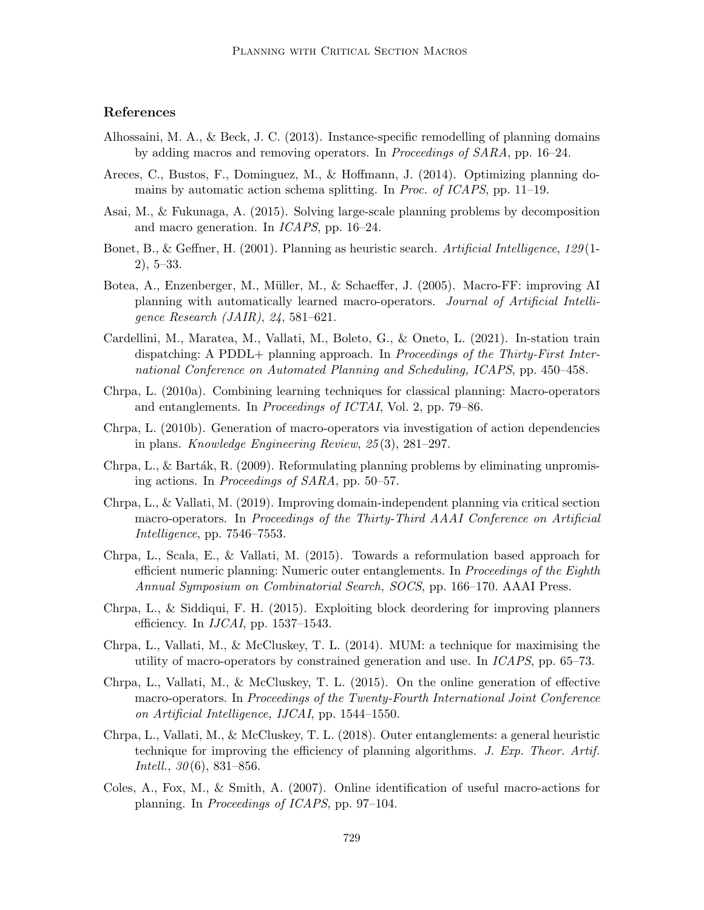## References

Alhossaini, M. A., & Beck, J. C. (2013). Instance-specific remodelling of planning domains by adding macros and removing operators. In *Proceedings of SARA*, pp. 16–24.

Areces, C., Bustos, F., Dominguez, M., & Hoffmann, J. (2014). Optimizing planning domains by automatic action schema splitting. In *Proc. of ICAPS*, pp. 11–19.

Asai, M., & Fukunaga, A. (2015). Solving large-scale planning problems by decomposition and macro generation. In *ICAPS*, pp. 16–24.

Bonet, B., & Geffner, H. (2001). Planning as heuristic search. *Artificial Intelligence*, *129*(1-2), 5–33.

Botea, A., Enzenberger, M., Müller, M., & Schaeffer, J. (2005). Macro-FF: improving AI planning with automatically learned macro-operators. *Journal of Artificial Intelligence Research (JAIR)*, *24*, 581–621.

Cardellini, M., Maratea, M., Vallati, M., Boleto, G., & Oneto, L. (2021). In-station train dispatching: A PDDL+ planning approach. In *Proceedings of the Thirty-First International Conference on Automated Planning and Scheduling, ICAPS*, pp. 450–458.

Chrpa, L. (2010a). Combining learning techniques for classical planning: Macro-operators and entanglements. In *Proceedings of ICTAI*, Vol. 2, pp. 79–86.

Chrpa, L. (2010b). Generation of macro-operators via investigation of action dependencies in plans. *Knowledge Engineering Review*, *25*(3), 281–297.

Chrpa, L., & Barták, R. (2009). Reformulating planning problems by eliminating unpromising actions. In *Proceedings of SARA*, pp. 50–57.

Chrpa, L., & Vallati, M. (2019). Improving domain-independent planning via critical section macro-operators. In *Proceedings of the Thirty-Third AAAI Conference on Artificial Intelligence*, pp. 7546–7553.

Chrpa, L., Scala, E., & Vallati, M. (2015). Towards a reformulation based approach for efficient numeric planning: Numeric outer entanglements. In *Proceedings of the Eighth Annual Symposium on Combinatorial Search, SOCS*, pp. 166–170. AAAI Press.

Chrpa, L., & Siddiqui, F. H. (2015). Exploiting block deordering for improving planners efficiency. In *IJCAI*, pp. 1537–1543.

Chrpa, L., Vallati, M., & McCluskey, T. L. (2014). MUM: a technique for maximising the utility of macro-operators by constrained generation and use. In *ICAPS*, pp. 65–73.

Chrpa, L., Vallati, M., & McCluskey, T. L. (2015). On the online generation of effective macro-operators. In *Proceedings of the Twenty-Fourth International Joint Conference on Artificial Intelligence, IJCAI*, pp. 1544–1550.

Chrpa, L., Vallati, M., & McCluskey, T. L. (2018). Outer entanglements: a general heuristic technique for improving the efficiency of planning algorithms. *J. Exp. Theor. Artif. Intell.*, *30*(6), 831–856.

Coles, A., Fox, M., & Smith, A. (2007). Online identification of useful macro-actions for planning. In *Proceedings of ICAPS*, pp. 97–104.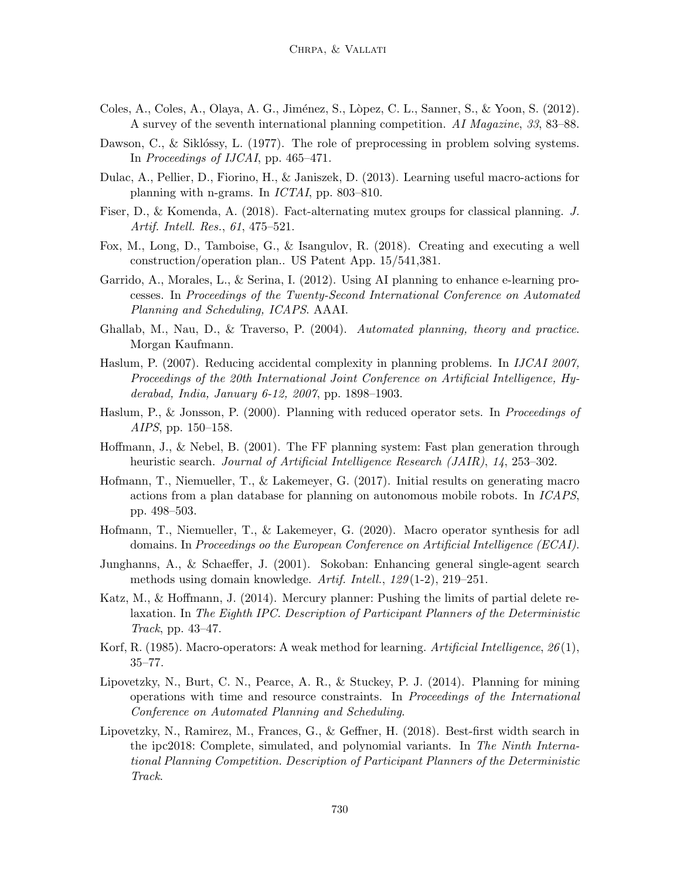Coles, A., Coles, A., Olaya, A. G., Jiménez, S., Lòpez, C. L., Sanner, S., & Yoon, S. (2012). A survey of the seventh international planning competition. *AI Magazine*, *33*, 83–88.

Dawson, C., & Siklóssy, L. (1977). The role of preprocessing in problem solving systems. In *Proceedings of IJCAI*, pp. 465–471.

Dulac, A., Pellier, D., Fiorino, H., & Janiszek, D. (2013). Learning useful macro-actions for planning with n-grams. In *ICTAI*, pp. 803–810.

Fiser, D., & Komenda, A. (2018). Fact-alternating mutex groups for classical planning. *J. Artif. Intell. Res.*, *61*, 475–521.

Fox, M., Long, D., Tamboise, G., & Isangulov, R. (2018). Creating and executing a well construction/operation plan.. US Patent App. 15/541,381.

Garrido, A., Morales, L., & Serina, I. (2012). Using AI planning to enhance e-learning processes. In *Proceedings of the Twenty-Second International Conference on Automated Planning and Scheduling, ICAPS*. AAAI.

Ghallab, M., Nau, D., & Traverso, P. (2004). *Automated planning, theory and practice*. Morgan Kaufmann.

Haslum, P. (2007). Reducing accidental complexity in planning problems. In *IJCAI 2007, Proceedings of the 20th International Joint Conference on Artificial Intelligence, Hyderabad, India, January 6-12, 2007*, pp. 1898–1903.

Haslum, P., & Jonsson, P. (2000). Planning with reduced operator sets. In *Proceedings of AIPS*, pp. 150–158.

Hoffmann, J., & Nebel, B. (2001). The FF planning system: Fast plan generation through heuristic search. *Journal of Artificial Intelligence Research (JAIR)*, *14*, 253–302.

Hofmann, T., Niemueller, T., & Lakemeyer, G. (2017). Initial results on generating macro actions from a plan database for planning on autonomous mobile robots. In *ICAPS*, pp. 498–503.

Hofmann, T., Niemueller, T., & Lakemeyer, G. (2020). Macro operator synthesis for adl domains. In *Proceedings oo the European Conference on Artificial Intelligence (ECAI)*.

Junghanns, A., & Schaeffer, J. (2001). Sokoban: Enhancing general single-agent search methods using domain knowledge. *Artif. Intell.*, *129*(1-2), 219–251.

Katz, M., & Hoffmann, J. (2014). Mercury planner: Pushing the limits of partial delete relaxation. In *The Eighth IPC. Description of Participant Planners of the Deterministic Track*, pp. 43–47.

Korf, R. (1985). Macro-operators: A weak method for learning. *Artificial Intelligence*, *26*(1), 35–77.

Lipovetzky, N., Burt, C. N., Pearce, A. R., & Stuckey, P. J. (2014). Planning for mining operations with time and resource constraints. In *Proceedings of the International Conference on Automated Planning and Scheduling*.

Lipovetzky, N., Ramirez, M., Frances, G., & Geffner, H. (2018). Best-first width search in the ipc2018: Complete, simulated, and polynomial variants. In *The Ninth International Planning Competition. Description of Participant Planners of the Deterministic Track*.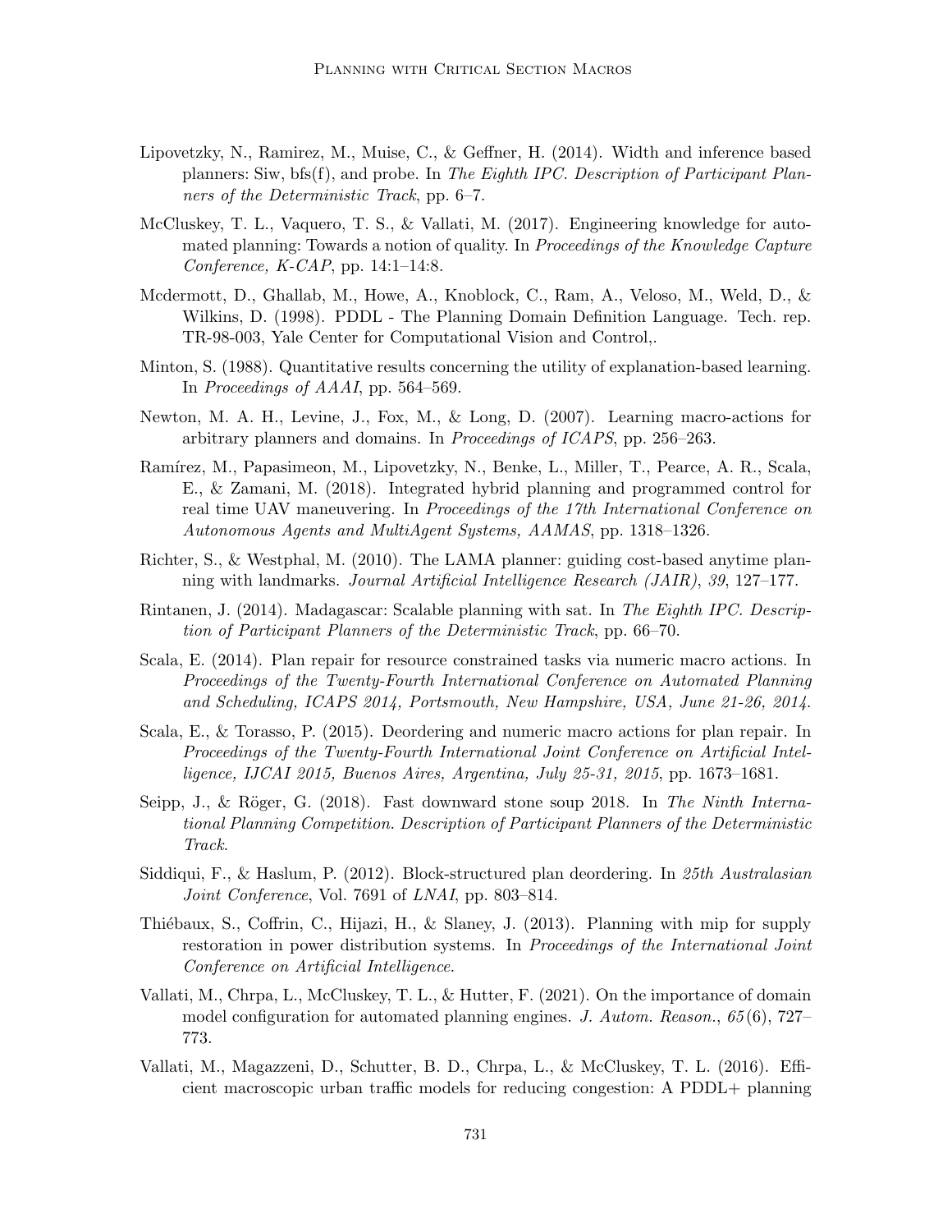Lipovetzky, N., Ramirez, M., Muise, C., & Geffner, H. (2014). Width and inference based planners: Siw, bfs(f), and probe. In *The Eighth IPC. Description of Participant Planners of the Deterministic Track*, pp. 6–7.

McCluskey, T. L., Vaquero, T. S., & Vallati, M. (2017). Engineering knowledge for automated planning: Towards a notion of quality. In *Proceedings of the Knowledge Capture Conference, K-CAP*, pp. 14:1–14:8.

Mcdermott, D., Ghallab, M., Howe, A., Knoblock, C., Ram, A., Veloso, M., Weld, D., & Wilkins, D. (1998). PDDL - The Planning Domain Definition Language. Tech. rep. TR-98-003, Yale Center for Computational Vision and Control,.

Minton, S. (1988). Quantitative results concerning the utility of explanation-based learning. In *Proceedings of AAAI*, pp. 564–569.

Newton, M. A. H., Levine, J., Fox, M., & Long, D. (2007). Learning macro-actions for arbitrary planners and domains. In *Proceedings of ICAPS*, pp. 256–263.

Ramírez, M., Papasimeon, M., Lipovetzky, N., Benke, L., Miller, T., Pearce, A. R., Scala, E., & Zamani, M. (2018). Integrated hybrid planning and programmed control for real time UAV maneuvering. In *Proceedings of the 17th International Conference on Autonomous Agents and MultiAgent Systems, AAMAS*, pp. 1318–1326.

Richter, S., & Westphal, M. (2010). The LAMA planner: guiding cost-based anytime planning with landmarks. *Journal Artificial Intelligence Research (JAIR)*, *39*, 127–177.

Rintanen, J. (2014). Madagascar: Scalable planning with sat. In *The Eighth IPC. Description of Participant Planners of the Deterministic Track*, pp. 66–70.

Scala, E. (2014). Plan repair for resource constrained tasks via numeric macro actions. In *Proceedings of the Twenty-Fourth International Conference on Automated Planning and Scheduling, ICAPS 2014, Portsmouth, New Hampshire, USA, June 21-26, 2014*.

Scala, E., & Torasso, P. (2015). Deordering and numeric macro actions for plan repair. In *Proceedings of the Twenty-Fourth International Joint Conference on Artificial Intelligence, IJCAI 2015, Buenos Aires, Argentina, July 25-31, 2015*, pp. 1673–1681.

Seipp, J., & Röger, G. (2018). Fast downward stone soup 2018. In *The Ninth International Planning Competition. Description of Participant Planners of the Deterministic Track*.

Siddiqui, F., & Haslum, P. (2012). Block-structured plan deordering. In *25th Australasian Joint Conference*, Vol. 7691 of *LNAI*, pp. 803–814.

Thiébaux, S., Coffrin, C., Hijazi, H., & Slaney, J. (2013). Planning with mip for supply restoration in power distribution systems. In *Proceedings of the International Joint Conference on Artificial Intelligence*.

Vallati, M., Chrpa, L., McCluskey, T. L., & Hutter, F. (2021). On the importance of domain model configuration for automated planning engines. *J. Autom. Reason.*, *65*(6), 727–773.

Vallati, M., Magazzeni, D., Schutter, B. D., Chrpa, L., & McCluskey, T. L. (2016). Efficient macroscopic urban traffic models for reducing congestion: A PDDL+ planning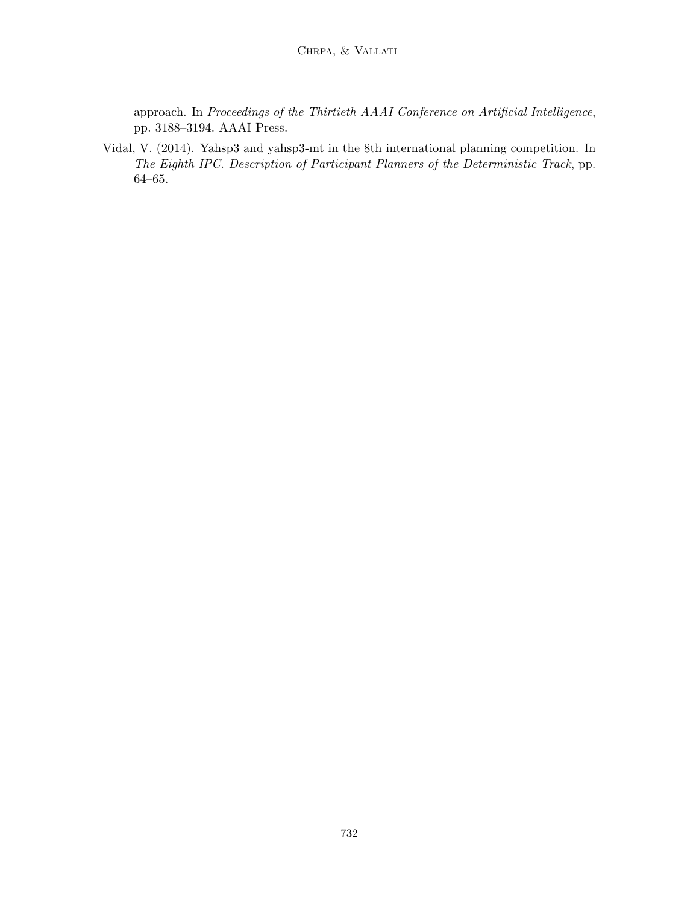approach. In *Proceedings of the Thirtieth AAAI Conference on Artificial Intelligence*, pp. 3188–3194. AAAI Press.

Vidal, V. (2014). Yahsp3 and yahsp3-mt in the 8th international planning competition. In *The Eighth IPC. Description of Participant Planners of the Deterministic Track*, pp. 64–65.